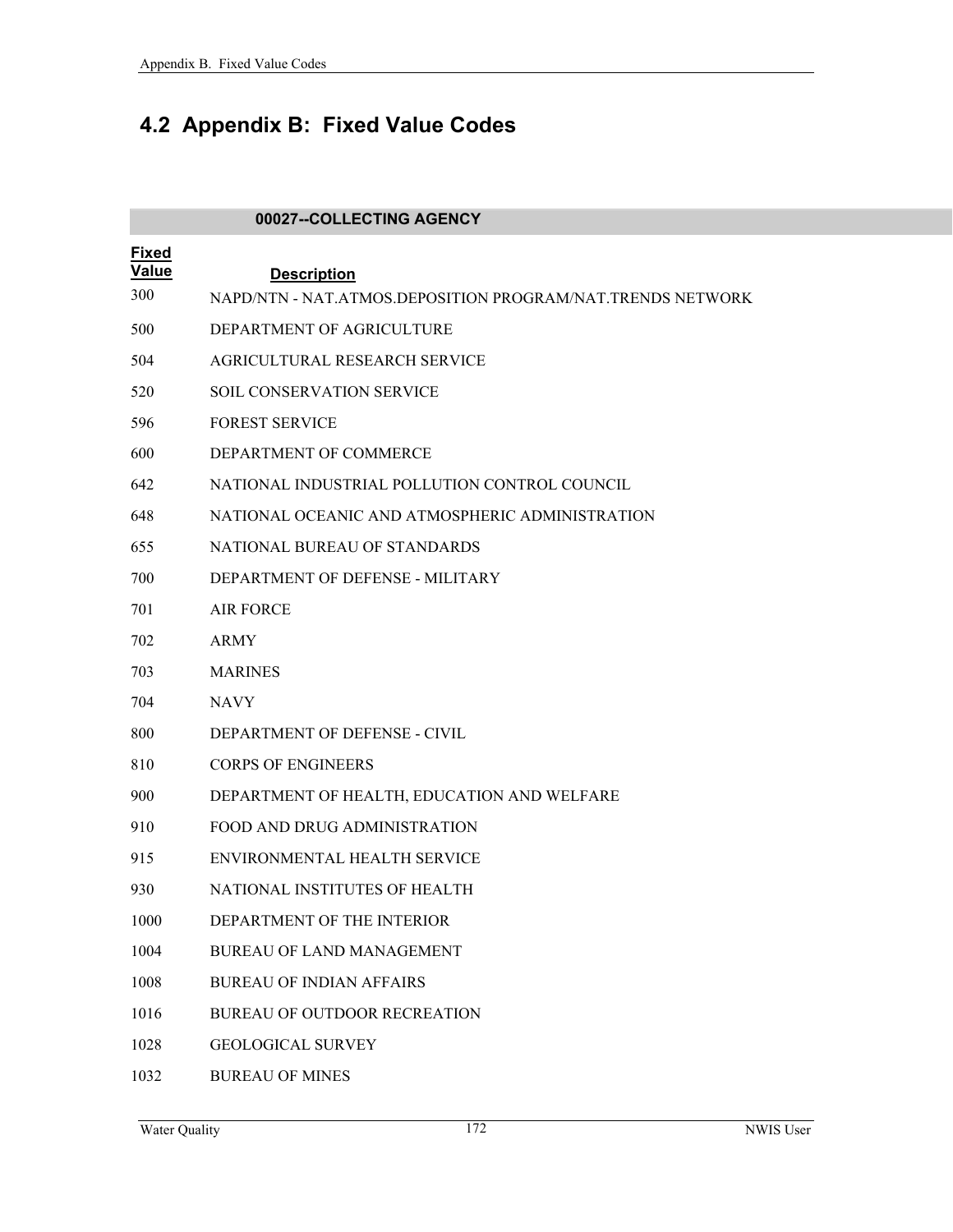## 4.2 Appendix B: Fixed Value Codes

| 00027--COLLECTING AGENCY | |
|---|---|
| **Fixed Value** | **Description** |
| 300 | NAPD/NTN - NAT.ATMOS.DEPOSITION PROGRAM/NAT.TRENDS NETWORK |
| 500 | DEPARTMENT OF AGRICULTURE |
| 504 | AGRICULTURAL RESEARCH SERVICE |
| 520 | SOIL CONSERVATION SERVICE |
| 596 | FOREST SERVICE |
| 600 | DEPARTMENT OF COMMERCE |
| 642 | NATIONAL INDUSTRIAL POLLUTION CONTROL COUNCIL |
| 648 | NATIONAL OCEANIC AND ATMOSPHERIC ADMINISTRATION |
| 655 | NATIONAL BUREAU OF STANDARDS |
| 700 | DEPARTMENT OF DEFENSE - MILITARY |
| 701 | AIR FORCE |
| 702 | ARMY |
| 703 | MARINES |
| 704 | NAVY |
| 800 | DEPARTMENT OF DEFENSE - CIVIL |
| 810 | CORPS OF ENGINEERS |
| 900 | DEPARTMENT OF HEALTH, EDUCATION AND WELFARE |
| 910 | FOOD AND DRUG ADMINISTRATION |
| 915 | ENVIRONMENTAL HEALTH SERVICE |
| 930 | NATIONAL INSTITUTES OF HEALTH |
| 1000 | DEPARTMENT OF THE INTERIOR |
| 1004 | BUREAU OF LAND MANAGEMENT |
| 1008 | BUREAU OF INDIAN AFFAIRS |
| 1016 | BUREAU OF OUTDOOR RECREATION |
| 1028 | GEOLOGICAL SURVEY |
| 1032 | BUREAU OF MINES |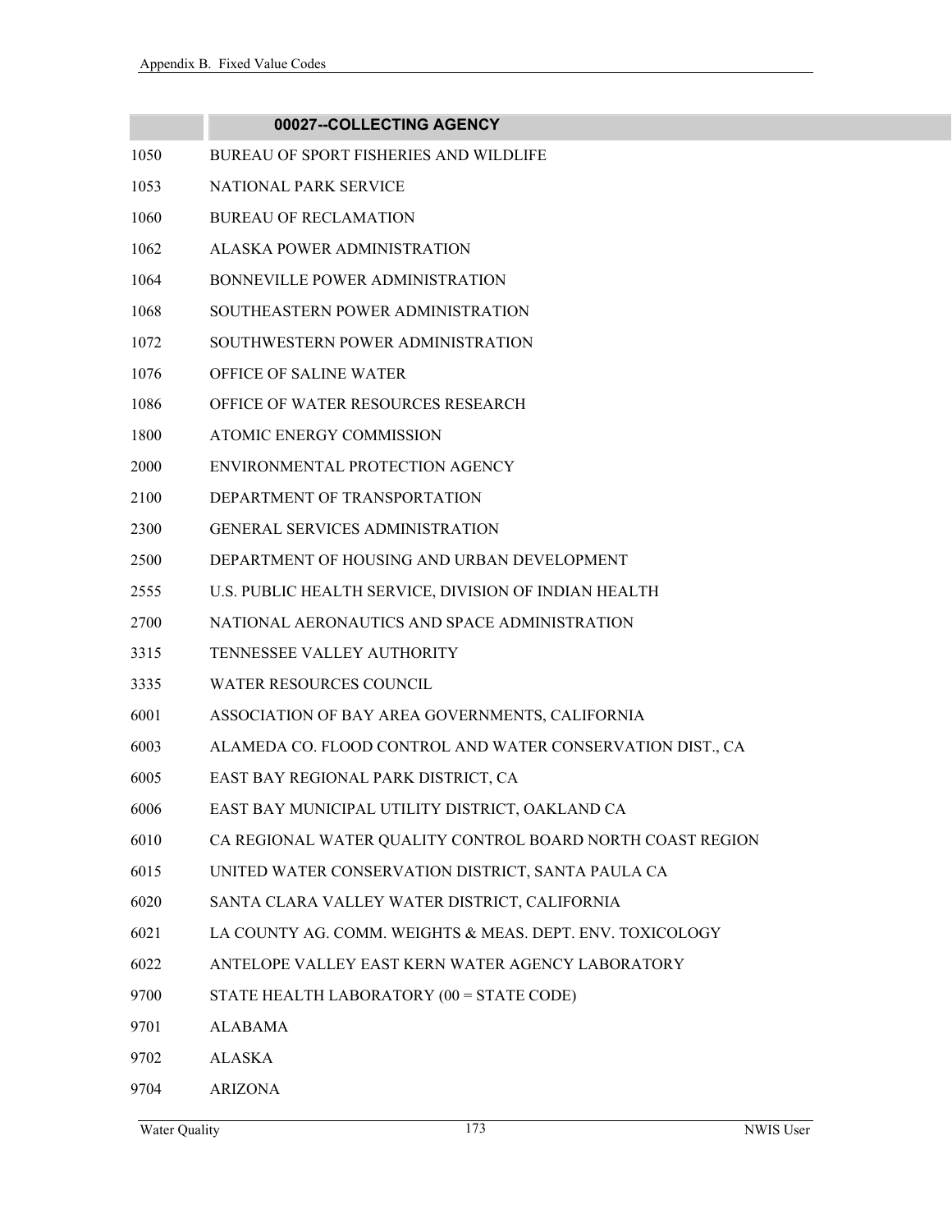| | 00027--COLLECTING AGENCY |
|---|---|
| 1050 | BUREAU OF SPORT FISHERIES AND WILDLIFE |
| 1053 | NATIONAL PARK SERVICE |
| 1060 | BUREAU OF RECLAMATION |
| 1062 | ALASKA POWER ADMINISTRATION |
| 1064 | BONNEVILLE POWER ADMINISTRATION |
| 1068 | SOUTHEASTERN POWER ADMINISTRATION |
| 1072 | SOUTHWESTERN POWER ADMINISTRATION |
| 1076 | OFFICE OF SALINE WATER |
| 1086 | OFFICE OF WATER RESOURCES RESEARCH |
| 1800 | ATOMIC ENERGY COMMISSION |
| 2000 | ENVIRONMENTAL PROTECTION AGENCY |
| 2100 | DEPARTMENT OF TRANSPORTATION |
| 2300 | GENERAL SERVICES ADMINISTRATION |
| 2500 | DEPARTMENT OF HOUSING AND URBAN DEVELOPMENT |
| 2555 | U.S. PUBLIC HEALTH SERVICE, DIVISION OF INDIAN HEALTH |
| 2700 | NATIONAL AERONAUTICS AND SPACE ADMINISTRATION |
| 3315 | TENNESSEE VALLEY AUTHORITY |
| 3335 | WATER RESOURCES COUNCIL |
| 6001 | ASSOCIATION OF BAY AREA GOVERNMENTS, CALIFORNIA |
| 6003 | ALAMEDA CO. FLOOD CONTROL AND WATER CONSERVATION DIST., CA |
| 6005 | EAST BAY REGIONAL PARK DISTRICT, CA |
| 6006 | EAST BAY MUNICIPAL UTILITY DISTRICT, OAKLAND CA |
| 6010 | CA REGIONAL WATER QUALITY CONTROL BOARD NORTH COAST REGION |
| 6015 | UNITED WATER CONSERVATION DISTRICT, SANTA PAULA CA |
| 6020 | SANTA CLARA VALLEY WATER DISTRICT, CALIFORNIA |
| 6021 | LA COUNTY AG. COMM. WEIGHTS & MEAS. DEPT. ENV. TOXICOLOGY |
| 6022 | ANTELOPE VALLEY EAST KERN WATER AGENCY LABORATORY |
| 9700 | STATE HEALTH LABORATORY (00 = STATE CODE) |
| 9701 | ALABAMA |
| 9702 | ALASKA |
| 9704 | ARIZONA |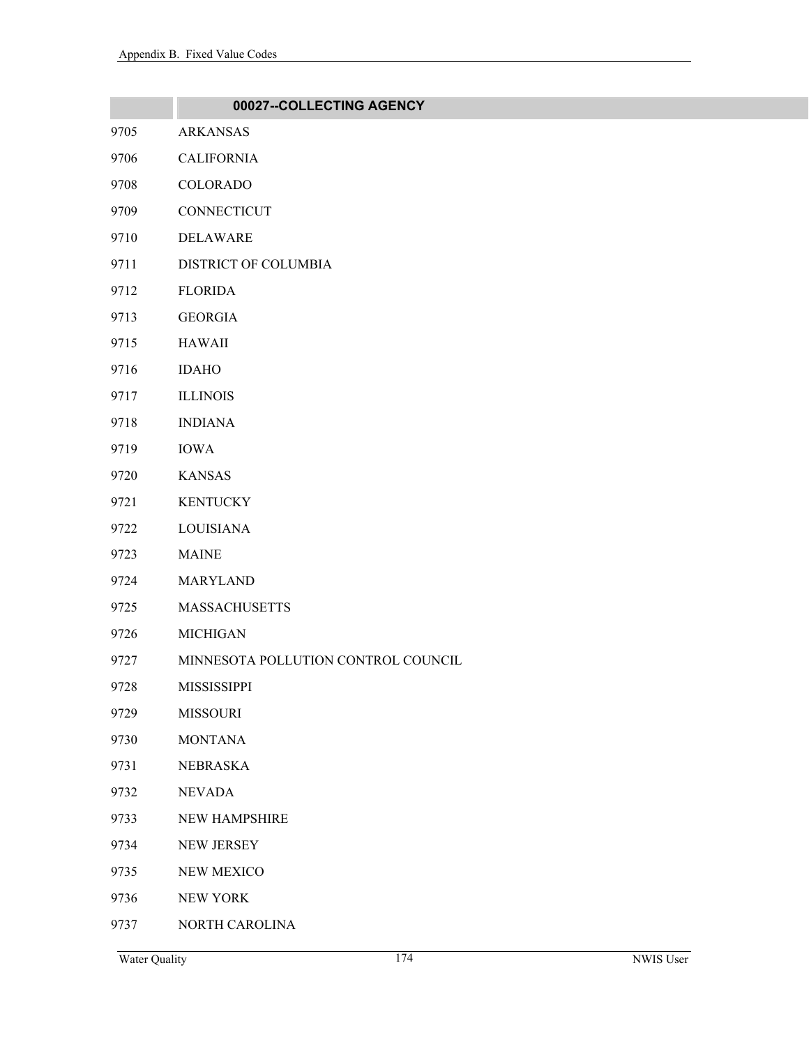| | 00027--COLLECTING AGENCY |
|---|---|
| 9705 | ARKANSAS |
| 9706 | CALIFORNIA |
| 9708 | COLORADO |
| 9709 | CONNECTICUT |
| 9710 | DELAWARE |
| 9711 | DISTRICT OF COLUMBIA |
| 9712 | FLORIDA |
| 9713 | GEORGIA |
| 9715 | HAWAII |
| 9716 | IDAHO |
| 9717 | ILLINOIS |
| 9718 | INDIANA |
| 9719 | IOWA |
| 9720 | KANSAS |
| 9721 | KENTUCKY |
| 9722 | LOUISIANA |
| 9723 | MAINE |
| 9724 | MARYLAND |
| 9725 | MASSACHUSETTS |
| 9726 | MICHIGAN |
| 9727 | MINNESOTA POLLUTION CONTROL COUNCIL |
| 9728 | MISSISSIPPI |
| 9729 | MISSOURI |
| 9730 | MONTANA |
| 9731 | NEBRASKA |
| 9732 | NEVADA |
| 9733 | NEW HAMPSHIRE |
| 9734 | NEW JERSEY |
| 9735 | NEW MEXICO |
| 9736 | NEW YORK |
| 9737 | NORTH CAROLINA |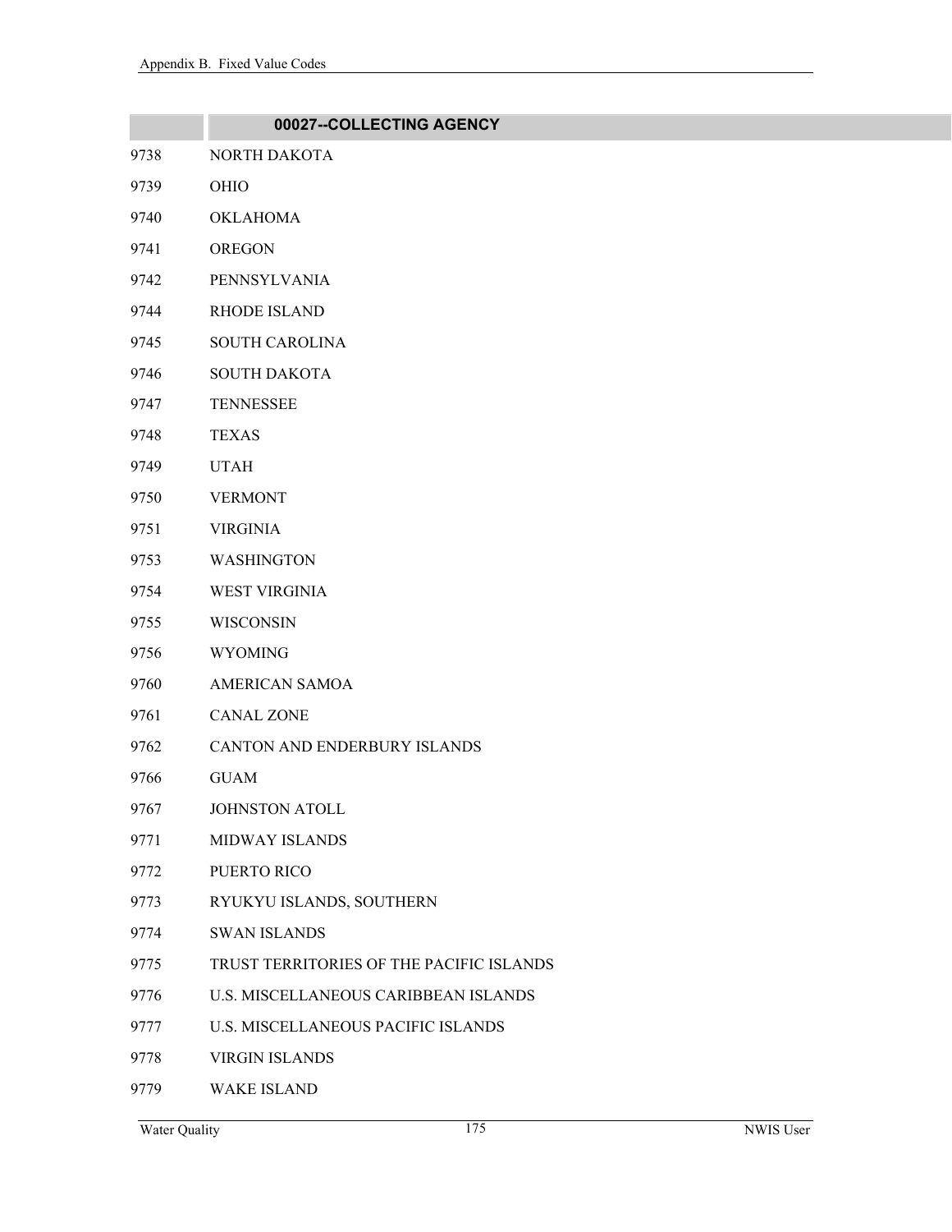| | 00027--COLLECTING AGENCY |
|---|---|
| 9738 | NORTH DAKOTA |
| 9739 | OHIO |
| 9740 | OKLAHOMA |
| 9741 | OREGON |
| 9742 | PENNSYLVANIA |
| 9744 | RHODE ISLAND |
| 9745 | SOUTH CAROLINA |
| 9746 | SOUTH DAKOTA |
| 9747 | TENNESSEE |
| 9748 | TEXAS |
| 9749 | UTAH |
| 9750 | VERMONT |
| 9751 | VIRGINIA |
| 9753 | WASHINGTON |
| 9754 | WEST VIRGINIA |
| 9755 | WISCONSIN |
| 9756 | WYOMING |
| 9760 | AMERICAN SAMOA |
| 9761 | CANAL ZONE |
| 9762 | CANTON AND ENDERBURY ISLANDS |
| 9766 | GUAM |
| 9767 | JOHNSTON ATOLL |
| 9771 | MIDWAY ISLANDS |
| 9772 | PUERTO RICO |
| 9773 | RYUKYU ISLANDS, SOUTHERN |
| 9774 | SWAN ISLANDS |
| 9775 | TRUST TERRITORIES OF THE PACIFIC ISLANDS |
| 9776 | U.S. MISCELLANEOUS CARIBBEAN ISLANDS |
| 9777 | U.S. MISCELLANEOUS PACIFIC ISLANDS |
| 9778 | VIRGIN ISLANDS |
| 9779 | WAKE ISLAND |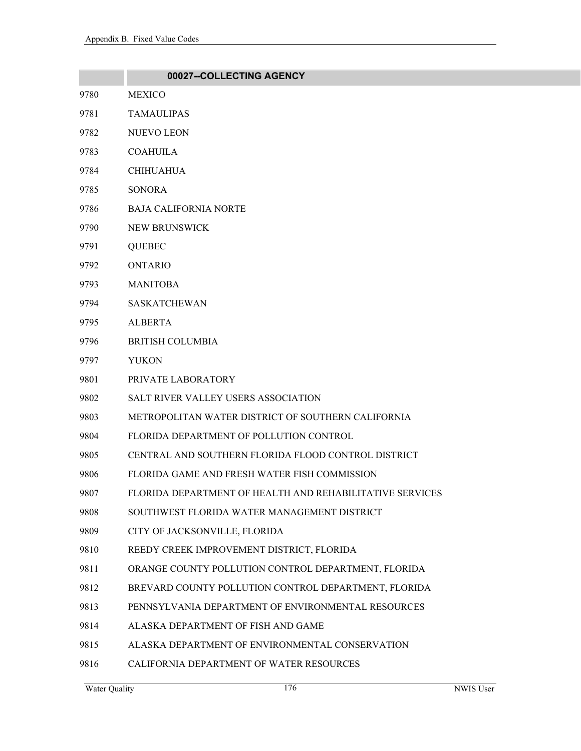| | 00027--COLLECTING AGENCY |
|---|---|
| 9780 | MEXICO |
| 9781 | TAMAULIPAS |
| 9782 | NUEVO LEON |
| 9783 | COAHUILA |
| 9784 | CHIHUAHUA |
| 9785 | SONORA |
| 9786 | BAJA CALIFORNIA NORTE |
| 9790 | NEW BRUNSWICK |
| 9791 | QUEBEC |
| 9792 | ONTARIO |
| 9793 | MANITOBA |
| 9794 | SASKATCHEWAN |
| 9795 | ALBERTA |
| 9796 | BRITISH COLUMBIA |
| 9797 | YUKON |
| 9801 | PRIVATE LABORATORY |
| 9802 | SALT RIVER VALLEY USERS ASSOCIATION |
| 9803 | METROPOLITAN WATER DISTRICT OF SOUTHERN CALIFORNIA |
| 9804 | FLORIDA DEPARTMENT OF POLLUTION CONTROL |
| 9805 | CENTRAL AND SOUTHERN FLORIDA FLOOD CONTROL DISTRICT |
| 9806 | FLORIDA GAME AND FRESH WATER FISH COMMISSION |
| 9807 | FLORIDA DEPARTMENT OF HEALTH AND REHABILITATIVE SERVICES |
| 9808 | SOUTHWEST FLORIDA WATER MANAGEMENT DISTRICT |
| 9809 | CITY OF JACKSONVILLE, FLORIDA |
| 9810 | REEDY CREEK IMPROVEMENT DISTRICT, FLORIDA |
| 9811 | ORANGE COUNTY POLLUTION CONTROL DEPARTMENT, FLORIDA |
| 9812 | BREVARD COUNTY POLLUTION CONTROL DEPARTMENT, FLORIDA |
| 9813 | PENNSYLVANIA DEPARTMENT OF ENVIRONMENTAL RESOURCES |
| 9814 | ALASKA DEPARTMENT OF FISH AND GAME |
| 9815 | ALASKA DEPARTMENT OF ENVIRONMENTAL CONSERVATION |
| 9816 | CALIFORNIA DEPARTMENT OF WATER RESOURCES |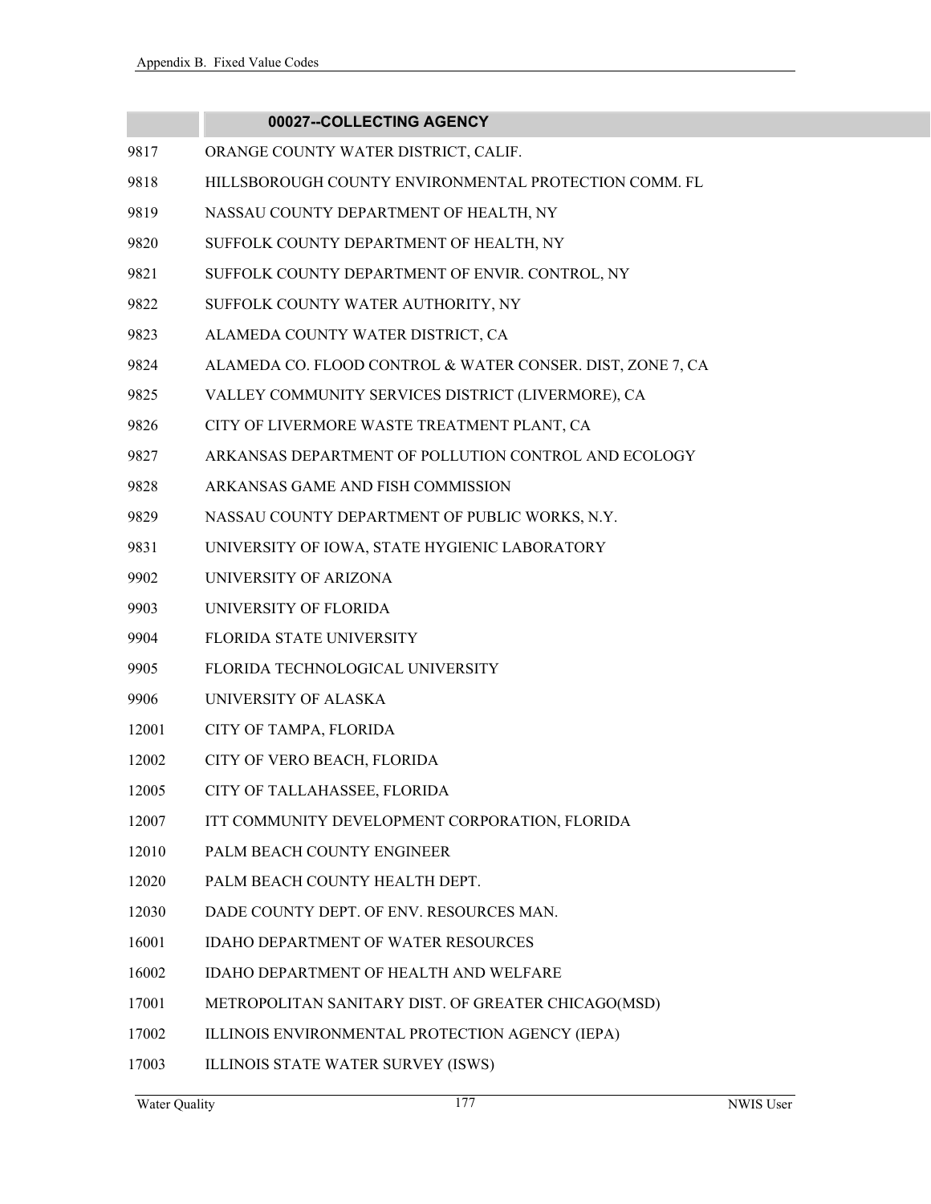| | 00027--COLLECTING AGENCY |
|---|---|
| 9817 | ORANGE COUNTY WATER DISTRICT, CALIF. |
| 9818 | HILLSBOROUGH COUNTY ENVIRONMENTAL PROTECTION COMM. FL |
| 9819 | NASSAU COUNTY DEPARTMENT OF HEALTH, NY |
| 9820 | SUFFOLK COUNTY DEPARTMENT OF HEALTH, NY |
| 9821 | SUFFOLK COUNTY DEPARTMENT OF ENVIR. CONTROL, NY |
| 9822 | SUFFOLK COUNTY WATER AUTHORITY, NY |
| 9823 | ALAMEDA COUNTY WATER DISTRICT, CA |
| 9824 | ALAMEDA CO. FLOOD CONTROL & WATER CONSER. DIST, ZONE 7, CA |
| 9825 | VALLEY COMMUNITY SERVICES DISTRICT (LIVERMORE), CA |
| 9826 | CITY OF LIVERMORE WASTE TREATMENT PLANT, CA |
| 9827 | ARKANSAS DEPARTMENT OF POLLUTION CONTROL AND ECOLOGY |
| 9828 | ARKANSAS GAME AND FISH COMMISSION |
| 9829 | NASSAU COUNTY DEPARTMENT OF PUBLIC WORKS, N.Y. |
| 9831 | UNIVERSITY OF IOWA, STATE HYGIENIC LABORATORY |
| 9902 | UNIVERSITY OF ARIZONA |
| 9903 | UNIVERSITY OF FLORIDA |
| 9904 | FLORIDA STATE UNIVERSITY |
| 9905 | FLORIDA TECHNOLOGICAL UNIVERSITY |
| 9906 | UNIVERSITY OF ALASKA |
| 12001 | CITY OF TAMPA, FLORIDA |
| 12002 | CITY OF VERO BEACH, FLORIDA |
| 12005 | CITY OF TALLAHASSEE, FLORIDA |
| 12007 | ITT COMMUNITY DEVELOPMENT CORPORATION, FLORIDA |
| 12010 | PALM BEACH COUNTY ENGINEER |
| 12020 | PALM BEACH COUNTY HEALTH DEPT. |
| 12030 | DADE COUNTY DEPT. OF ENV. RESOURCES MAN. |
| 16001 | IDAHO DEPARTMENT OF WATER RESOURCES |
| 16002 | IDAHO DEPARTMENT OF HEALTH AND WELFARE |
| 17001 | METROPOLITAN SANITARY DIST. OF GREATER CHICAGO(MSD) |
| 17002 | ILLINOIS ENVIRONMENTAL PROTECTION AGENCY (IEPA) |
| 17003 | ILLINOIS STATE WATER SURVEY (ISWS) |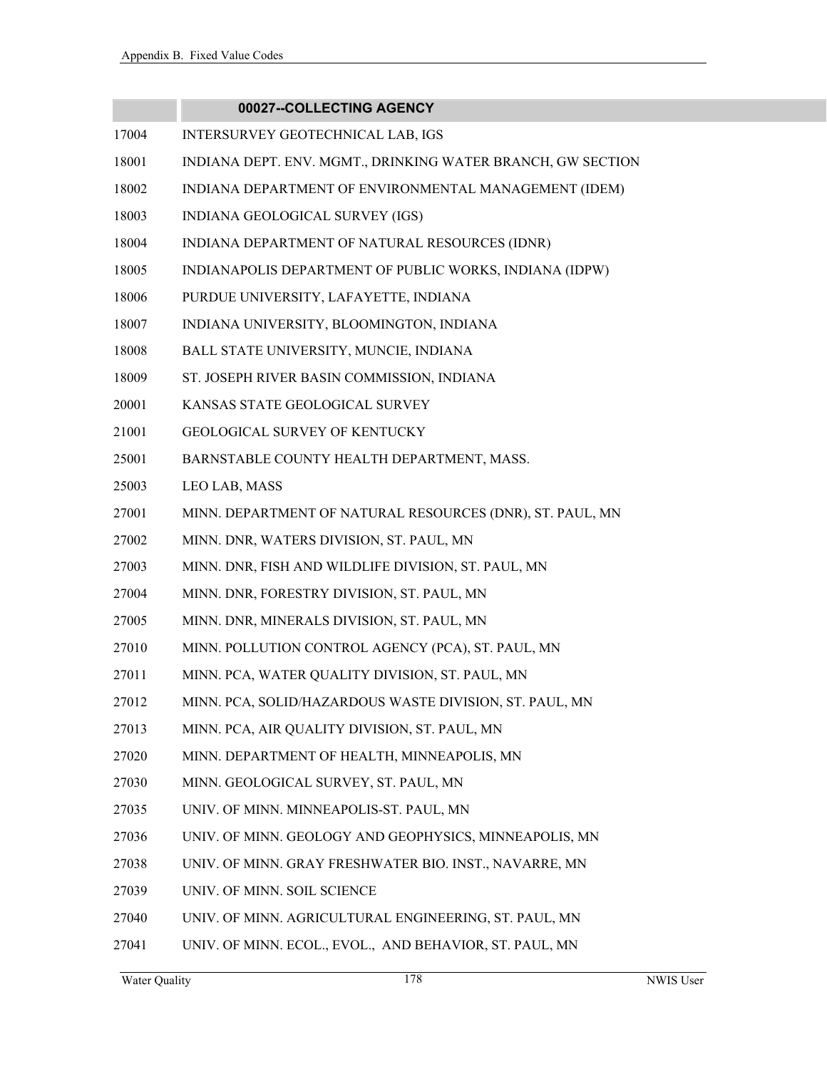| | 00027--COLLECTING AGENCY |
|---|---|
| 17004 | INTERSURVEY GEOTECHNICAL LAB, IGS |
| 18001 | INDIANA DEPT. ENV. MGMT., DRINKING WATER BRANCH, GW SECTION |
| 18002 | INDIANA DEPARTMENT OF ENVIRONMENTAL MANAGEMENT (IDEM) |
| 18003 | INDIANA GEOLOGICAL SURVEY (IGS) |
| 18004 | INDIANA DEPARTMENT OF NATURAL RESOURCES (IDNR) |
| 18005 | INDIANAPOLIS DEPARTMENT OF PUBLIC WORKS, INDIANA (IDPW) |
| 18006 | PURDUE UNIVERSITY, LAFAYETTE, INDIANA |
| 18007 | INDIANA UNIVERSITY, BLOOMINGTON, INDIANA |
| 18008 | BALL STATE UNIVERSITY, MUNCIE, INDIANA |
| 18009 | ST. JOSEPH RIVER BASIN COMMISSION, INDIANA |
| 20001 | KANSAS STATE GEOLOGICAL SURVEY |
| 21001 | GEOLOGICAL SURVEY OF KENTUCKY |
| 25001 | BARNSTABLE COUNTY HEALTH DEPARTMENT, MASS. |
| 25003 | LEO LAB, MASS |
| 27001 | MINN. DEPARTMENT OF NATURAL RESOURCES (DNR), ST. PAUL, MN |
| 27002 | MINN. DNR, WATERS DIVISION, ST. PAUL, MN |
| 27003 | MINN. DNR, FISH AND WILDLIFE DIVISION, ST. PAUL, MN |
| 27004 | MINN. DNR, FORESTRY DIVISION, ST. PAUL, MN |
| 27005 | MINN. DNR, MINERALS DIVISION, ST. PAUL, MN |
| 27010 | MINN. POLLUTION CONTROL AGENCY (PCA), ST. PAUL, MN |
| 27011 | MINN. PCA, WATER QUALITY DIVISION, ST. PAUL, MN |
| 27012 | MINN. PCA, SOLID/HAZARDOUS WASTE DIVISION, ST. PAUL, MN |
| 27013 | MINN. PCA, AIR QUALITY DIVISION, ST. PAUL, MN |
| 27020 | MINN. DEPARTMENT OF HEALTH, MINNEAPOLIS, MN |
| 27030 | MINN. GEOLOGICAL SURVEY, ST. PAUL, MN |
| 27035 | UNIV. OF MINN. MINNEAPOLIS-ST. PAUL, MN |
| 27036 | UNIV. OF MINN. GEOLOGY AND GEOPHYSICS, MINNEAPOLIS, MN |
| 27038 | UNIV. OF MINN. GRAY FRESHWATER BIO. INST., NAVARRE, MN |
| 27039 | UNIV. OF MINN. SOIL SCIENCE |
| 27040 | UNIV. OF MINN. AGRICULTURAL ENGINEERING, ST. PAUL, MN |
| 27041 | UNIV. OF MINN. ECOL., EVOL., AND BEHAVIOR, ST. PAUL, MN |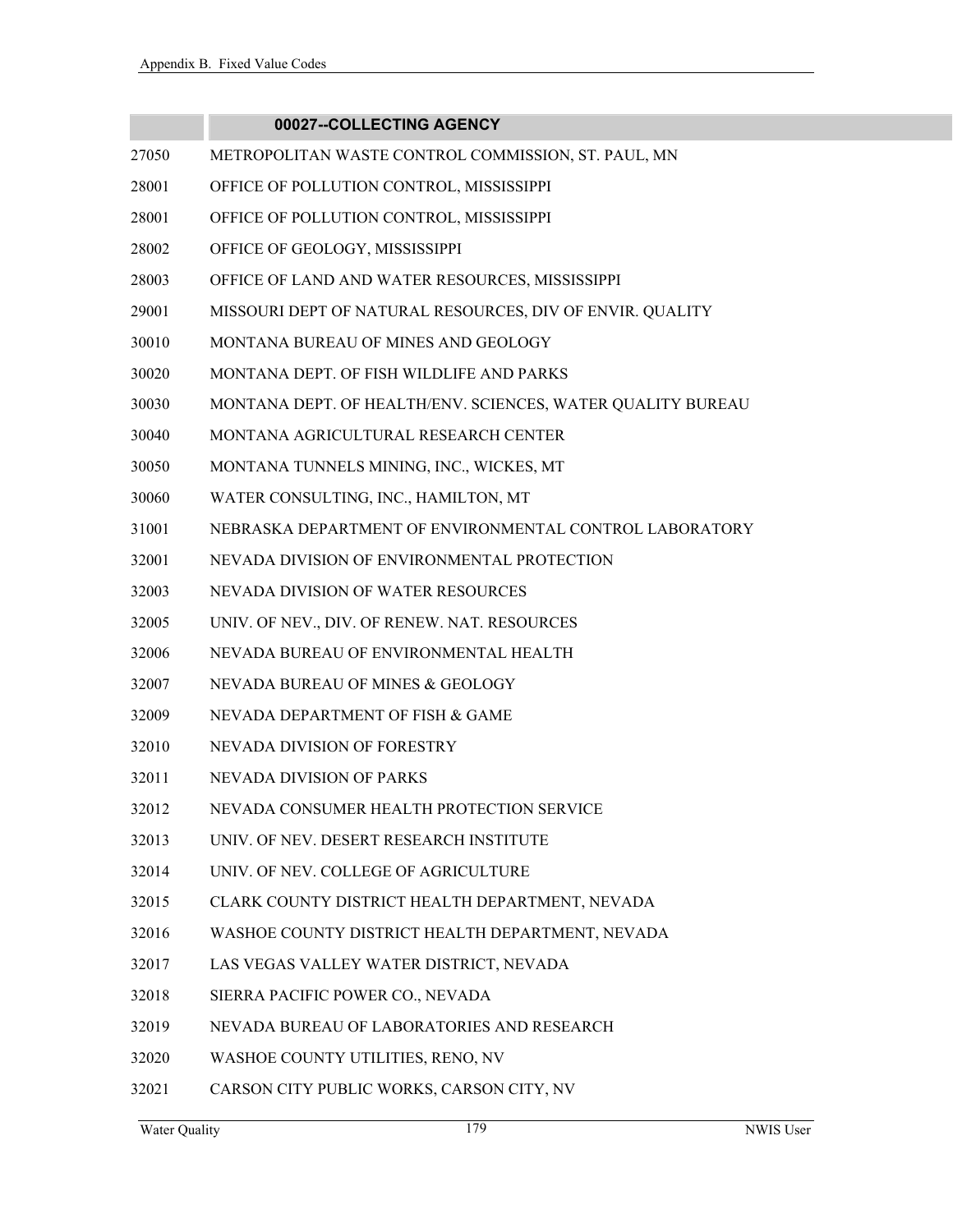| | 00027--COLLECTING AGENCY |
|---|---|
| 27050 | METROPOLITAN WASTE CONTROL COMMISSION, ST. PAUL, MN |
| 28001 | OFFICE OF POLLUTION CONTROL, MISSISSIPPI |
| 28001 | OFFICE OF POLLUTION CONTROL, MISSISSIPPI |
| 28002 | OFFICE OF GEOLOGY, MISSISSIPPI |
| 28003 | OFFICE OF LAND AND WATER RESOURCES, MISSISSIPPI |
| 29001 | MISSOURI DEPT OF NATURAL RESOURCES, DIV OF ENVIR. QUALITY |
| 30010 | MONTANA BUREAU OF MINES AND GEOLOGY |
| 30020 | MONTANA DEPT. OF FISH WILDLIFE AND PARKS |
| 30030 | MONTANA DEPT. OF HEALTH/ENV. SCIENCES, WATER QUALITY BUREAU |
| 30040 | MONTANA AGRICULTURAL RESEARCH CENTER |
| 30050 | MONTANA TUNNELS MINING, INC., WICKES, MT |
| 30060 | WATER CONSULTING, INC., HAMILTON, MT |
| 31001 | NEBRASKA DEPARTMENT OF ENVIRONMENTAL CONTROL LABORATORY |
| 32001 | NEVADA DIVISION OF ENVIRONMENTAL PROTECTION |
| 32003 | NEVADA DIVISION OF WATER RESOURCES |
| 32005 | UNIV. OF NEV., DIV. OF RENEW. NAT. RESOURCES |
| 32006 | NEVADA BUREAU OF ENVIRONMENTAL HEALTH |
| 32007 | NEVADA BUREAU OF MINES & GEOLOGY |
| 32009 | NEVADA DEPARTMENT OF FISH & GAME |
| 32010 | NEVADA DIVISION OF FORESTRY |
| 32011 | NEVADA DIVISION OF PARKS |
| 32012 | NEVADA CONSUMER HEALTH PROTECTION SERVICE |
| 32013 | UNIV. OF NEV. DESERT RESEARCH INSTITUTE |
| 32014 | UNIV. OF NEV. COLLEGE OF AGRICULTURE |
| 32015 | CLARK COUNTY DISTRICT HEALTH DEPARTMENT, NEVADA |
| 32016 | WASHOE COUNTY DISTRICT HEALTH DEPARTMENT, NEVADA |
| 32017 | LAS VEGAS VALLEY WATER DISTRICT, NEVADA |
| 32018 | SIERRA PACIFIC POWER CO., NEVADA |
| 32019 | NEVADA BUREAU OF LABORATORIES AND RESEARCH |
| 32020 | WASHOE COUNTY UTILITIES, RENO, NV |
| 32021 | CARSON CITY PUBLIC WORKS, CARSON CITY, NV |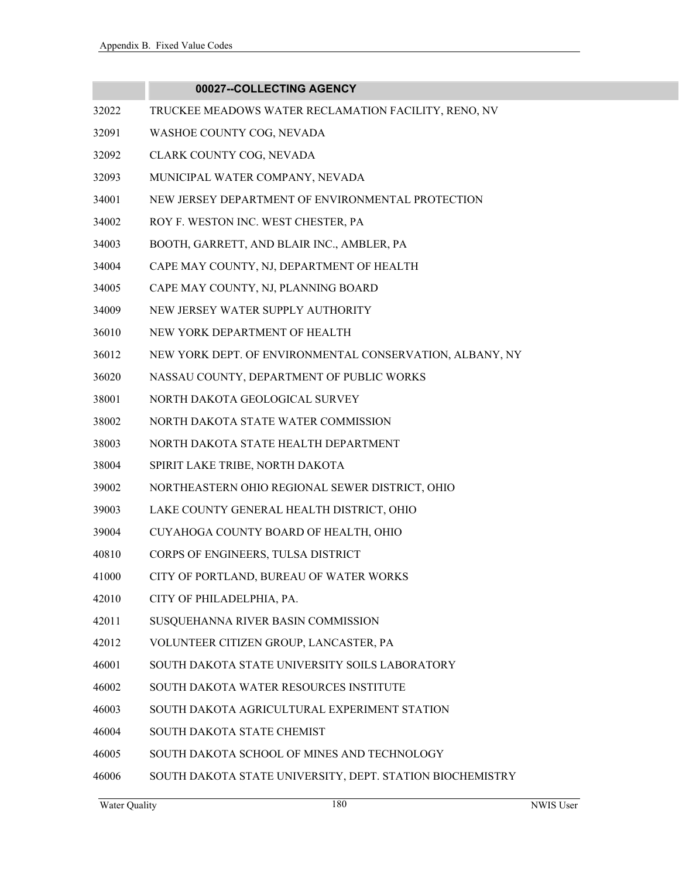| | 00027--COLLECTING AGENCY |
|---|---|
| 32022 | TRUCKEE MEADOWS WATER RECLAMATION FACILITY, RENO, NV |
| 32091 | WASHOE COUNTY COG, NEVADA |
| 32092 | CLARK COUNTY COG, NEVADA |
| 32093 | MUNICIPAL WATER COMPANY, NEVADA |
| 34001 | NEW JERSEY DEPARTMENT OF ENVIRONMENTAL PROTECTION |
| 34002 | ROY F. WESTON INC. WEST CHESTER, PA |
| 34003 | BOOTH, GARRETT, AND BLAIR INC., AMBLER, PA |
| 34004 | CAPE MAY COUNTY, NJ, DEPARTMENT OF HEALTH |
| 34005 | CAPE MAY COUNTY, NJ, PLANNING BOARD |
| 34009 | NEW JERSEY WATER SUPPLY AUTHORITY |
| 36010 | NEW YORK DEPARTMENT OF HEALTH |
| 36012 | NEW YORK DEPT. OF ENVIRONMENTAL CONSERVATION, ALBANY, NY |
| 36020 | NASSAU COUNTY, DEPARTMENT OF PUBLIC WORKS |
| 38001 | NORTH DAKOTA GEOLOGICAL SURVEY |
| 38002 | NORTH DAKOTA STATE WATER COMMISSION |
| 38003 | NORTH DAKOTA STATE HEALTH DEPARTMENT |
| 38004 | SPIRIT LAKE TRIBE, NORTH DAKOTA |
| 39002 | NORTHEASTERN OHIO REGIONAL SEWER DISTRICT, OHIO |
| 39003 | LAKE COUNTY GENERAL HEALTH DISTRICT, OHIO |
| 39004 | CUYAHOGA COUNTY BOARD OF HEALTH, OHIO |
| 40810 | CORPS OF ENGINEERS, TULSA DISTRICT |
| 41000 | CITY OF PORTLAND, BUREAU OF WATER WORKS |
| 42010 | CITY OF PHILADELPHIA, PA. |
| 42011 | SUSQUEHANNA RIVER BASIN COMMISSION |
| 42012 | VOLUNTEER CITIZEN GROUP, LANCASTER, PA |
| 46001 | SOUTH DAKOTA STATE UNIVERSITY SOILS LABORATORY |
| 46002 | SOUTH DAKOTA WATER RESOURCES INSTITUTE |
| 46003 | SOUTH DAKOTA AGRICULTURAL EXPERIMENT STATION |
| 46004 | SOUTH DAKOTA STATE CHEMIST |
| 46005 | SOUTH DAKOTA SCHOOL OF MINES AND TECHNOLOGY |
| 46006 | SOUTH DAKOTA STATE UNIVERSITY, DEPT. STATION BIOCHEMISTRY |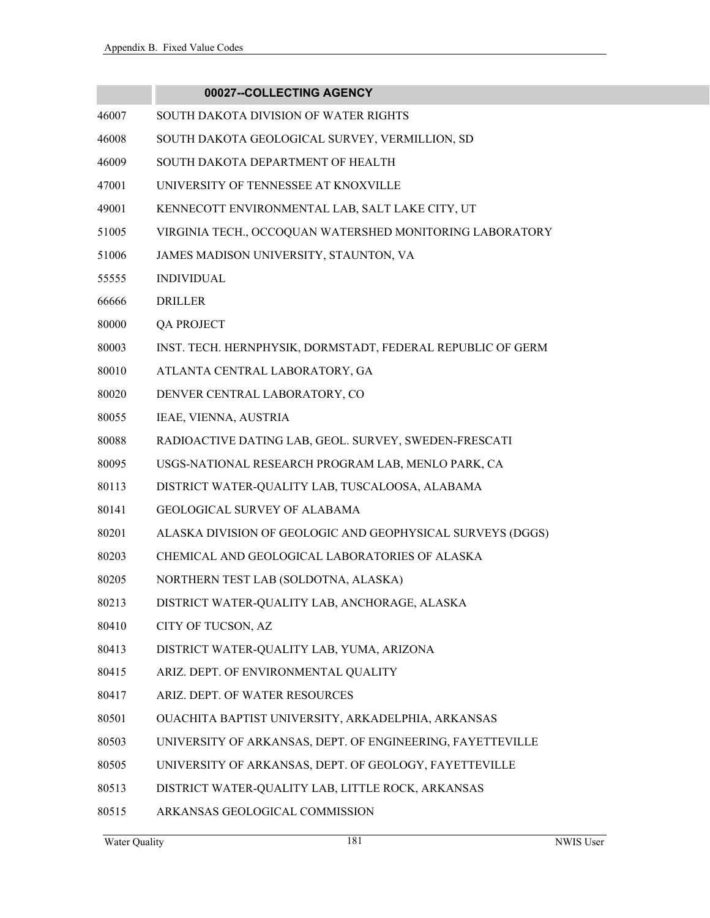| | 00027--COLLECTING AGENCY |
|---|---|
| 46007 | SOUTH DAKOTA DIVISION OF WATER RIGHTS |
| 46008 | SOUTH DAKOTA GEOLOGICAL SURVEY, VERMILLION, SD |
| 46009 | SOUTH DAKOTA DEPARTMENT OF HEALTH |
| 47001 | UNIVERSITY OF TENNESSEE AT KNOXVILLE |
| 49001 | KENNECOTT ENVIRONMENTAL LAB, SALT LAKE CITY, UT |
| 51005 | VIRGINIA TECH., OCCOQUAN WATERSHED MONITORING LABORATORY |
| 51006 | JAMES MADISON UNIVERSITY, STAUNTON, VA |
| 55555 | INDIVIDUAL |
| 66666 | DRILLER |
| 80000 | QA PROJECT |
| 80003 | INST. TECH. HERNPHYSIK, DORMSTADT, FEDERAL REPUBLIC OF GERM |
| 80010 | ATLANTA CENTRAL LABORATORY, GA |
| 80020 | DENVER CENTRAL LABORATORY, CO |
| 80055 | IEAE, VIENNA, AUSTRIA |
| 80088 | RADIOACTIVE DATING LAB, GEOL. SURVEY, SWEDEN-FRESCATI |
| 80095 | USGS-NATIONAL RESEARCH PROGRAM LAB, MENLO PARK, CA |
| 80113 | DISTRICT WATER-QUALITY LAB, TUSCALOOSA, ALABAMA |
| 80141 | GEOLOGICAL SURVEY OF ALABAMA |
| 80201 | ALASKA DIVISION OF GEOLOGIC AND GEOPHYSICAL SURVEYS (DGGS) |
| 80203 | CHEMICAL AND GEOLOGICAL LABORATORIES OF ALASKA |
| 80205 | NORTHERN TEST LAB (SOLDOTNA, ALASKA) |
| 80213 | DISTRICT WATER-QUALITY LAB, ANCHORAGE, ALASKA |
| 80410 | CITY OF TUCSON, AZ |
| 80413 | DISTRICT WATER-QUALITY LAB, YUMA, ARIZONA |
| 80415 | ARIZ. DEPT. OF ENVIRONMENTAL QUALITY |
| 80417 | ARIZ. DEPT. OF WATER RESOURCES |
| 80501 | OUACHITA BAPTIST UNIVERSITY, ARKADELPHIA, ARKANSAS |
| 80503 | UNIVERSITY OF ARKANSAS, DEPT. OF ENGINEERING, FAYETTEVILLE |
| 80505 | UNIVERSITY OF ARKANSAS, DEPT. OF GEOLOGY, FAYETTEVILLE |
| 80513 | DISTRICT WATER-QUALITY LAB, LITTLE ROCK, ARKANSAS |
| 80515 | ARKANSAS GEOLOGICAL COMMISSION |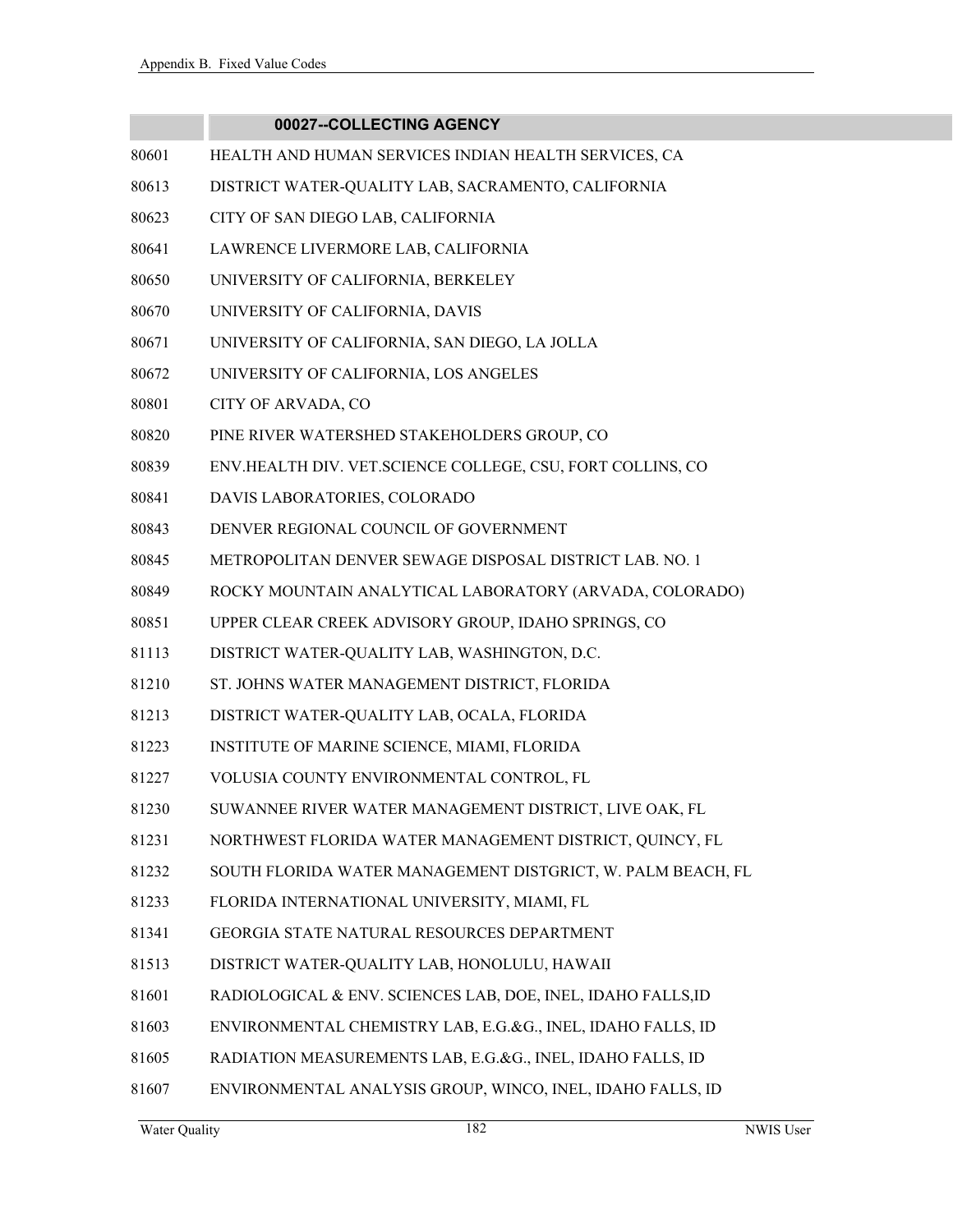| | 00027--COLLECTING AGENCY |
|---|---|
| 80601 | HEALTH AND HUMAN SERVICES INDIAN HEALTH SERVICES, CA |
| 80613 | DISTRICT WATER-QUALITY LAB, SACRAMENTO, CALIFORNIA |
| 80623 | CITY OF SAN DIEGO LAB, CALIFORNIA |
| 80641 | LAWRENCE LIVERMORE LAB, CALIFORNIA |
| 80650 | UNIVERSITY OF CALIFORNIA, BERKELEY |
| 80670 | UNIVERSITY OF CALIFORNIA, DAVIS |
| 80671 | UNIVERSITY OF CALIFORNIA, SAN DIEGO, LA JOLLA |
| 80672 | UNIVERSITY OF CALIFORNIA, LOS ANGELES |
| 80801 | CITY OF ARVADA, CO |
| 80820 | PINE RIVER WATERSHED STAKEHOLDERS GROUP, CO |
| 80839 | ENV.HEALTH DIV. VET.SCIENCE COLLEGE, CSU, FORT COLLINS, CO |
| 80841 | DAVIS LABORATORIES, COLORADO |
| 80843 | DENVER REGIONAL COUNCIL OF GOVERNMENT |
| 80845 | METROPOLITAN DENVER SEWAGE DISPOSAL DISTRICT LAB. NO. 1 |
| 80849 | ROCKY MOUNTAIN ANALYTICAL LABORATORY (ARVADA, COLORADO) |
| 80851 | UPPER CLEAR CREEK ADVISORY GROUP, IDAHO SPRINGS, CO |
| 81113 | DISTRICT WATER-QUALITY LAB, WASHINGTON, D.C. |
| 81210 | ST. JOHNS WATER MANAGEMENT DISTRICT, FLORIDA |
| 81213 | DISTRICT WATER-QUALITY LAB, OCALA, FLORIDA |
| 81223 | INSTITUTE OF MARINE SCIENCE, MIAMI, FLORIDA |
| 81227 | VOLUSIA COUNTY ENVIRONMENTAL CONTROL, FL |
| 81230 | SUWANNEE RIVER WATER MANAGEMENT DISTRICT, LIVE OAK, FL |
| 81231 | NORTHWEST FLORIDA WATER MANAGEMENT DISTRICT, QUINCY, FL |
| 81232 | SOUTH FLORIDA WATER MANAGEMENT DISTGRICT, W. PALM BEACH, FL |
| 81233 | FLORIDA INTERNATIONAL UNIVERSITY, MIAMI, FL |
| 81341 | GEORGIA STATE NATURAL RESOURCES DEPARTMENT |
| 81513 | DISTRICT WATER-QUALITY LAB, HONOLULU, HAWAII |
| 81601 | RADIOLOGICAL & ENV. SCIENCES LAB, DOE, INEL, IDAHO FALLS,ID |
| 81603 | ENVIRONMENTAL CHEMISTRY LAB, E.G.&G., INEL, IDAHO FALLS, ID |
| 81605 | RADIATION MEASUREMENTS LAB, E.G.&G., INEL, IDAHO FALLS, ID |
| 81607 | ENVIRONMENTAL ANALYSIS GROUP, WINCO, INEL, IDAHO FALLS, ID |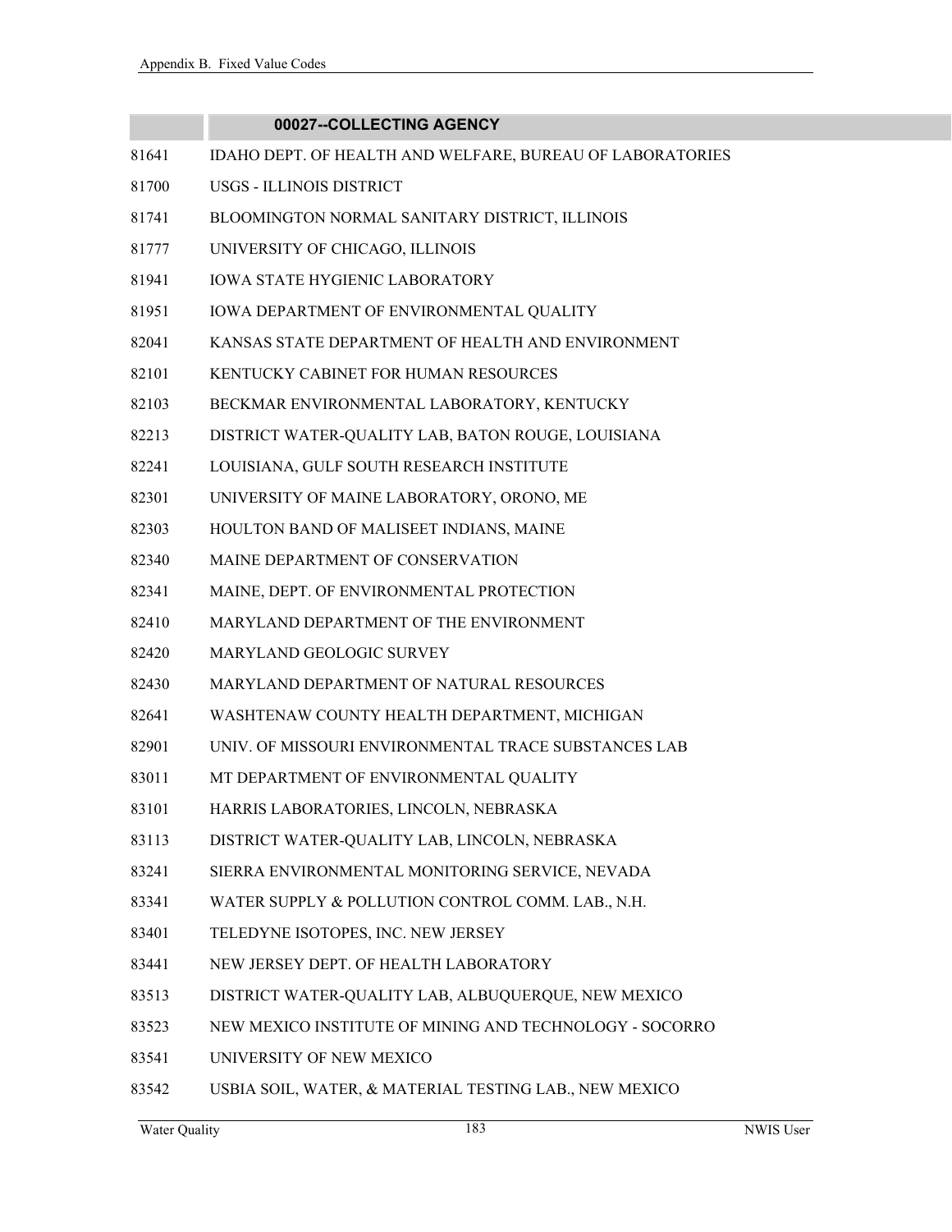| | 00027--COLLECTING AGENCY |
|---|---|
| 81641 | IDAHO DEPT. OF HEALTH AND WELFARE, BUREAU OF LABORATORIES |
| 81700 | USGS - ILLINOIS DISTRICT |
| 81741 | BLOOMINGTON NORMAL SANITARY DISTRICT, ILLINOIS |
| 81777 | UNIVERSITY OF CHICAGO, ILLINOIS |
| 81941 | IOWA STATE HYGIENIC LABORATORY |
| 81951 | IOWA DEPARTMENT OF ENVIRONMENTAL QUALITY |
| 82041 | KANSAS STATE DEPARTMENT OF HEALTH AND ENVIRONMENT |
| 82101 | KENTUCKY CABINET FOR HUMAN RESOURCES |
| 82103 | BECKMAR ENVIRONMENTAL LABORATORY, KENTUCKY |
| 82213 | DISTRICT WATER-QUALITY LAB, BATON ROUGE, LOUISIANA |
| 82241 | LOUISIANA, GULF SOUTH RESEARCH INSTITUTE |
| 82301 | UNIVERSITY OF MAINE LABORATORY, ORONO, ME |
| 82303 | HOULTON BAND OF MALISEET INDIANS, MAINE |
| 82340 | MAINE DEPARTMENT OF CONSERVATION |
| 82341 | MAINE, DEPT. OF ENVIRONMENTAL PROTECTION |
| 82410 | MARYLAND DEPARTMENT OF THE ENVIRONMENT |
| 82420 | MARYLAND GEOLOGIC SURVEY |
| 82430 | MARYLAND DEPARTMENT OF NATURAL RESOURCES |
| 82641 | WASHTENAW COUNTY HEALTH DEPARTMENT, MICHIGAN |
| 82901 | UNIV. OF MISSOURI ENVIRONMENTAL TRACE SUBSTANCES LAB |
| 83011 | MT DEPARTMENT OF ENVIRONMENTAL QUALITY |
| 83101 | HARRIS LABORATORIES, LINCOLN, NEBRASKA |
| 83113 | DISTRICT WATER-QUALITY LAB, LINCOLN, NEBRASKA |
| 83241 | SIERRA ENVIRONMENTAL MONITORING SERVICE, NEVADA |
| 83341 | WATER SUPPLY & POLLUTION CONTROL COMM. LAB., N.H. |
| 83401 | TELEDYNE ISOTOPES, INC. NEW JERSEY |
| 83441 | NEW JERSEY DEPT. OF HEALTH LABORATORY |
| 83513 | DISTRICT WATER-QUALITY LAB, ALBUQUERQUE, NEW MEXICO |
| 83523 | NEW MEXICO INSTITUTE OF MINING AND TECHNOLOGY - SOCORRO |
| 83541 | UNIVERSITY OF NEW MEXICO |
| 83542 | USBIA SOIL, WATER, & MATERIAL TESTING LAB., NEW MEXICO |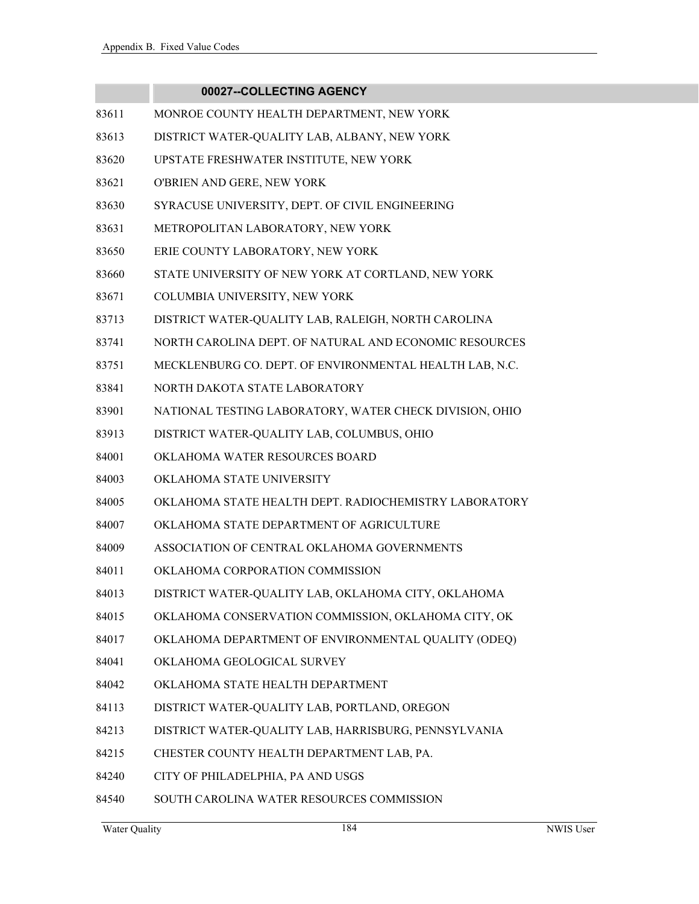| | 00027--COLLECTING AGENCY |
|---|---|
| 83611 | MONROE COUNTY HEALTH DEPARTMENT, NEW YORK |
| 83613 | DISTRICT WATER-QUALITY LAB, ALBANY, NEW YORK |
| 83620 | UPSTATE FRESHWATER INSTITUTE, NEW YORK |
| 83621 | O'BRIEN AND GERE, NEW YORK |
| 83630 | SYRACUSE UNIVERSITY, DEPT. OF CIVIL ENGINEERING |
| 83631 | METROPOLITAN LABORATORY, NEW YORK |
| 83650 | ERIE COUNTY LABORATORY, NEW YORK |
| 83660 | STATE UNIVERSITY OF NEW YORK AT CORTLAND, NEW YORK |
| 83671 | COLUMBIA UNIVERSITY, NEW YORK |
| 83713 | DISTRICT WATER-QUALITY LAB, RALEIGH, NORTH CAROLINA |
| 83741 | NORTH CAROLINA DEPT. OF NATURAL AND ECONOMIC RESOURCES |
| 83751 | MECKLENBURG CO. DEPT. OF ENVIRONMENTAL HEALTH LAB, N.C. |
| 83841 | NORTH DAKOTA STATE LABORATORY |
| 83901 | NATIONAL TESTING LABORATORY, WATER CHECK DIVISION, OHIO |
| 83913 | DISTRICT WATER-QUALITY LAB, COLUMBUS, OHIO |
| 84001 | OKLAHOMA WATER RESOURCES BOARD |
| 84003 | OKLAHOMA STATE UNIVERSITY |
| 84005 | OKLAHOMA STATE HEALTH DEPT. RADIOCHEMISTRY LABORATORY |
| 84007 | OKLAHOMA STATE DEPARTMENT OF AGRICULTURE |
| 84009 | ASSOCIATION OF CENTRAL OKLAHOMA GOVERNMENTS |
| 84011 | OKLAHOMA CORPORATION COMMISSION |
| 84013 | DISTRICT WATER-QUALITY LAB, OKLAHOMA CITY, OKLAHOMA |
| 84015 | OKLAHOMA CONSERVATION COMMISSION, OKLAHOMA CITY, OK |
| 84017 | OKLAHOMA DEPARTMENT OF ENVIRONMENTAL QUALITY (ODEQ) |
| 84041 | OKLAHOMA GEOLOGICAL SURVEY |
| 84042 | OKLAHOMA STATE HEALTH DEPARTMENT |
| 84113 | DISTRICT WATER-QUALITY LAB, PORTLAND, OREGON |
| 84213 | DISTRICT WATER-QUALITY LAB, HARRISBURG, PENNSYLVANIA |
| 84215 | CHESTER COUNTY HEALTH DEPARTMENT LAB, PA. |
| 84240 | CITY OF PHILADELPHIA, PA AND USGS |
| 84540 | SOUTH CAROLINA WATER RESOURCES COMMISSION |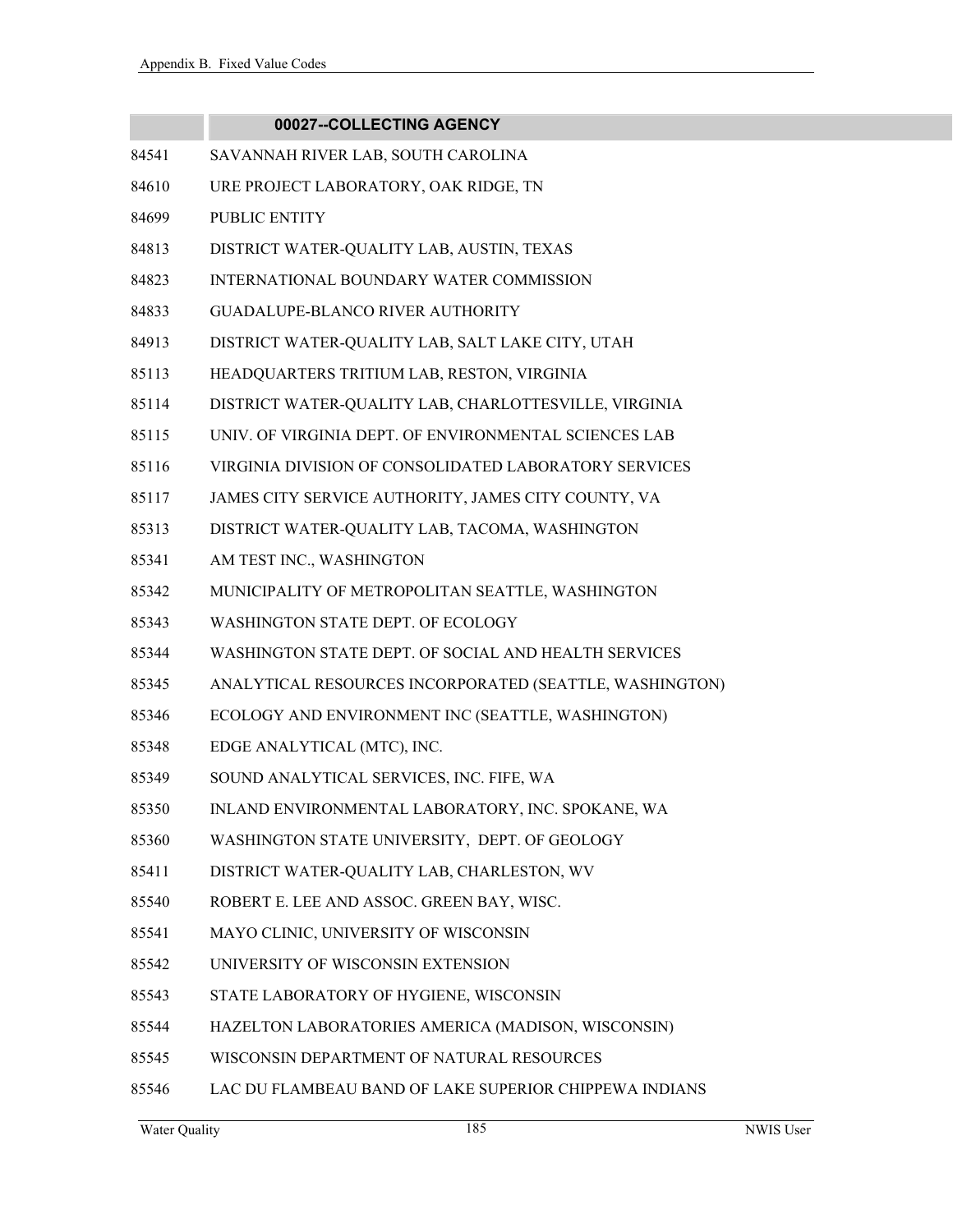| | 00027--COLLECTING AGENCY |
|---|---|
| 84541 | SAVANNAH RIVER LAB, SOUTH CAROLINA |
| 84610 | URE PROJECT LABORATORY, OAK RIDGE, TN |
| 84699 | PUBLIC ENTITY |
| 84813 | DISTRICT WATER-QUALITY LAB, AUSTIN, TEXAS |
| 84823 | INTERNATIONAL BOUNDARY WATER COMMISSION |
| 84833 | GUADALUPE-BLANCO RIVER AUTHORITY |
| 84913 | DISTRICT WATER-QUALITY LAB, SALT LAKE CITY, UTAH |
| 85113 | HEADQUARTERS TRITIUM LAB, RESTON, VIRGINIA |
| 85114 | DISTRICT WATER-QUALITY LAB, CHARLOTTESVILLE, VIRGINIA |
| 85115 | UNIV. OF VIRGINIA DEPT. OF ENVIRONMENTAL SCIENCES LAB |
| 85116 | VIRGINIA DIVISION OF CONSOLIDATED LABORATORY SERVICES |
| 85117 | JAMES CITY SERVICE AUTHORITY, JAMES CITY COUNTY, VA |
| 85313 | DISTRICT WATER-QUALITY LAB, TACOMA, WASHINGTON |
| 85341 | AM TEST INC., WASHINGTON |
| 85342 | MUNICIPALITY OF METROPOLITAN SEATTLE, WASHINGTON |
| 85343 | WASHINGTON STATE DEPT. OF ECOLOGY |
| 85344 | WASHINGTON STATE DEPT. OF SOCIAL AND HEALTH SERVICES |
| 85345 | ANALYTICAL RESOURCES INCORPORATED (SEATTLE, WASHINGTON) |
| 85346 | ECOLOGY AND ENVIRONMENT INC (SEATTLE, WASHINGTON) |
| 85348 | EDGE ANALYTICAL (MTC), INC. |
| 85349 | SOUND ANALYTICAL SERVICES, INC. FIFE, WA |
| 85350 | INLAND ENVIRONMENTAL LABORATORY, INC. SPOKANE, WA |
| 85360 | WASHINGTON STATE UNIVERSITY, DEPT. OF GEOLOGY |
| 85411 | DISTRICT WATER-QUALITY LAB, CHARLESTON, WV |
| 85540 | ROBERT E. LEE AND ASSOC. GREEN BAY, WISC. |
| 85541 | MAYO CLINIC, UNIVERSITY OF WISCONSIN |
| 85542 | UNIVERSITY OF WISCONSIN EXTENSION |
| 85543 | STATE LABORATORY OF HYGIENE, WISCONSIN |
| 85544 | HAZELTON LABORATORIES AMERICA (MADISON, WISCONSIN) |
| 85545 | WISCONSIN DEPARTMENT OF NATURAL RESOURCES |
| 85546 | LAC DU FLAMBEAU BAND OF LAKE SUPERIOR CHIPPEWA INDIANS |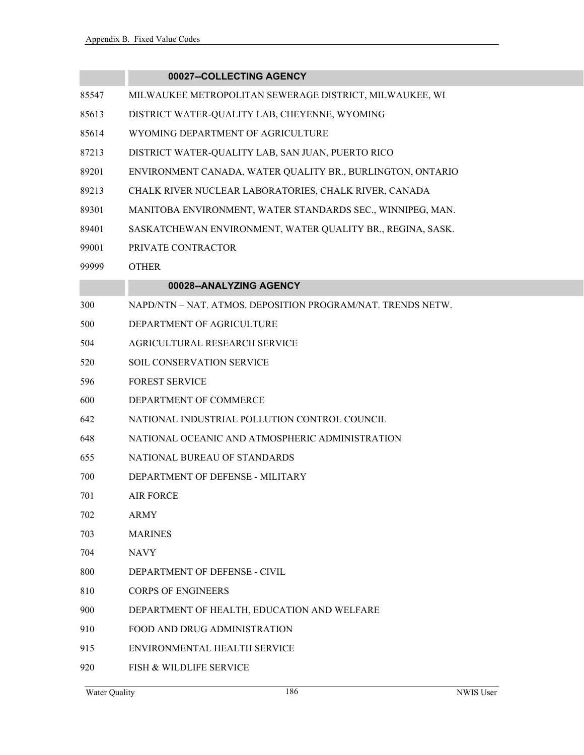| | 00027--COLLECTING AGENCY |
|---|---|
| 85547 | MILWAUKEE METROPOLITAN SEWERAGE DISTRICT, MILWAUKEE, WI |
| 85613 | DISTRICT WATER-QUALITY LAB, CHEYENNE, WYOMING |
| 85614 | WYOMING DEPARTMENT OF AGRICULTURE |
| 87213 | DISTRICT WATER-QUALITY LAB, SAN JUAN, PUERTO RICO |
| 89201 | ENVIRONMENT CANADA, WATER QUALITY BR., BURLINGTON, ONTARIO |
| 89213 | CHALK RIVER NUCLEAR LABORATORIES, CHALK RIVER, CANADA |
| 89301 | MANITOBA ENVIRONMENT, WATER STANDARDS SEC., WINNIPEG, MAN. |
| 89401 | SASKATCHEWAN ENVIRONMENT, WATER QUALITY BR., REGINA, SASK. |
| 99001 | PRIVATE CONTRACTOR |
| 99999 | OTHER |

| | 00028--ANALYZING AGENCY |
|---|---|
| 300 | NAPD/NTN – NAT. ATMOS. DEPOSITION PROGRAM/NAT. TRENDS NETW. |
| 500 | DEPARTMENT OF AGRICULTURE |
| 504 | AGRICULTURAL RESEARCH SERVICE |
| 520 | SOIL CONSERVATION SERVICE |
| 596 | FOREST SERVICE |
| 600 | DEPARTMENT OF COMMERCE |
| 642 | NATIONAL INDUSTRIAL POLLUTION CONTROL COUNCIL |
| 648 | NATIONAL OCEANIC AND ATMOSPHERIC ADMINISTRATION |
| 655 | NATIONAL BUREAU OF STANDARDS |
| 700 | DEPARTMENT OF DEFENSE - MILITARY |
| 701 | AIR FORCE |
| 702 | ARMY |
| 703 | MARINES |
| 704 | NAVY |
| 800 | DEPARTMENT OF DEFENSE - CIVIL |
| 810 | CORPS OF ENGINEERS |
| 900 | DEPARTMENT OF HEALTH, EDUCATION AND WELFARE |
| 910 | FOOD AND DRUG ADMINISTRATION |
| 915 | ENVIRONMENTAL HEALTH SERVICE |
| 920 | FISH & WILDLIFE SERVICE |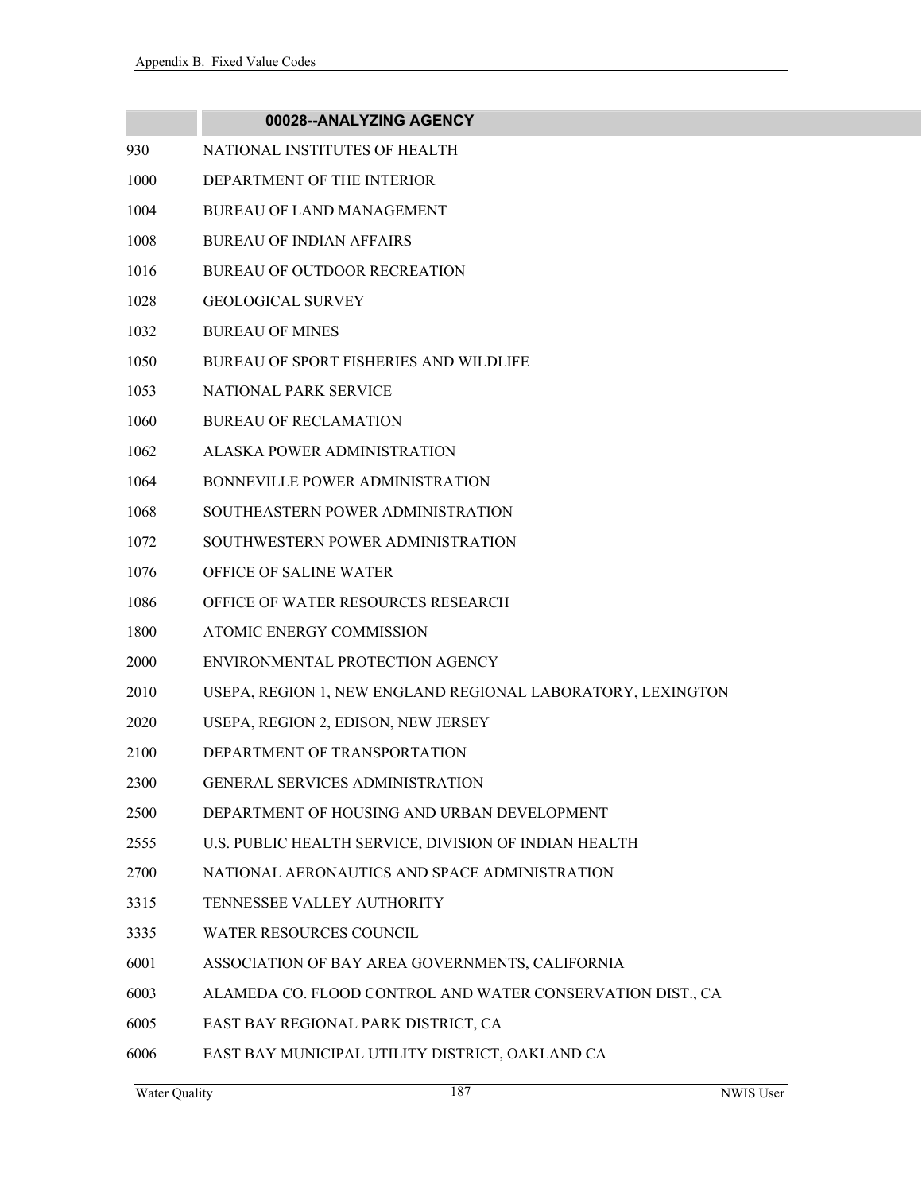| | 00028--ANALYZING AGENCY |
|---|---|
| 930 | NATIONAL INSTITUTES OF HEALTH |
| 1000 | DEPARTMENT OF THE INTERIOR |
| 1004 | BUREAU OF LAND MANAGEMENT |
| 1008 | BUREAU OF INDIAN AFFAIRS |
| 1016 | BUREAU OF OUTDOOR RECREATION |
| 1028 | GEOLOGICAL SURVEY |
| 1032 | BUREAU OF MINES |
| 1050 | BUREAU OF SPORT FISHERIES AND WILDLIFE |
| 1053 | NATIONAL PARK SERVICE |
| 1060 | BUREAU OF RECLAMATION |
| 1062 | ALASKA POWER ADMINISTRATION |
| 1064 | BONNEVILLE POWER ADMINISTRATION |
| 1068 | SOUTHEASTERN POWER ADMINISTRATION |
| 1072 | SOUTHWESTERN POWER ADMINISTRATION |
| 1076 | OFFICE OF SALINE WATER |
| 1086 | OFFICE OF WATER RESOURCES RESEARCH |
| 1800 | ATOMIC ENERGY COMMISSION |
| 2000 | ENVIRONMENTAL PROTECTION AGENCY |
| 2010 | USEPA, REGION 1, NEW ENGLAND REGIONAL LABORATORY, LEXINGTON |
| 2020 | USEPA, REGION 2, EDISON, NEW JERSEY |
| 2100 | DEPARTMENT OF TRANSPORTATION |
| 2300 | GENERAL SERVICES ADMINISTRATION |
| 2500 | DEPARTMENT OF HOUSING AND URBAN DEVELOPMENT |
| 2555 | U.S. PUBLIC HEALTH SERVICE, DIVISION OF INDIAN HEALTH |
| 2700 | NATIONAL AERONAUTICS AND SPACE ADMINISTRATION |
| 3315 | TENNESSEE VALLEY AUTHORITY |
| 3335 | WATER RESOURCES COUNCIL |
| 6001 | ASSOCIATION OF BAY AREA GOVERNMENTS, CALIFORNIA |
| 6003 | ALAMEDA CO. FLOOD CONTROL AND WATER CONSERVATION DIST., CA |
| 6005 | EAST BAY REGIONAL PARK DISTRICT, CA |
| 6006 | EAST BAY MUNICIPAL UTILITY DISTRICT, OAKLAND CA |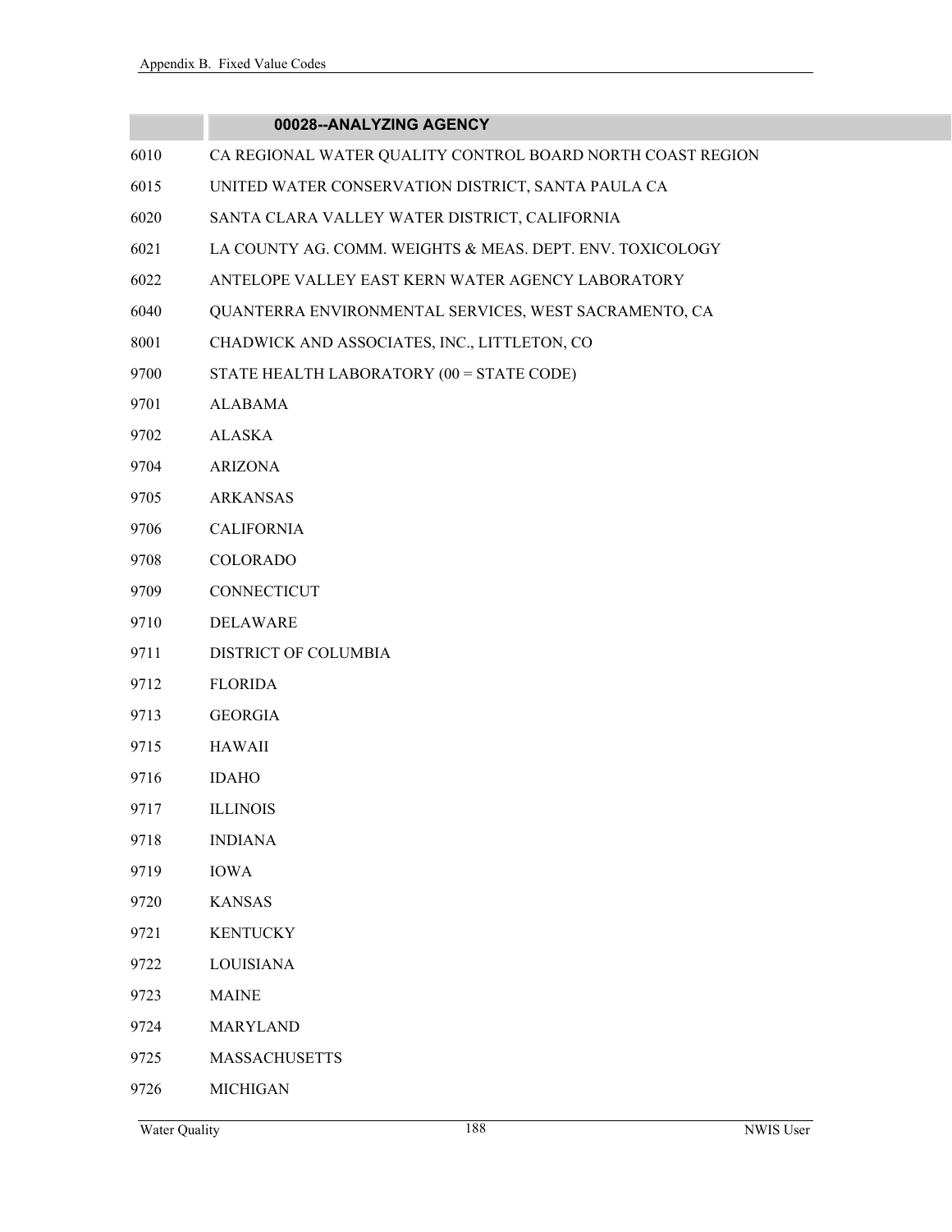| | 00028--ANALYZING AGENCY |
|---|---|
| 6010 | CA REGIONAL WATER QUALITY CONTROL BOARD NORTH COAST REGION |
| 6015 | UNITED WATER CONSERVATION DISTRICT, SANTA PAULA CA |
| 6020 | SANTA CLARA VALLEY WATER DISTRICT, CALIFORNIA |
| 6021 | LA COUNTY AG. COMM. WEIGHTS & MEAS. DEPT. ENV. TOXICOLOGY |
| 6022 | ANTELOPE VALLEY EAST KERN WATER AGENCY LABORATORY |
| 6040 | QUANTERRA ENVIRONMENTAL SERVICES, WEST SACRAMENTO, CA |
| 8001 | CHADWICK AND ASSOCIATES, INC., LITTLETON, CO |
| 9700 | STATE HEALTH LABORATORY (00 = STATE CODE) |
| 9701 | ALABAMA |
| 9702 | ALASKA |
| 9704 | ARIZONA |
| 9705 | ARKANSAS |
| 9706 | CALIFORNIA |
| 9708 | COLORADO |
| 9709 | CONNECTICUT |
| 9710 | DELAWARE |
| 9711 | DISTRICT OF COLUMBIA |
| 9712 | FLORIDA |
| 9713 | GEORGIA |
| 9715 | HAWAII |
| 9716 | IDAHO |
| 9717 | ILLINOIS |
| 9718 | INDIANA |
| 9719 | IOWA |
| 9720 | KANSAS |
| 9721 | KENTUCKY |
| 9722 | LOUISIANA |
| 9723 | MAINE |
| 9724 | MARYLAND |
| 9725 | MASSACHUSETTS |
| 9726 | MICHIGAN |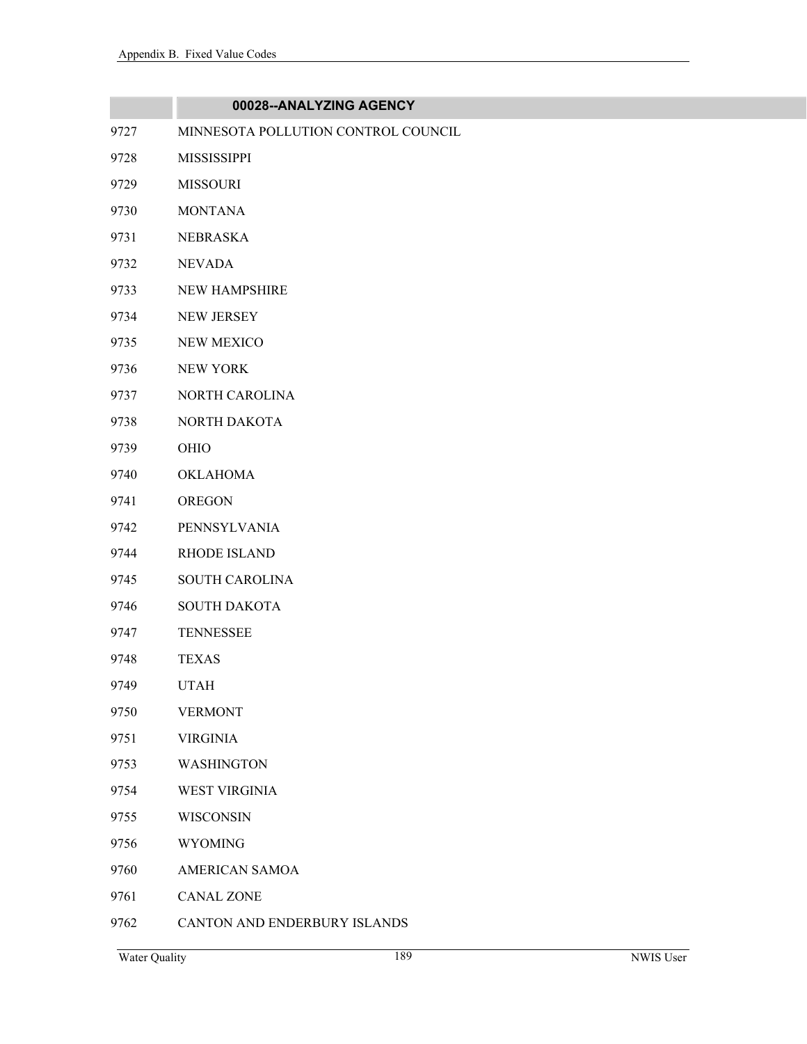| | 00028--ANALYZING AGENCY |
|---|---|
| 9727 | MINNESOTA POLLUTION CONTROL COUNCIL |
| 9728 | MISSISSIPPI |
| 9729 | MISSOURI |
| 9730 | MONTANA |
| 9731 | NEBRASKA |
| 9732 | NEVADA |
| 9733 | NEW HAMPSHIRE |
| 9734 | NEW JERSEY |
| 9735 | NEW MEXICO |
| 9736 | NEW YORK |
| 9737 | NORTH CAROLINA |
| 9738 | NORTH DAKOTA |
| 9739 | OHIO |
| 9740 | OKLAHOMA |
| 9741 | OREGON |
| 9742 | PENNSYLVANIA |
| 9744 | RHODE ISLAND |
| 9745 | SOUTH CAROLINA |
| 9746 | SOUTH DAKOTA |
| 9747 | TENNESSEE |
| 9748 | TEXAS |
| 9749 | UTAH |
| 9750 | VERMONT |
| 9751 | VIRGINIA |
| 9753 | WASHINGTON |
| 9754 | WEST VIRGINIA |
| 9755 | WISCONSIN |
| 9756 | WYOMING |
| 9760 | AMERICAN SAMOA |
| 9761 | CANAL ZONE |
| 9762 | CANTON AND ENDERBURY ISLANDS |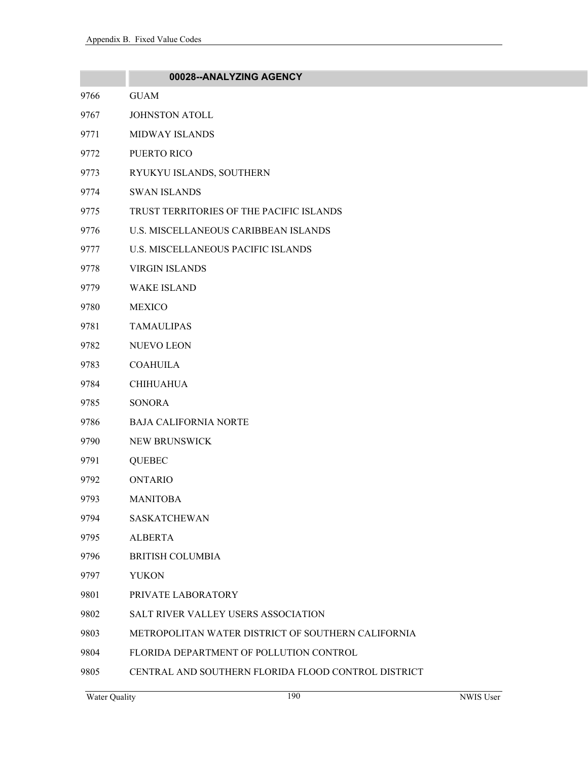| | 00028--ANALYZING AGENCY |
|---|---|
| 9766 | GUAM |
| 9767 | JOHNSTON ATOLL |
| 9771 | MIDWAY ISLANDS |
| 9772 | PUERTO RICO |
| 9773 | RYUKYU ISLANDS, SOUTHERN |
| 9774 | SWAN ISLANDS |
| 9775 | TRUST TERRITORIES OF THE PACIFIC ISLANDS |
| 9776 | U.S. MISCELLANEOUS CARIBBEAN ISLANDS |
| 9777 | U.S. MISCELLANEOUS PACIFIC ISLANDS |
| 9778 | VIRGIN ISLANDS |
| 9779 | WAKE ISLAND |
| 9780 | MEXICO |
| 9781 | TAMAULIPAS |
| 9782 | NUEVO LEON |
| 9783 | COAHUILA |
| 9784 | CHIHUAHUA |
| 9785 | SONORA |
| 9786 | BAJA CALIFORNIA NORTE |
| 9790 | NEW BRUNSWICK |
| 9791 | QUEBEC |
| 9792 | ONTARIO |
| 9793 | MANITOBA |
| 9794 | SASKATCHEWAN |
| 9795 | ALBERTA |
| 9796 | BRITISH COLUMBIA |
| 9797 | YUKON |
| 9801 | PRIVATE LABORATORY |
| 9802 | SALT RIVER VALLEY USERS ASSOCIATION |
| 9803 | METROPOLITAN WATER DISTRICT OF SOUTHERN CALIFORNIA |
| 9804 | FLORIDA DEPARTMENT OF POLLUTION CONTROL |
| 9805 | CENTRAL AND SOUTHERN FLORIDA FLOOD CONTROL DISTRICT |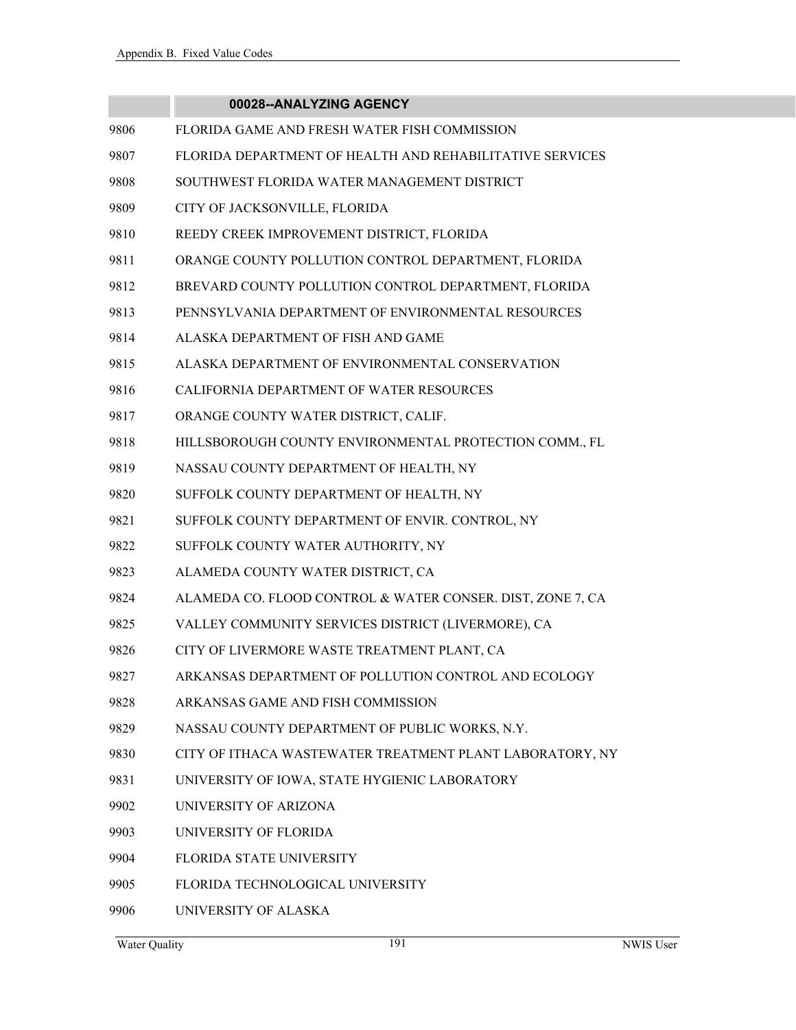| | 00028--ANALYZING AGENCY |
|---|---|
| 9806 | FLORIDA GAME AND FRESH WATER FISH COMMISSION |
| 9807 | FLORIDA DEPARTMENT OF HEALTH AND REHABILITATIVE SERVICES |
| 9808 | SOUTHWEST FLORIDA WATER MANAGEMENT DISTRICT |
| 9809 | CITY OF JACKSONVILLE, FLORIDA |
| 9810 | REEDY CREEK IMPROVEMENT DISTRICT, FLORIDA |
| 9811 | ORANGE COUNTY POLLUTION CONTROL DEPARTMENT, FLORIDA |
| 9812 | BREVARD COUNTY POLLUTION CONTROL DEPARTMENT, FLORIDA |
| 9813 | PENNSYLVANIA DEPARTMENT OF ENVIRONMENTAL RESOURCES |
| 9814 | ALASKA DEPARTMENT OF FISH AND GAME |
| 9815 | ALASKA DEPARTMENT OF ENVIRONMENTAL CONSERVATION |
| 9816 | CALIFORNIA DEPARTMENT OF WATER RESOURCES |
| 9817 | ORANGE COUNTY WATER DISTRICT, CALIF. |
| 9818 | HILLSBOROUGH COUNTY ENVIRONMENTAL PROTECTION COMM., FL |
| 9819 | NASSAU COUNTY DEPARTMENT OF HEALTH, NY |
| 9820 | SUFFOLK COUNTY DEPARTMENT OF HEALTH, NY |
| 9821 | SUFFOLK COUNTY DEPARTMENT OF ENVIR. CONTROL, NY |
| 9822 | SUFFOLK COUNTY WATER AUTHORITY, NY |
| 9823 | ALAMEDA COUNTY WATER DISTRICT, CA |
| 9824 | ALAMEDA CO. FLOOD CONTROL & WATER CONSER. DIST, ZONE 7, CA |
| 9825 | VALLEY COMMUNITY SERVICES DISTRICT (LIVERMORE), CA |
| 9826 | CITY OF LIVERMORE WASTE TREATMENT PLANT, CA |
| 9827 | ARKANSAS DEPARTMENT OF POLLUTION CONTROL AND ECOLOGY |
| 9828 | ARKANSAS GAME AND FISH COMMISSION |
| 9829 | NASSAU COUNTY DEPARTMENT OF PUBLIC WORKS, N.Y. |
| 9830 | CITY OF ITHACA WASTEWATER TREATMENT PLANT LABORATORY, NY |
| 9831 | UNIVERSITY OF IOWA, STATE HYGIENIC LABORATORY |
| 9902 | UNIVERSITY OF ARIZONA |
| 9903 | UNIVERSITY OF FLORIDA |
| 9904 | FLORIDA STATE UNIVERSITY |
| 9905 | FLORIDA TECHNOLOGICAL UNIVERSITY |
| 9906 | UNIVERSITY OF ALASKA |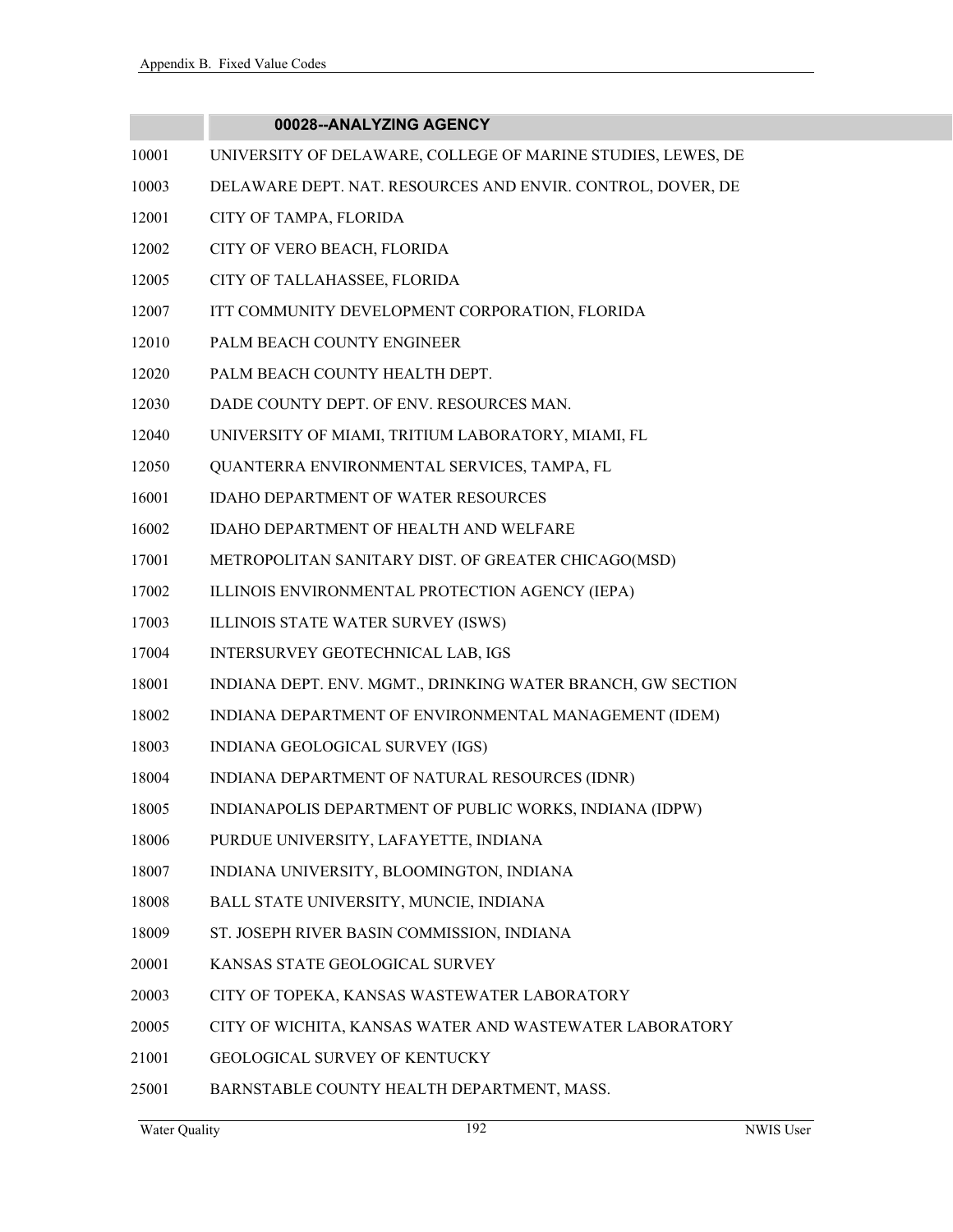| | 00028--ANALYZING AGENCY |
|---|---|
| 10001 | UNIVERSITY OF DELAWARE, COLLEGE OF MARINE STUDIES, LEWES, DE |
| 10003 | DELAWARE DEPT. NAT. RESOURCES AND ENVIR. CONTROL, DOVER, DE |
| 12001 | CITY OF TAMPA, FLORIDA |
| 12002 | CITY OF VERO BEACH, FLORIDA |
| 12005 | CITY OF TALLAHASSEE, FLORIDA |
| 12007 | ITT COMMUNITY DEVELOPMENT CORPORATION, FLORIDA |
| 12010 | PALM BEACH COUNTY ENGINEER |
| 12020 | PALM BEACH COUNTY HEALTH DEPT. |
| 12030 | DADE COUNTY DEPT. OF ENV. RESOURCES MAN. |
| 12040 | UNIVERSITY OF MIAMI, TRITIUM LABORATORY, MIAMI, FL |
| 12050 | QUANTERRA ENVIRONMENTAL SERVICES, TAMPA, FL |
| 16001 | IDAHO DEPARTMENT OF WATER RESOURCES |
| 16002 | IDAHO DEPARTMENT OF HEALTH AND WELFARE |
| 17001 | METROPOLITAN SANITARY DIST. OF GREATER CHICAGO(MSD) |
| 17002 | ILLINOIS ENVIRONMENTAL PROTECTION AGENCY (IEPA) |
| 17003 | ILLINOIS STATE WATER SURVEY (ISWS) |
| 17004 | INTERSURVEY GEOTECHNICAL LAB, IGS |
| 18001 | INDIANA DEPT. ENV. MGMT., DRINKING WATER BRANCH, GW SECTION |
| 18002 | INDIANA DEPARTMENT OF ENVIRONMENTAL MANAGEMENT (IDEM) |
| 18003 | INDIANA GEOLOGICAL SURVEY (IGS) |
| 18004 | INDIANA DEPARTMENT OF NATURAL RESOURCES (IDNR) |
| 18005 | INDIANAPOLIS DEPARTMENT OF PUBLIC WORKS, INDIANA (IDPW) |
| 18006 | PURDUE UNIVERSITY, LAFAYETTE, INDIANA |
| 18007 | INDIANA UNIVERSITY, BLOOMINGTON, INDIANA |
| 18008 | BALL STATE UNIVERSITY, MUNCIE, INDIANA |
| 18009 | ST. JOSEPH RIVER BASIN COMMISSION, INDIANA |
| 20001 | KANSAS STATE GEOLOGICAL SURVEY |
| 20003 | CITY OF TOPEKA, KANSAS WASTEWATER LABORATORY |
| 20005 | CITY OF WICHITA, KANSAS WATER AND WASTEWATER LABORATORY |
| 21001 | GEOLOGICAL SURVEY OF KENTUCKY |
| 25001 | BARNSTABLE COUNTY HEALTH DEPARTMENT, MASS. |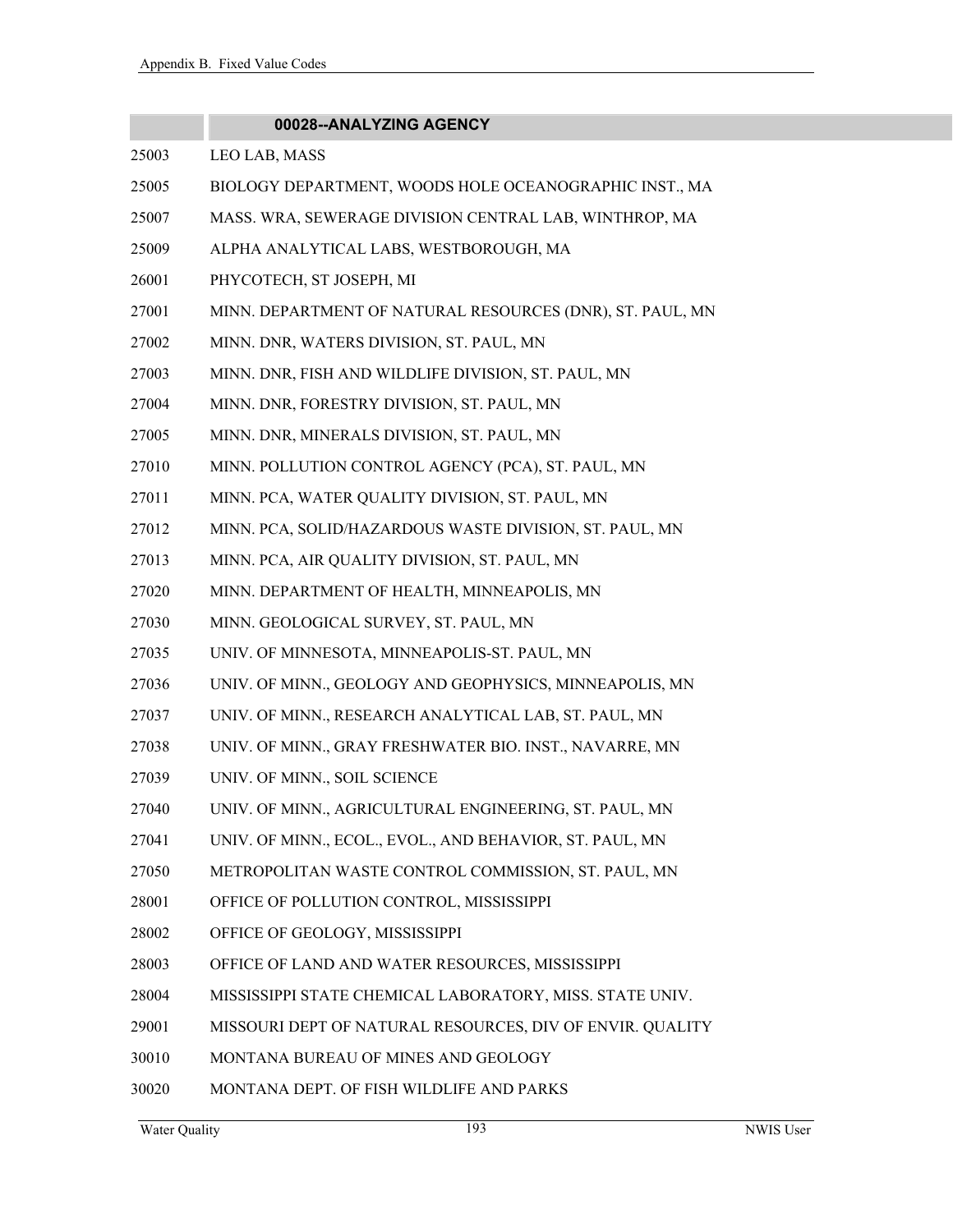| | 00028--ANALYZING AGENCY |
|---|---|
| 25003 | LEO LAB, MASS |
| 25005 | BIOLOGY DEPARTMENT, WOODS HOLE OCEANOGRAPHIC INST., MA |
| 25007 | MASS. WRA, SEWERAGE DIVISION CENTRAL LAB, WINTHROP, MA |
| 25009 | ALPHA ANALYTICAL LABS, WESTBOROUGH, MA |
| 26001 | PHYCOTECH, ST JOSEPH, MI |
| 27001 | MINN. DEPARTMENT OF NATURAL RESOURCES (DNR), ST. PAUL, MN |
| 27002 | MINN. DNR, WATERS DIVISION, ST. PAUL, MN |
| 27003 | MINN. DNR, FISH AND WILDLIFE DIVISION, ST. PAUL, MN |
| 27004 | MINN. DNR, FORESTRY DIVISION, ST. PAUL, MN |
| 27005 | MINN. DNR, MINERALS DIVISION, ST. PAUL, MN |
| 27010 | MINN. POLLUTION CONTROL AGENCY (PCA), ST. PAUL, MN |
| 27011 | MINN. PCA, WATER QUALITY DIVISION, ST. PAUL, MN |
| 27012 | MINN. PCA, SOLID/HAZARDOUS WASTE DIVISION, ST. PAUL, MN |
| 27013 | MINN. PCA, AIR QUALITY DIVISION, ST. PAUL, MN |
| 27020 | MINN. DEPARTMENT OF HEALTH, MINNEAPOLIS, MN |
| 27030 | MINN. GEOLOGICAL SURVEY, ST. PAUL, MN |
| 27035 | UNIV. OF MINNESOTA, MINNEAPOLIS-ST. PAUL, MN |
| 27036 | UNIV. OF MINN., GEOLOGY AND GEOPHYSICS, MINNEAPOLIS, MN |
| 27037 | UNIV. OF MINN., RESEARCH ANALYTICAL LAB, ST. PAUL, MN |
| 27038 | UNIV. OF MINN., GRAY FRESHWATER BIO. INST., NAVARRE, MN |
| 27039 | UNIV. OF MINN., SOIL SCIENCE |
| 27040 | UNIV. OF MINN., AGRICULTURAL ENGINEERING, ST. PAUL, MN |
| 27041 | UNIV. OF MINN., ECOL., EVOL., AND BEHAVIOR, ST. PAUL, MN |
| 27050 | METROPOLITAN WASTE CONTROL COMMISSION, ST. PAUL, MN |
| 28001 | OFFICE OF POLLUTION CONTROL, MISSISSIPPI |
| 28002 | OFFICE OF GEOLOGY, MISSISSIPPI |
| 28003 | OFFICE OF LAND AND WATER RESOURCES, MISSISSIPPI |
| 28004 | MISSISSIPPI STATE CHEMICAL LABORATORY, MISS. STATE UNIV. |
| 29001 | MISSOURI DEPT OF NATURAL RESOURCES, DIV OF ENVIR. QUALITY |
| 30010 | MONTANA BUREAU OF MINES AND GEOLOGY |
| 30020 | MONTANA DEPT. OF FISH WILDLIFE AND PARKS |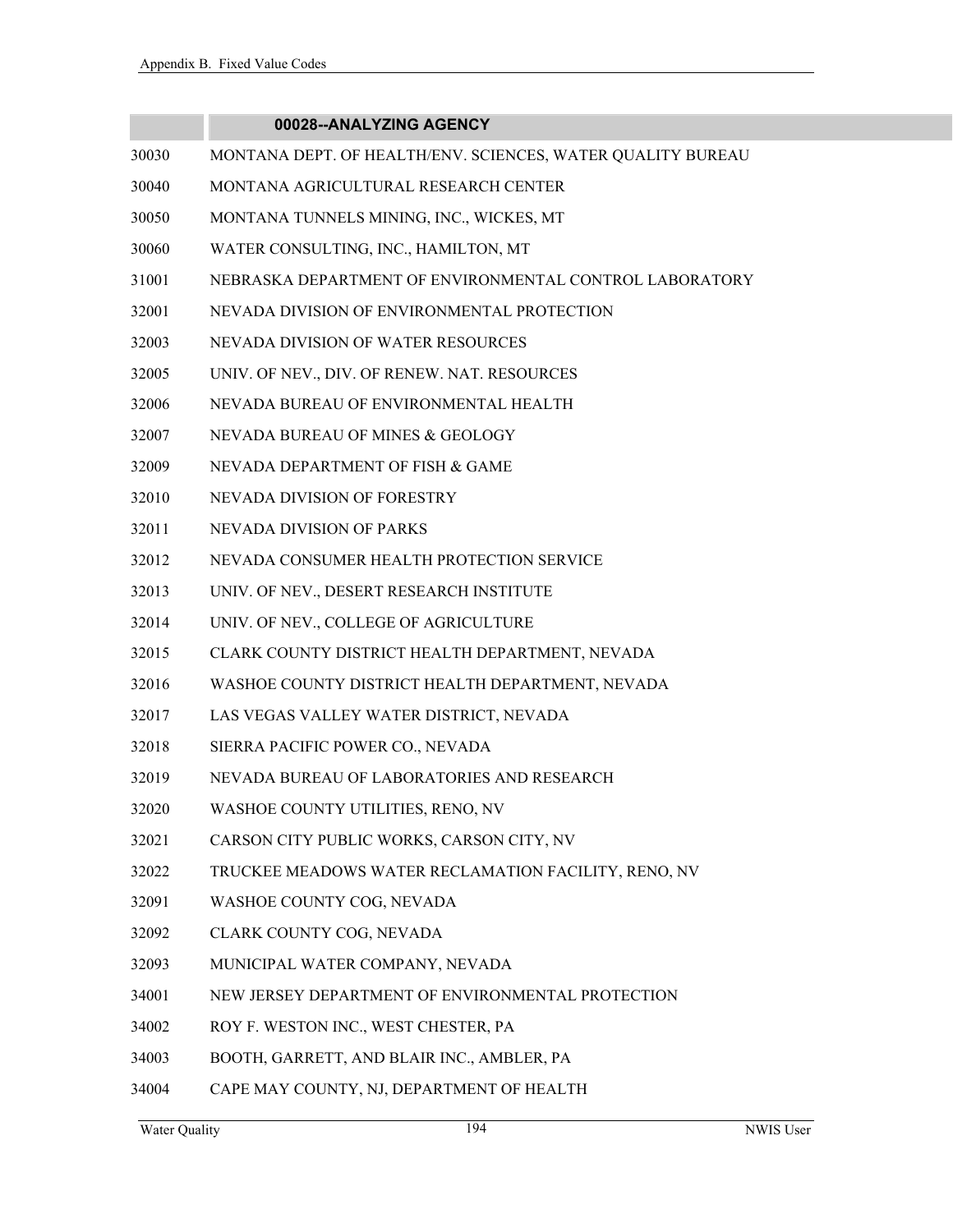| | 00028--ANALYZING AGENCY |
|---|---|
| 30030 | MONTANA DEPT. OF HEALTH/ENV. SCIENCES, WATER QUALITY BUREAU |
| 30040 | MONTANA AGRICULTURAL RESEARCH CENTER |
| 30050 | MONTANA TUNNELS MINING, INC., WICKES, MT |
| 30060 | WATER CONSULTING, INC., HAMILTON, MT |
| 31001 | NEBRASKA DEPARTMENT OF ENVIRONMENTAL CONTROL LABORATORY |
| 32001 | NEVADA DIVISION OF ENVIRONMENTAL PROTECTION |
| 32003 | NEVADA DIVISION OF WATER RESOURCES |
| 32005 | UNIV. OF NEV., DIV. OF RENEW. NAT. RESOURCES |
| 32006 | NEVADA BUREAU OF ENVIRONMENTAL HEALTH |
| 32007 | NEVADA BUREAU OF MINES & GEOLOGY |
| 32009 | NEVADA DEPARTMENT OF FISH & GAME |
| 32010 | NEVADA DIVISION OF FORESTRY |
| 32011 | NEVADA DIVISION OF PARKS |
| 32012 | NEVADA CONSUMER HEALTH PROTECTION SERVICE |
| 32013 | UNIV. OF NEV., DESERT RESEARCH INSTITUTE |
| 32014 | UNIV. OF NEV., COLLEGE OF AGRICULTURE |
| 32015 | CLARK COUNTY DISTRICT HEALTH DEPARTMENT, NEVADA |
| 32016 | WASHOE COUNTY DISTRICT HEALTH DEPARTMENT, NEVADA |
| 32017 | LAS VEGAS VALLEY WATER DISTRICT, NEVADA |
| 32018 | SIERRA PACIFIC POWER CO., NEVADA |
| 32019 | NEVADA BUREAU OF LABORATORIES AND RESEARCH |
| 32020 | WASHOE COUNTY UTILITIES, RENO, NV |
| 32021 | CARSON CITY PUBLIC WORKS, CARSON CITY, NV |
| 32022 | TRUCKEE MEADOWS WATER RECLAMATION FACILITY, RENO, NV |
| 32091 | WASHOE COUNTY COG, NEVADA |
| 32092 | CLARK COUNTY COG, NEVADA |
| 32093 | MUNICIPAL WATER COMPANY, NEVADA |
| 34001 | NEW JERSEY DEPARTMENT OF ENVIRONMENTAL PROTECTION |
| 34002 | ROY F. WESTON INC., WEST CHESTER, PA |
| 34003 | BOOTH, GARRETT, AND BLAIR INC., AMBLER, PA |
| 34004 | CAPE MAY COUNTY, NJ, DEPARTMENT OF HEALTH |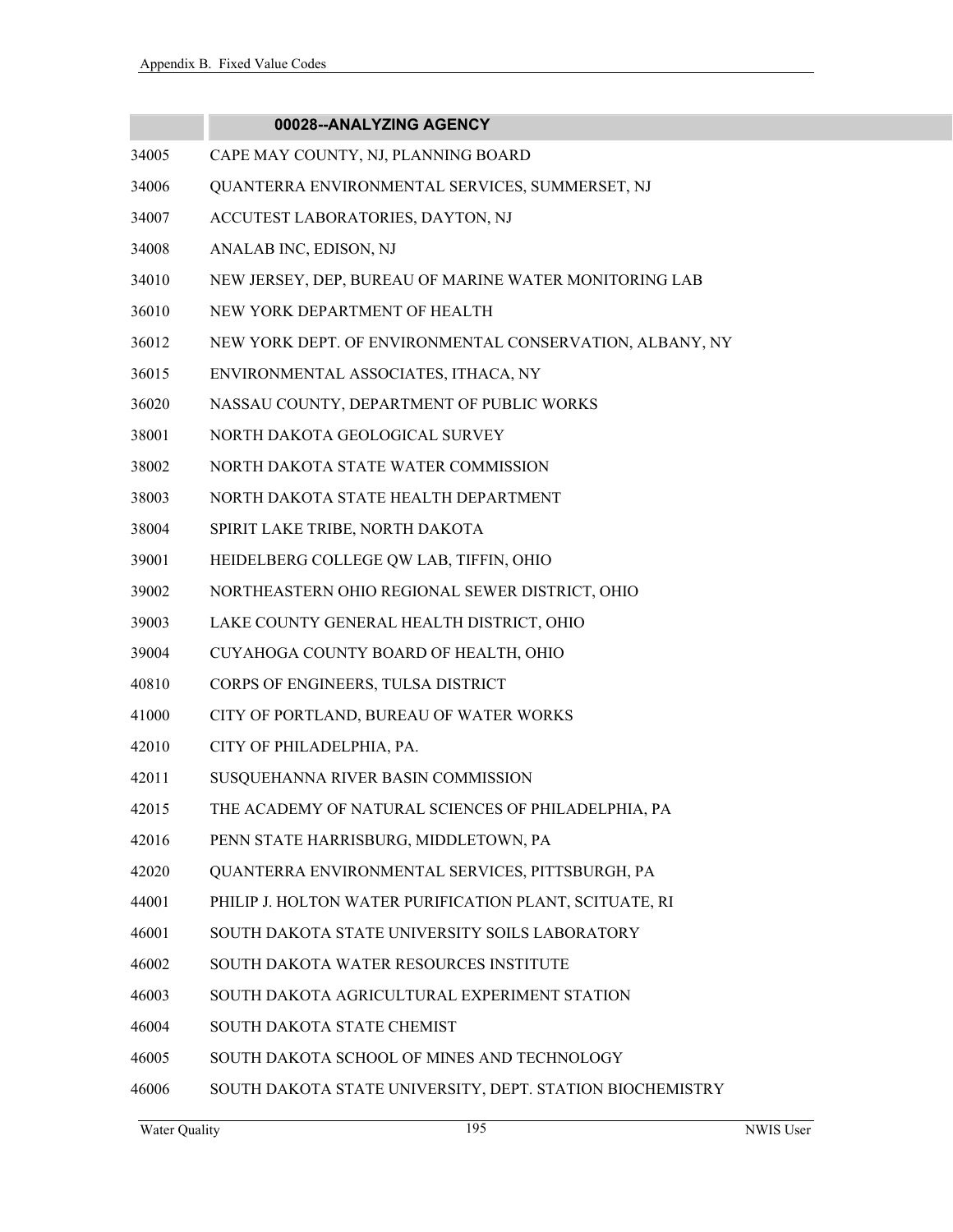| | 00028--ANALYZING AGENCY |
|---|---|
| 34005 | CAPE MAY COUNTY, NJ, PLANNING BOARD |
| 34006 | QUANTERRA ENVIRONMENTAL SERVICES, SUMMERSET, NJ |
| 34007 | ACCUTEST LABORATORIES, DAYTON, NJ |
| 34008 | ANALAB INC, EDISON, NJ |
| 34010 | NEW JERSEY, DEP, BUREAU OF MARINE WATER MONITORING LAB |
| 36010 | NEW YORK DEPARTMENT OF HEALTH |
| 36012 | NEW YORK DEPT. OF ENVIRONMENTAL CONSERVATION, ALBANY, NY |
| 36015 | ENVIRONMENTAL ASSOCIATES, ITHACA, NY |
| 36020 | NASSAU COUNTY, DEPARTMENT OF PUBLIC WORKS |
| 38001 | NORTH DAKOTA GEOLOGICAL SURVEY |
| 38002 | NORTH DAKOTA STATE WATER COMMISSION |
| 38003 | NORTH DAKOTA STATE HEALTH DEPARTMENT |
| 38004 | SPIRIT LAKE TRIBE, NORTH DAKOTA |
| 39001 | HEIDELBERG COLLEGE QW LAB, TIFFIN, OHIO |
| 39002 | NORTHEASTERN OHIO REGIONAL SEWER DISTRICT, OHIO |
| 39003 | LAKE COUNTY GENERAL HEALTH DISTRICT, OHIO |
| 39004 | CUYAHOGA COUNTY BOARD OF HEALTH, OHIO |
| 40810 | CORPS OF ENGINEERS, TULSA DISTRICT |
| 41000 | CITY OF PORTLAND, BUREAU OF WATER WORKS |
| 42010 | CITY OF PHILADELPHIA, PA. |
| 42011 | SUSQUEHANNA RIVER BASIN COMMISSION |
| 42015 | THE ACADEMY OF NATURAL SCIENCES OF PHILADELPHIA, PA |
| 42016 | PENN STATE HARRISBURG, MIDDLETOWN, PA |
| 42020 | QUANTERRA ENVIRONMENTAL SERVICES, PITTSBURGH, PA |
| 44001 | PHILIP J. HOLTON WATER PURIFICATION PLANT, SCITUATE, RI |
| 46001 | SOUTH DAKOTA STATE UNIVERSITY SOILS LABORATORY |
| 46002 | SOUTH DAKOTA WATER RESOURCES INSTITUTE |
| 46003 | SOUTH DAKOTA AGRICULTURAL EXPERIMENT STATION |
| 46004 | SOUTH DAKOTA STATE CHEMIST |
| 46005 | SOUTH DAKOTA SCHOOL OF MINES AND TECHNOLOGY |
| 46006 | SOUTH DAKOTA STATE UNIVERSITY, DEPT. STATION BIOCHEMISTRY |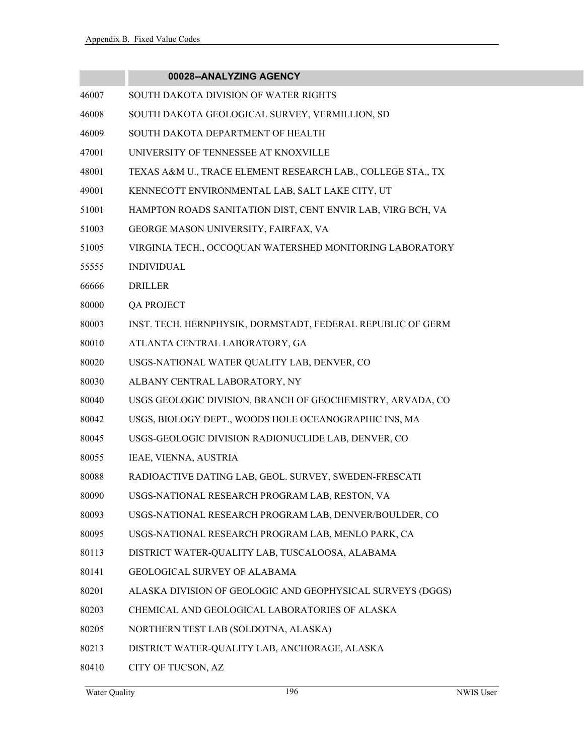| | 00028--ANALYZING AGENCY |
|---|---|
| 46007 | SOUTH DAKOTA DIVISION OF WATER RIGHTS |
| 46008 | SOUTH DAKOTA GEOLOGICAL SURVEY, VERMILLION, SD |
| 46009 | SOUTH DAKOTA DEPARTMENT OF HEALTH |
| 47001 | UNIVERSITY OF TENNESSEE AT KNOXVILLE |
| 48001 | TEXAS A&M U., TRACE ELEMENT RESEARCH LAB., COLLEGE STA., TX |
| 49001 | KENNECOTT ENVIRONMENTAL LAB, SALT LAKE CITY, UT |
| 51001 | HAMPTON ROADS SANITATION DIST, CENT ENVIR LAB, VIRG BCH, VA |
| 51003 | GEORGE MASON UNIVERSITY, FAIRFAX, VA |
| 51005 | VIRGINIA TECH., OCCOQUAN WATERSHED MONITORING LABORATORY |
| 55555 | INDIVIDUAL |
| 66666 | DRILLER |
| 80000 | QA PROJECT |
| 80003 | INST. TECH. HERNPHYSIK, DORMSTADT, FEDERAL REPUBLIC OF GERM |
| 80010 | ATLANTA CENTRAL LABORATORY, GA |
| 80020 | USGS-NATIONAL WATER QUALITY LAB, DENVER, CO |
| 80030 | ALBANY CENTRAL LABORATORY, NY |
| 80040 | USGS GEOLOGIC DIVISION, BRANCH OF GEOCHEMISTRY, ARVADA, CO |
| 80042 | USGS, BIOLOGY DEPT., WOODS HOLE OCEANOGRAPHIC INS, MA |
| 80045 | USGS-GEOLOGIC DIVISION RADIONUCLIDE LAB, DENVER, CO |
| 80055 | IEAE, VIENNA, AUSTRIA |
| 80088 | RADIOACTIVE DATING LAB, GEOL. SURVEY, SWEDEN-FRESCATI |
| 80090 | USGS-NATIONAL RESEARCH PROGRAM LAB, RESTON, VA |
| 80093 | USGS-NATIONAL RESEARCH PROGRAM LAB, DENVER/BOULDER, CO |
| 80095 | USGS-NATIONAL RESEARCH PROGRAM LAB, MENLO PARK, CA |
| 80113 | DISTRICT WATER-QUALITY LAB, TUSCALOOSA, ALABAMA |
| 80141 | GEOLOGICAL SURVEY OF ALABAMA |
| 80201 | ALASKA DIVISION OF GEOLOGIC AND GEOPHYSICAL SURVEYS (DGGS) |
| 80203 | CHEMICAL AND GEOLOGICAL LABORATORIES OF ALASKA |
| 80205 | NORTHERN TEST LAB (SOLDOTNA, ALASKA) |
| 80213 | DISTRICT WATER-QUALITY LAB, ANCHORAGE, ALASKA |
| 80410 | CITY OF TUCSON, AZ |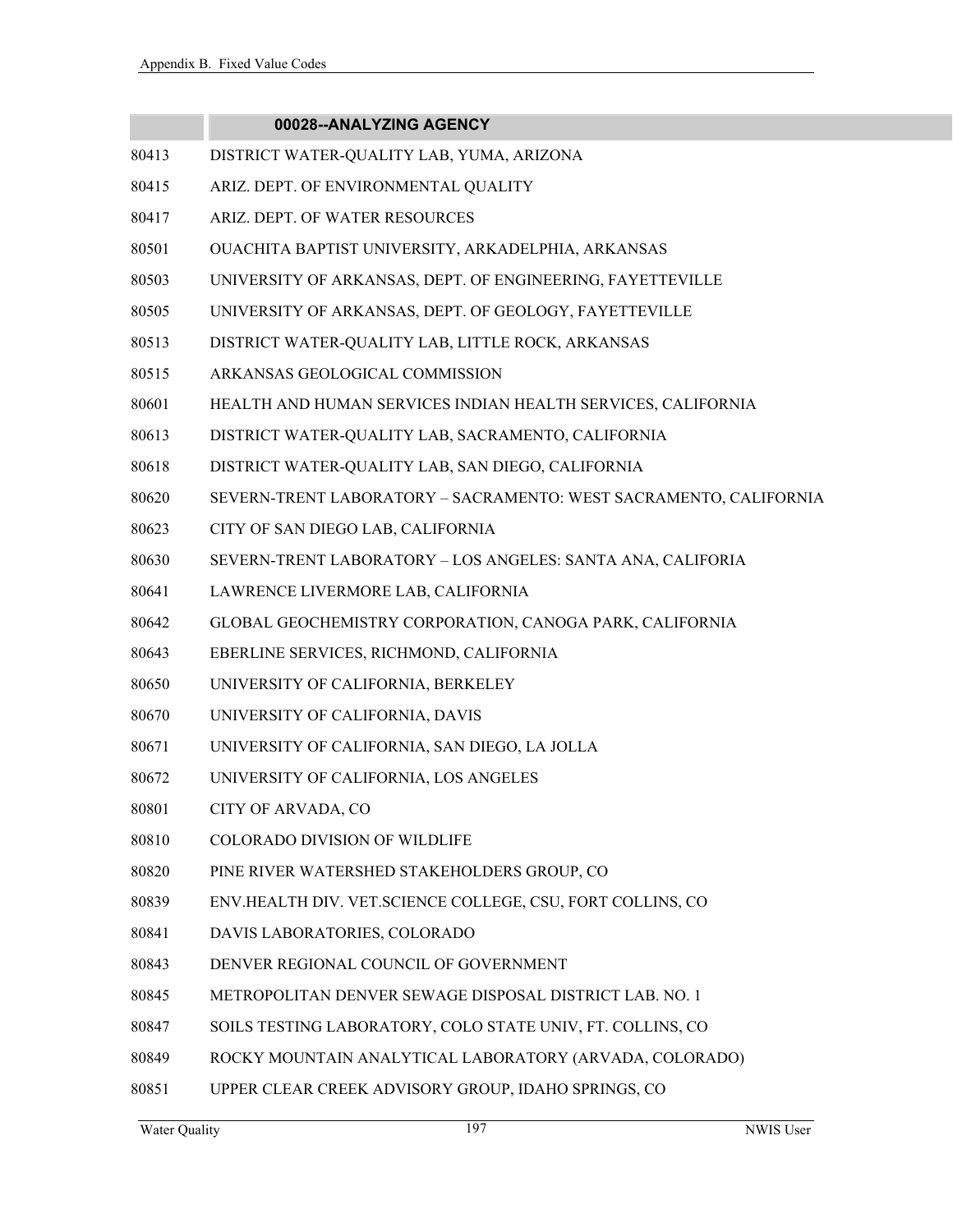| | 00028--ANALYZING AGENCY |
|---|---|
| 80413 | DISTRICT WATER-QUALITY LAB, YUMA, ARIZONA |
| 80415 | ARIZ. DEPT. OF ENVIRONMENTAL QUALITY |
| 80417 | ARIZ. DEPT. OF WATER RESOURCES |
| 80501 | OUACHITA BAPTIST UNIVERSITY, ARKADELPHIA, ARKANSAS |
| 80503 | UNIVERSITY OF ARKANSAS, DEPT. OF ENGINEERING, FAYETTEVILLE |
| 80505 | UNIVERSITY OF ARKANSAS, DEPT. OF GEOLOGY, FAYETTEVILLE |
| 80513 | DISTRICT WATER-QUALITY LAB, LITTLE ROCK, ARKANSAS |
| 80515 | ARKANSAS GEOLOGICAL COMMISSION |
| 80601 | HEALTH AND HUMAN SERVICES INDIAN HEALTH SERVICES, CALIFORNIA |
| 80613 | DISTRICT WATER-QUALITY LAB, SACRAMENTO, CALIFORNIA |
| 80618 | DISTRICT WATER-QUALITY LAB, SAN DIEGO, CALIFORNIA |
| 80620 | SEVERN-TRENT LABORATORY – SACRAMENTO: WEST SACRAMENTO, CALIFORNIA |
| 80623 | CITY OF SAN DIEGO LAB, CALIFORNIA |
| 80630 | SEVERN-TRENT LABORATORY – LOS ANGELES: SANTA ANA, CALIFORIA |
| 80641 | LAWRENCE LIVERMORE LAB, CALIFORNIA |
| 80642 | GLOBAL GEOCHEMISTRY CORPORATION, CANOGA PARK, CALIFORNIA |
| 80643 | EBERLINE SERVICES, RICHMOND, CALIFORNIA |
| 80650 | UNIVERSITY OF CALIFORNIA, BERKELEY |
| 80670 | UNIVERSITY OF CALIFORNIA, DAVIS |
| 80671 | UNIVERSITY OF CALIFORNIA, SAN DIEGO, LA JOLLA |
| 80672 | UNIVERSITY OF CALIFORNIA, LOS ANGELES |
| 80801 | CITY OF ARVADA, CO |
| 80810 | COLORADO DIVISION OF WILDLIFE |
| 80820 | PINE RIVER WATERSHED STAKEHOLDERS GROUP, CO |
| 80839 | ENV.HEALTH DIV. VET.SCIENCE COLLEGE, CSU, FORT COLLINS, CO |
| 80841 | DAVIS LABORATORIES, COLORADO |
| 80843 | DENVER REGIONAL COUNCIL OF GOVERNMENT |
| 80845 | METROPOLITAN DENVER SEWAGE DISPOSAL DISTRICT LAB. NO. 1 |
| 80847 | SOILS TESTING LABORATORY, COLO STATE UNIV, FT. COLLINS, CO |
| 80849 | ROCKY MOUNTAIN ANALYTICAL LABORATORY (ARVADA, COLORADO) |
| 80851 | UPPER CLEAR CREEK ADVISORY GROUP, IDAHO SPRINGS, CO |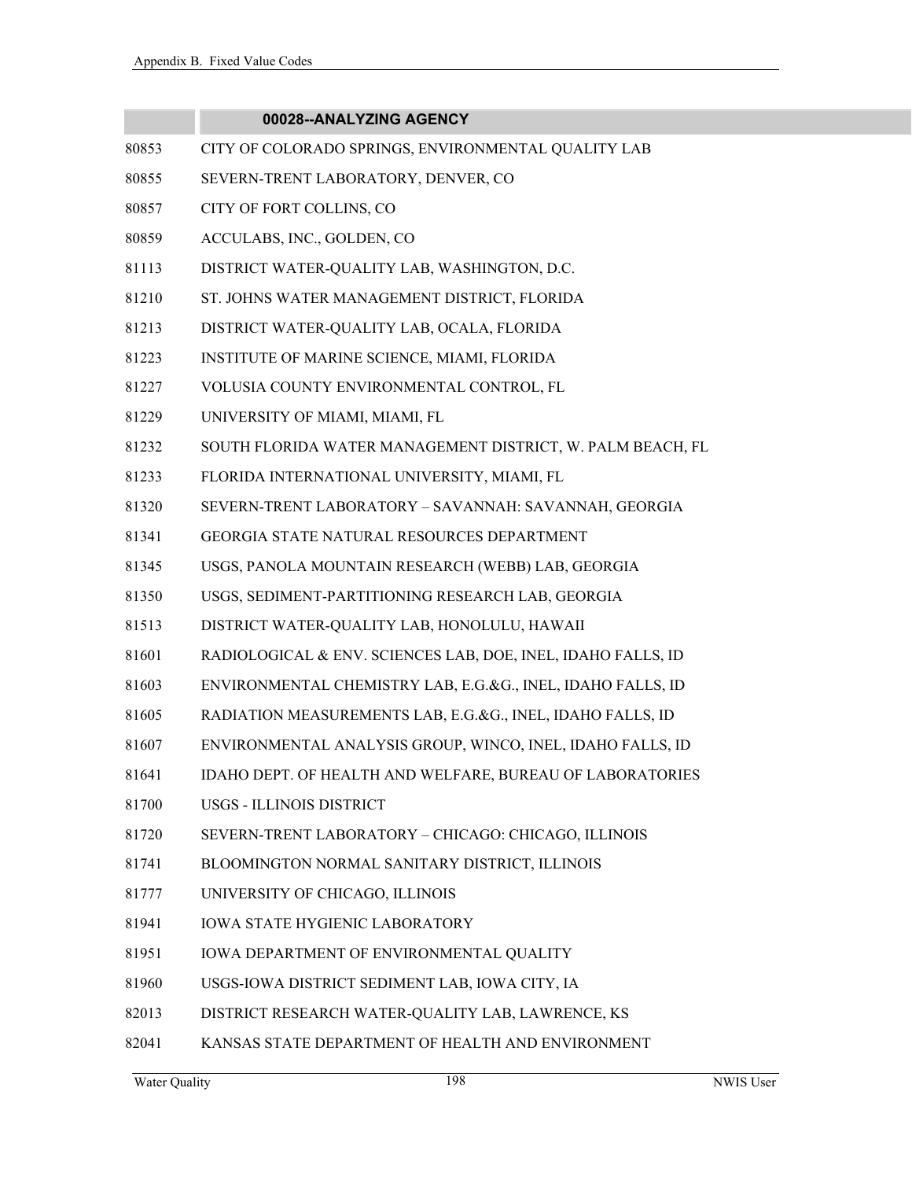|  | 00028--ANALYZING AGENCY |
| --- | --- |
| 80853 | CITY OF COLORADO SPRINGS, ENVIRONMENTAL QUALITY LAB |
| 80855 | SEVERN-TRENT LABORATORY, DENVER, CO |
| 80857 | CITY OF FORT COLLINS, CO |
| 80859 | ACCULABS, INC., GOLDEN, CO |
| 81113 | DISTRICT WATER-QUALITY LAB, WASHINGTON, D.C. |
| 81210 | ST. JOHNS WATER MANAGEMENT DISTRICT, FLORIDA |
| 81213 | DISTRICT WATER-QUALITY LAB, OCALA, FLORIDA |
| 81223 | INSTITUTE OF MARINE SCIENCE, MIAMI, FLORIDA |
| 81227 | VOLUSIA COUNTY ENVIRONMENTAL CONTROL, FL |
| 81229 | UNIVERSITY OF MIAMI, MIAMI, FL |
| 81232 | SOUTH FLORIDA WATER MANAGEMENT DISTRICT, W. PALM BEACH, FL |
| 81233 | FLORIDA INTERNATIONAL UNIVERSITY, MIAMI, FL |
| 81320 | SEVERN-TRENT LABORATORY – SAVANNAH: SAVANNAH, GEORGIA |
| 81341 | GEORGIA STATE NATURAL RESOURCES DEPARTMENT |
| 81345 | USGS, PANOLA MOUNTAIN RESEARCH (WEBB) LAB, GEORGIA |
| 81350 | USGS, SEDIMENT-PARTITIONING RESEARCH LAB, GEORGIA |
| 81513 | DISTRICT WATER-QUALITY LAB, HONOLULU, HAWAII |
| 81601 | RADIOLOGICAL & ENV. SCIENCES LAB, DOE, INEL, IDAHO FALLS, ID |
| 81603 | ENVIRONMENTAL CHEMISTRY LAB, E.G.&G., INEL, IDAHO FALLS, ID |
| 81605 | RADIATION MEASUREMENTS LAB, E.G.&G., INEL, IDAHO FALLS, ID |
| 81607 | ENVIRONMENTAL ANALYSIS GROUP, WINCO, INEL, IDAHO FALLS, ID |
| 81641 | IDAHO DEPT. OF HEALTH AND WELFARE, BUREAU OF LABORATORIES |
| 81700 | USGS - ILLINOIS DISTRICT |
| 81720 | SEVERN-TRENT LABORATORY – CHICAGO: CHICAGO, ILLINOIS |
| 81741 | BLOOMINGTON NORMAL SANITARY DISTRICT, ILLINOIS |
| 81777 | UNIVERSITY OF CHICAGO, ILLINOIS |
| 81941 | IOWA STATE HYGIENIC LABORATORY |
| 81951 | IOWA DEPARTMENT OF ENVIRONMENTAL QUALITY |
| 81960 | USGS-IOWA DISTRICT SEDIMENT LAB, IOWA CITY, IA |
| 82013 | DISTRICT RESEARCH WATER-QUALITY LAB, LAWRENCE, KS |
| 82041 | KANSAS STATE DEPARTMENT OF HEALTH AND ENVIRONMENT |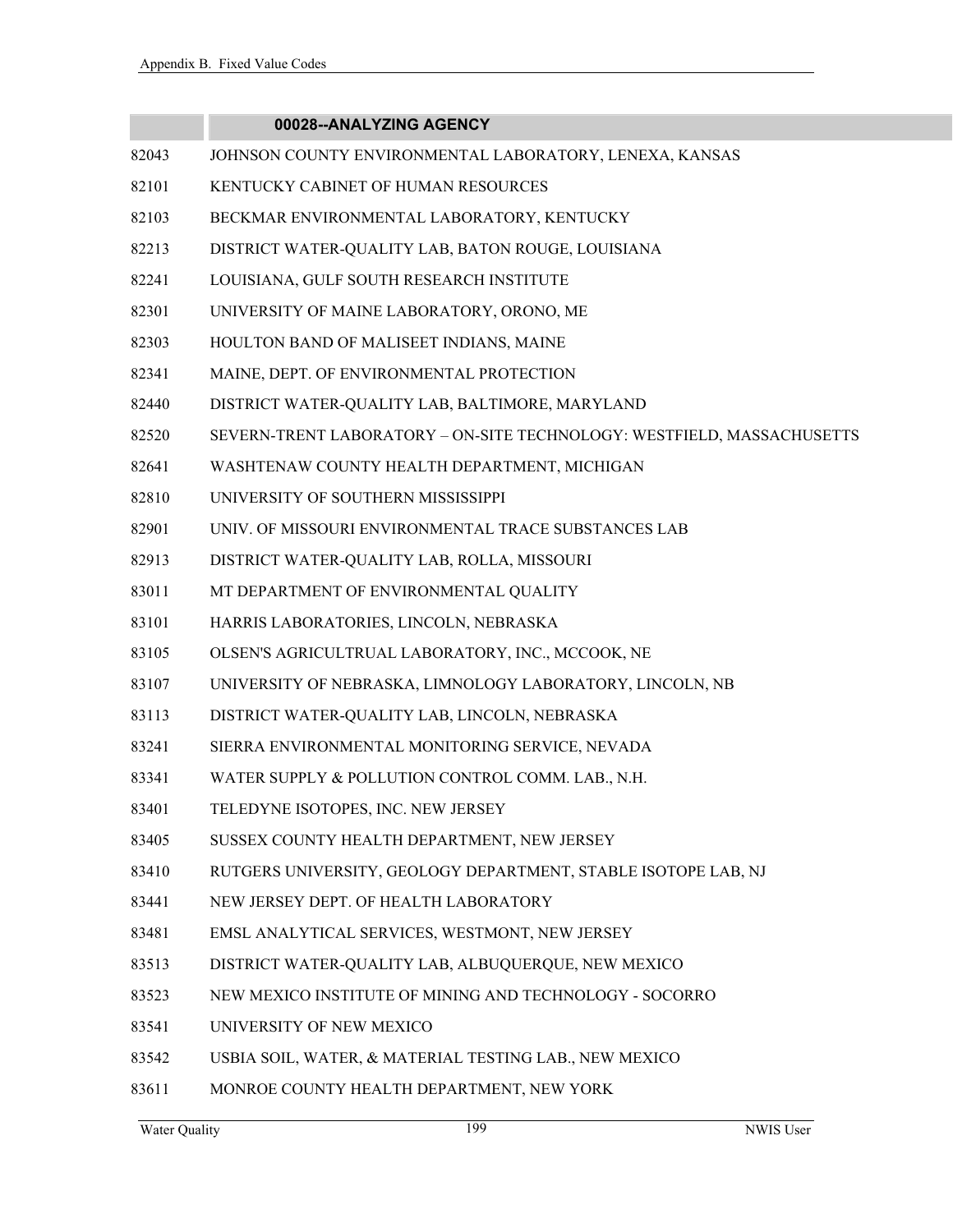| | 00028--ANALYZING AGENCY |
|---|---|
| 82043 | JOHNSON COUNTY ENVIRONMENTAL LABORATORY, LENEXA, KANSAS |
| 82101 | KENTUCKY CABINET OF HUMAN RESOURCES |
| 82103 | BECKMAR ENVIRONMENTAL LABORATORY, KENTUCKY |
| 82213 | DISTRICT WATER-QUALITY LAB, BATON ROUGE, LOUISIANA |
| 82241 | LOUISIANA, GULF SOUTH RESEARCH INSTITUTE |
| 82301 | UNIVERSITY OF MAINE LABORATORY, ORONO, ME |
| 82303 | HOULTON BAND OF MALISEET INDIANS, MAINE |
| 82341 | MAINE, DEPT. OF ENVIRONMENTAL PROTECTION |
| 82440 | DISTRICT WATER-QUALITY LAB, BALTIMORE, MARYLAND |
| 82520 | SEVERN-TRENT LABORATORY – ON-SITE TECHNOLOGY: WESTFIELD, MASSACHUSETTS |
| 82641 | WASHTENAW COUNTY HEALTH DEPARTMENT, MICHIGAN |
| 82810 | UNIVERSITY OF SOUTHERN MISSISSIPPI |
| 82901 | UNIV. OF MISSOURI ENVIRONMENTAL TRACE SUBSTANCES LAB |
| 82913 | DISTRICT WATER-QUALITY LAB, ROLLA, MISSOURI |
| 83011 | MT DEPARTMENT OF ENVIRONMENTAL QUALITY |
| 83101 | HARRIS LABORATORIES, LINCOLN, NEBRASKA |
| 83105 | OLSEN'S AGRICULTRUAL LABORATORY, INC., MCCOOK, NE |
| 83107 | UNIVERSITY OF NEBRASKA, LIMNOLOGY LABORATORY, LINCOLN, NB |
| 83113 | DISTRICT WATER-QUALITY LAB, LINCOLN, NEBRASKA |
| 83241 | SIERRA ENVIRONMENTAL MONITORING SERVICE, NEVADA |
| 83341 | WATER SUPPLY & POLLUTION CONTROL COMM. LAB., N.H. |
| 83401 | TELEDYNE ISOTOPES, INC. NEW JERSEY |
| 83405 | SUSSEX COUNTY HEALTH DEPARTMENT, NEW JERSEY |
| 83410 | RUTGERS UNIVERSITY, GEOLOGY DEPARTMENT, STABLE ISOTOPE LAB, NJ |
| 83441 | NEW JERSEY DEPT. OF HEALTH LABORATORY |
| 83481 | EMSL ANALYTICAL SERVICES, WESTMONT, NEW JERSEY |
| 83513 | DISTRICT WATER-QUALITY LAB, ALBUQUERQUE, NEW MEXICO |
| 83523 | NEW MEXICO INSTITUTE OF MINING AND TECHNOLOGY - SOCORRO |
| 83541 | UNIVERSITY OF NEW MEXICO |
| 83542 | USBIA SOIL, WATER, & MATERIAL TESTING LAB., NEW MEXICO |
| 83611 | MONROE COUNTY HEALTH DEPARTMENT, NEW YORK |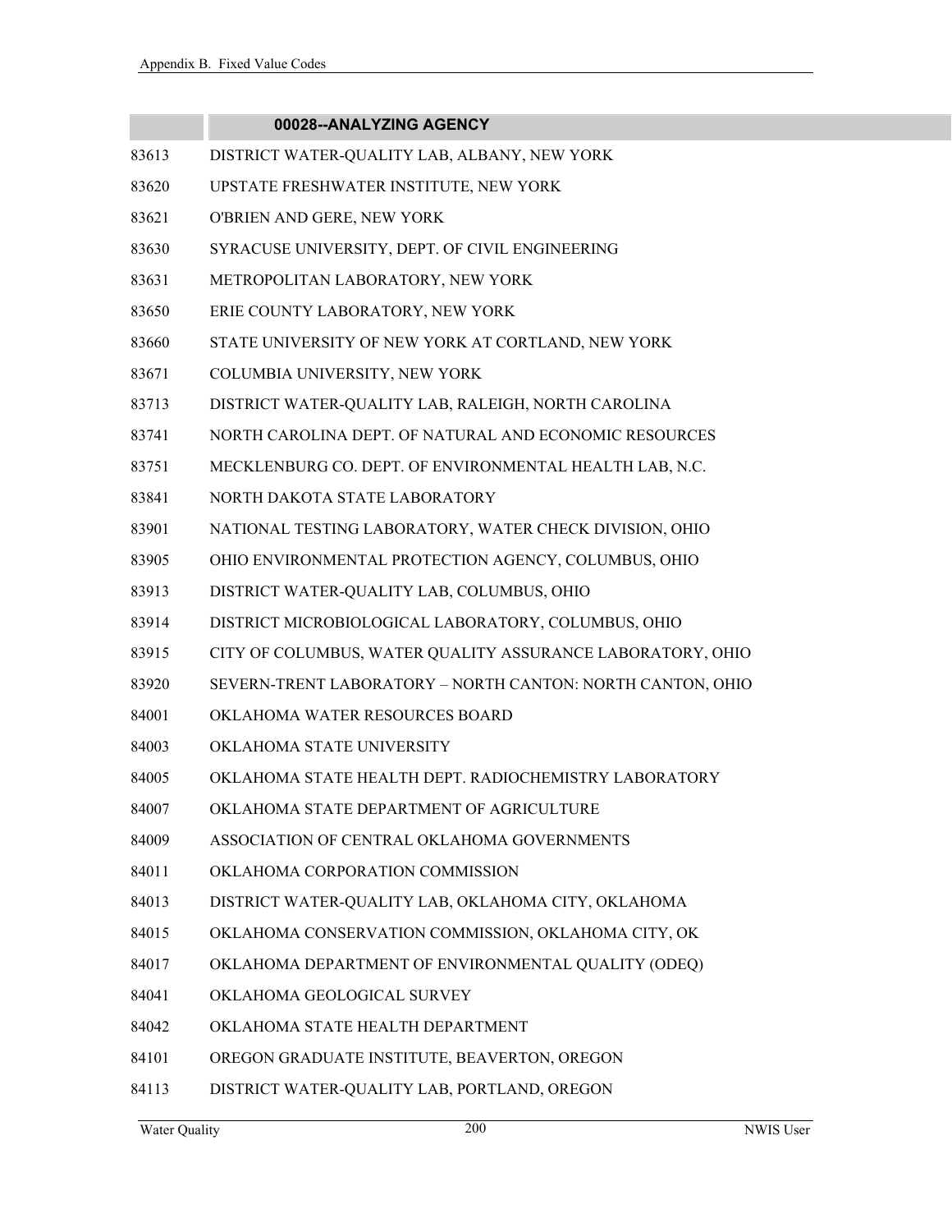| | 00028--ANALYZING AGENCY |
|---|---|
| 83613 | DISTRICT WATER-QUALITY LAB, ALBANY, NEW YORK |
| 83620 | UPSTATE FRESHWATER INSTITUTE, NEW YORK |
| 83621 | O'BRIEN AND GERE, NEW YORK |
| 83630 | SYRACUSE UNIVERSITY, DEPT. OF CIVIL ENGINEERING |
| 83631 | METROPOLITAN LABORATORY, NEW YORK |
| 83650 | ERIE COUNTY LABORATORY, NEW YORK |
| 83660 | STATE UNIVERSITY OF NEW YORK AT CORTLAND, NEW YORK |
| 83671 | COLUMBIA UNIVERSITY, NEW YORK |
| 83713 | DISTRICT WATER-QUALITY LAB, RALEIGH, NORTH CAROLINA |
| 83741 | NORTH CAROLINA DEPT. OF NATURAL AND ECONOMIC RESOURCES |
| 83751 | MECKLENBURG CO. DEPT. OF ENVIRONMENTAL HEALTH LAB, N.C. |
| 83841 | NORTH DAKOTA STATE LABORATORY |
| 83901 | NATIONAL TESTING LABORATORY, WATER CHECK DIVISION, OHIO |
| 83905 | OHIO ENVIRONMENTAL PROTECTION AGENCY, COLUMBUS, OHIO |
| 83913 | DISTRICT WATER-QUALITY LAB, COLUMBUS, OHIO |
| 83914 | DISTRICT MICROBIOLOGICAL LABORATORY, COLUMBUS, OHIO |
| 83915 | CITY OF COLUMBUS, WATER QUALITY ASSURANCE LABORATORY, OHIO |
| 83920 | SEVERN-TRENT LABORATORY – NORTH CANTON: NORTH CANTON, OHIO |
| 84001 | OKLAHOMA WATER RESOURCES BOARD |
| 84003 | OKLAHOMA STATE UNIVERSITY |
| 84005 | OKLAHOMA STATE HEALTH DEPT. RADIOCHEMISTRY LABORATORY |
| 84007 | OKLAHOMA STATE DEPARTMENT OF AGRICULTURE |
| 84009 | ASSOCIATION OF CENTRAL OKLAHOMA GOVERNMENTS |
| 84011 | OKLAHOMA CORPORATION COMMISSION |
| 84013 | DISTRICT WATER-QUALITY LAB, OKLAHOMA CITY, OKLAHOMA |
| 84015 | OKLAHOMA CONSERVATION COMMISSION, OKLAHOMA CITY, OK |
| 84017 | OKLAHOMA DEPARTMENT OF ENVIRONMENTAL QUALITY (ODEQ) |
| 84041 | OKLAHOMA GEOLOGICAL SURVEY |
| 84042 | OKLAHOMA STATE HEALTH DEPARTMENT |
| 84101 | OREGON GRADUATE INSTITUTE, BEAVERTON, OREGON |
| 84113 | DISTRICT WATER-QUALITY LAB, PORTLAND, OREGON |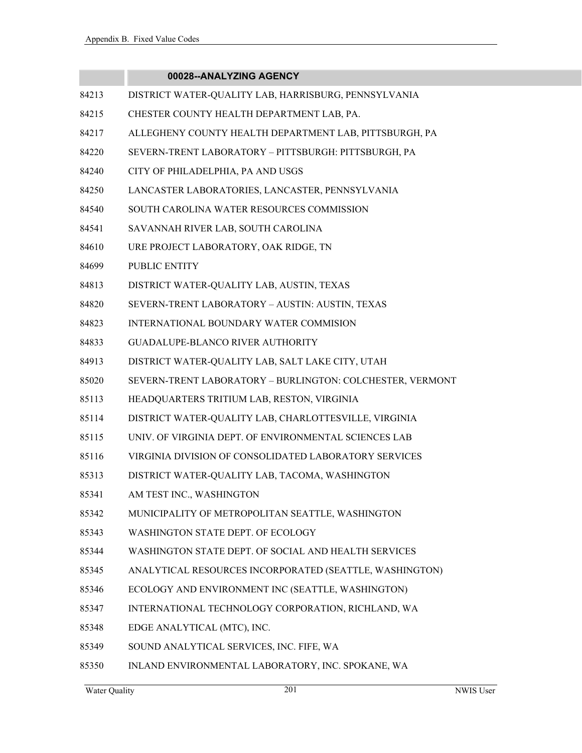| | 00028--ANALYZING AGENCY |
|---|---|
| 84213 | DISTRICT WATER-QUALITY LAB, HARRISBURG, PENNSYLVANIA |
| 84215 | CHESTER COUNTY HEALTH DEPARTMENT LAB, PA. |
| 84217 | ALLEGHENY COUNTY HEALTH DEPARTMENT LAB, PITTSBURGH, PA |
| 84220 | SEVERN-TRENT LABORATORY – PITTSBURGH: PITTSBURGH, PA |
| 84240 | CITY OF PHILADELPHIA, PA AND USGS |
| 84250 | LANCASTER LABORATORIES, LANCASTER, PENNSYLVANIA |
| 84540 | SOUTH CAROLINA WATER RESOURCES COMMISSION |
| 84541 | SAVANNAH RIVER LAB, SOUTH CAROLINA |
| 84610 | URE PROJECT LABORATORY, OAK RIDGE, TN |
| 84699 | PUBLIC ENTITY |
| 84813 | DISTRICT WATER-QUALITY LAB, AUSTIN, TEXAS |
| 84820 | SEVERN-TRENT LABORATORY – AUSTIN: AUSTIN, TEXAS |
| 84823 | INTERNATIONAL BOUNDARY WATER COMMISION |
| 84833 | GUADALUPE-BLANCO RIVER AUTHORITY |
| 84913 | DISTRICT WATER-QUALITY LAB, SALT LAKE CITY, UTAH |
| 85020 | SEVERN-TRENT LABORATORY – BURLINGTON: COLCHESTER, VERMONT |
| 85113 | HEADQUARTERS TRITIUM LAB, RESTON, VIRGINIA |
| 85114 | DISTRICT WATER-QUALITY LAB, CHARLOTTESVILLE, VIRGINIA |
| 85115 | UNIV. OF VIRGINIA DEPT. OF ENVIRONMENTAL SCIENCES LAB |
| 85116 | VIRGINIA DIVISION OF CONSOLIDATED LABORATORY SERVICES |
| 85313 | DISTRICT WATER-QUALITY LAB, TACOMA, WASHINGTON |
| 85341 | AM TEST INC., WASHINGTON |
| 85342 | MUNICIPALITY OF METROPOLITAN SEATTLE, WASHINGTON |
| 85343 | WASHINGTON STATE DEPT. OF ECOLOGY |
| 85344 | WASHINGTON STATE DEPT. OF SOCIAL AND HEALTH SERVICES |
| 85345 | ANALYTICAL RESOURCES INCORPORATED (SEATTLE, WASHINGTON) |
| 85346 | ECOLOGY AND ENVIRONMENT INC (SEATTLE, WASHINGTON) |
| 85347 | INTERNATIONAL TECHNOLOGY CORPORATION, RICHLAND, WA |
| 85348 | EDGE ANALYTICAL (MTC), INC. |
| 85349 | SOUND ANALYTICAL SERVICES, INC. FIFE, WA |
| 85350 | INLAND ENVIRONMENTAL LABORATORY, INC. SPOKANE, WA |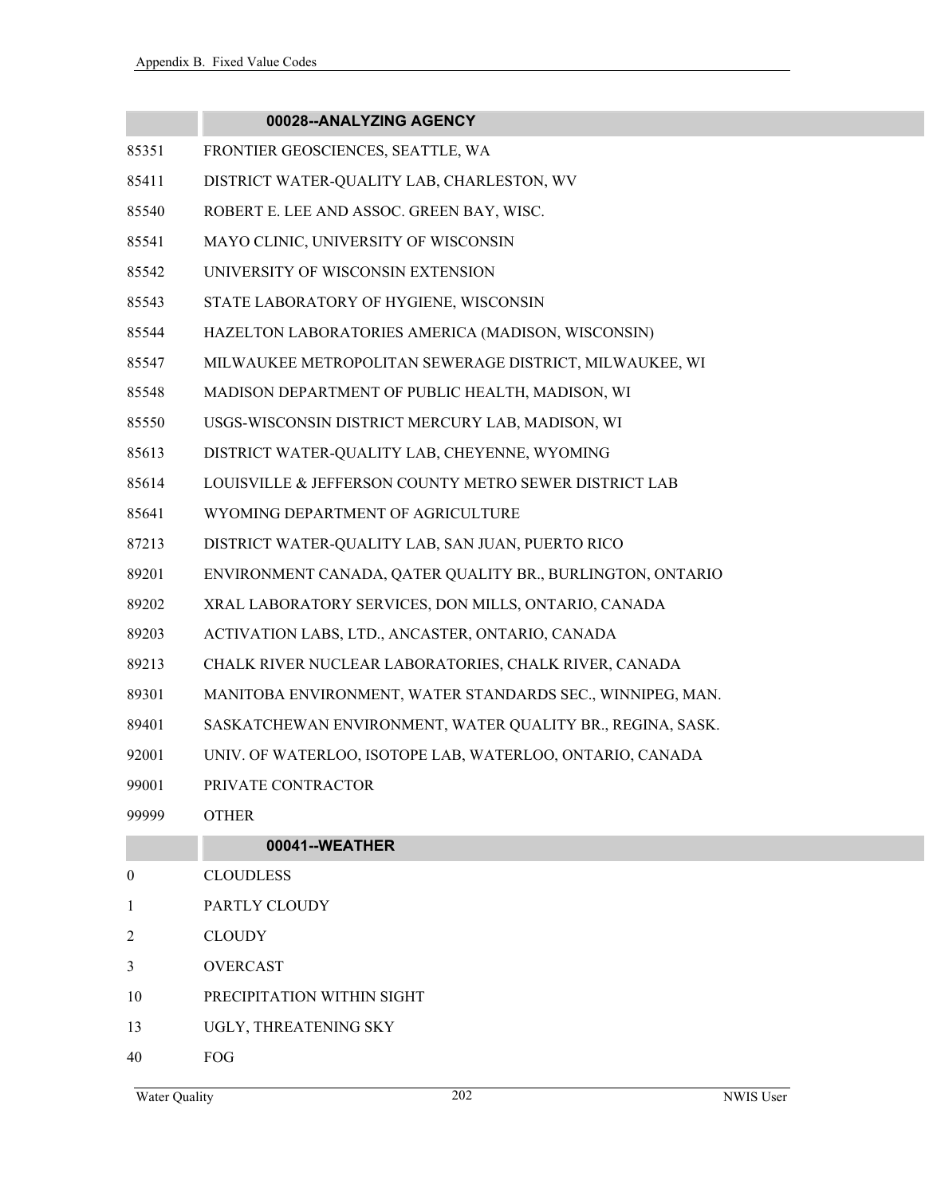| | 00028--ANALYZING AGENCY |
|---|---|
| 85351 | FRONTIER GEOSCIENCES, SEATTLE, WA |
| 85411 | DISTRICT WATER-QUALITY LAB, CHARLESTON, WV |
| 85540 | ROBERT E. LEE AND ASSOC. GREEN BAY, WISC. |
| 85541 | MAYO CLINIC, UNIVERSITY OF WISCONSIN |
| 85542 | UNIVERSITY OF WISCONSIN EXTENSION |
| 85543 | STATE LABORATORY OF HYGIENE, WISCONSIN |
| 85544 | HAZELTON LABORATORIES AMERICA (MADISON, WISCONSIN) |
| 85547 | MILWAUKEE METROPOLITAN SEWERAGE DISTRICT, MILWAUKEE, WI |
| 85548 | MADISON DEPARTMENT OF PUBLIC HEALTH, MADISON, WI |
| 85550 | USGS-WISCONSIN DISTRICT MERCURY LAB, MADISON, WI |
| 85613 | DISTRICT WATER-QUALITY LAB, CHEYENNE, WYOMING |
| 85614 | LOUISVILLE & JEFFERSON COUNTY METRO SEWER DISTRICT LAB |
| 85641 | WYOMING DEPARTMENT OF AGRICULTURE |
| 87213 | DISTRICT WATER-QUALITY LAB, SAN JUAN, PUERTO RICO |
| 89201 | ENVIRONMENT CANADA, QATER QUALITY BR., BURLINGTON, ONTARIO |
| 89202 | XRAL LABORATORY SERVICES, DON MILLS, ONTARIO, CANADA |
| 89203 | ACTIVATION LABS, LTD., ANCASTER, ONTARIO, CANADA |
| 89213 | CHALK RIVER NUCLEAR LABORATORIES, CHALK RIVER, CANADA |
| 89301 | MANITOBA ENVIRONMENT, WATER STANDARDS SEC., WINNIPEG, MAN. |
| 89401 | SASKATCHEWAN ENVIRONMENT, WATER QUALITY BR., REGINA, SASK. |
| 92001 | UNIV. OF WATERLOO, ISOTOPE LAB, WATERLOO, ONTARIO, CANADA |
| 99001 | PRIVATE CONTRACTOR |
| 99999 | OTHER |

| | 00041--WEATHER |
|---|---|
| 0 | CLOUDLESS |
| 1 | PARTLY CLOUDY |
| 2 | CLOUDY |
| 3 | OVERCAST |
| 10 | PRECIPITATION WITHIN SIGHT |
| 13 | UGLY, THREATENING SKY |
| 40 | FOG |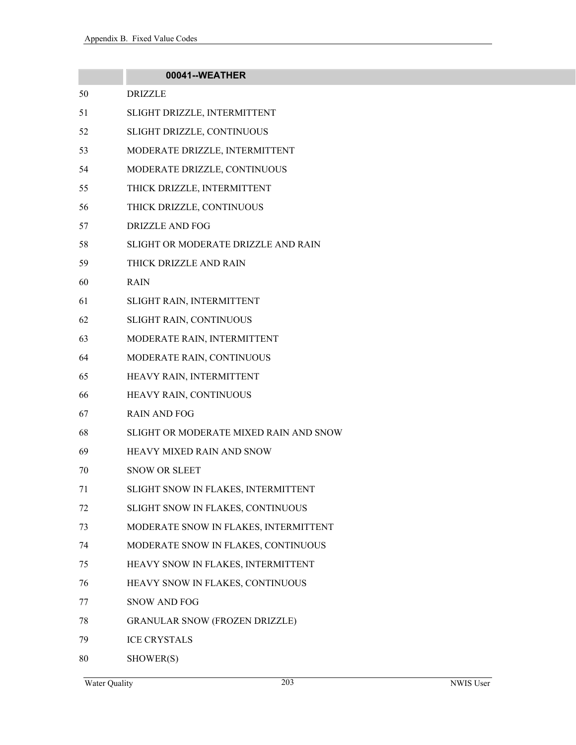| | 00041--WEATHER |
|---|---|
| 50 | DRIZZLE |
| 51 | SLIGHT DRIZZLE, INTERMITTENT |
| 52 | SLIGHT DRIZZLE, CONTINUOUS |
| 53 | MODERATE DRIZZLE, INTERMITTENT |
| 54 | MODERATE DRIZZLE, CONTINUOUS |
| 55 | THICK DRIZZLE, INTERMITTENT |
| 56 | THICK DRIZZLE, CONTINUOUS |
| 57 | DRIZZLE AND FOG |
| 58 | SLIGHT OR MODERATE DRIZZLE AND RAIN |
| 59 | THICK DRIZZLE AND RAIN |
| 60 | RAIN |
| 61 | SLIGHT RAIN, INTERMITTENT |
| 62 | SLIGHT RAIN, CONTINUOUS |
| 63 | MODERATE RAIN, INTERMITTENT |
| 64 | MODERATE RAIN, CONTINUOUS |
| 65 | HEAVY RAIN, INTERMITTENT |
| 66 | HEAVY RAIN, CONTINUOUS |
| 67 | RAIN AND FOG |
| 68 | SLIGHT OR MODERATE MIXED RAIN AND SNOW |
| 69 | HEAVY MIXED RAIN AND SNOW |
| 70 | SNOW OR SLEET |
| 71 | SLIGHT SNOW IN FLAKES, INTERMITTENT |
| 72 | SLIGHT SNOW IN FLAKES, CONTINUOUS |
| 73 | MODERATE SNOW IN FLAKES, INTERMITTENT |
| 74 | MODERATE SNOW IN FLAKES, CONTINUOUS |
| 75 | HEAVY SNOW IN FLAKES, INTERMITTENT |
| 76 | HEAVY SNOW IN FLAKES, CONTINUOUS |
| 77 | SNOW AND FOG |
| 78 | GRANULAR SNOW (FROZEN DRIZZLE) |
| 79 | ICE CRYSTALS |
| 80 | SHOWER(S) |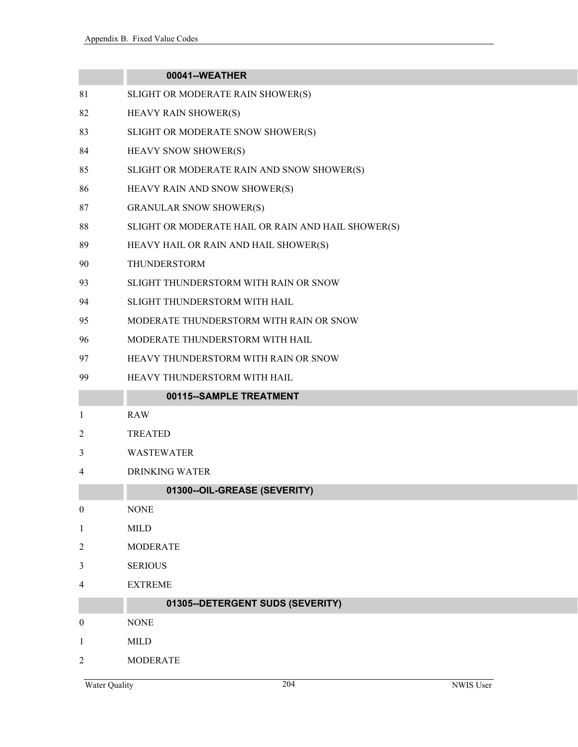| | 00041--WEATHER |
|---|---|
| 81 | SLIGHT OR MODERATE RAIN SHOWER(S) |
| 82 | HEAVY RAIN SHOWER(S) |
| 83 | SLIGHT OR MODERATE SNOW SHOWER(S) |
| 84 | HEAVY SNOW SHOWER(S) |
| 85 | SLIGHT OR MODERATE RAIN AND SNOW SHOWER(S) |
| 86 | HEAVY RAIN AND SNOW SHOWER(S) |
| 87 | GRANULAR SNOW SHOWER(S) |
| 88 | SLIGHT OR MODERATE HAIL OR RAIN AND HAIL SHOWER(S) |
| 89 | HEAVY HAIL OR RAIN AND HAIL SHOWER(S) |
| 90 | THUNDERSTORM |
| 93 | SLIGHT THUNDERSTORM WITH RAIN OR SNOW |
| 94 | SLIGHT THUNDERSTORM WITH HAIL |
| 95 | MODERATE THUNDERSTORM WITH RAIN OR SNOW |
| 96 | MODERATE THUNDERSTORM WITH HAIL |
| 97 | HEAVY THUNDERSTORM WITH RAIN OR SNOW |
| 99 | HEAVY THUNDERSTORM WITH HAIL |

| | 00115--SAMPLE TREATMENT |
|---|---|
| 1 | RAW |
| 2 | TREATED |
| 3 | WASTEWATER |
| 4 | DRINKING WATER |

| | 01300--OIL-GREASE (SEVERITY) |
|---|---|
| 0 | NONE |
| 1 | MILD |
| 2 | MODERATE |
| 3 | SERIOUS |
| 4 | EXTREME |

| | 01305--DETERGENT SUDS (SEVERITY) |
|---|---|
| 0 | NONE |
| 1 | MILD |
| 2 | MODERATE |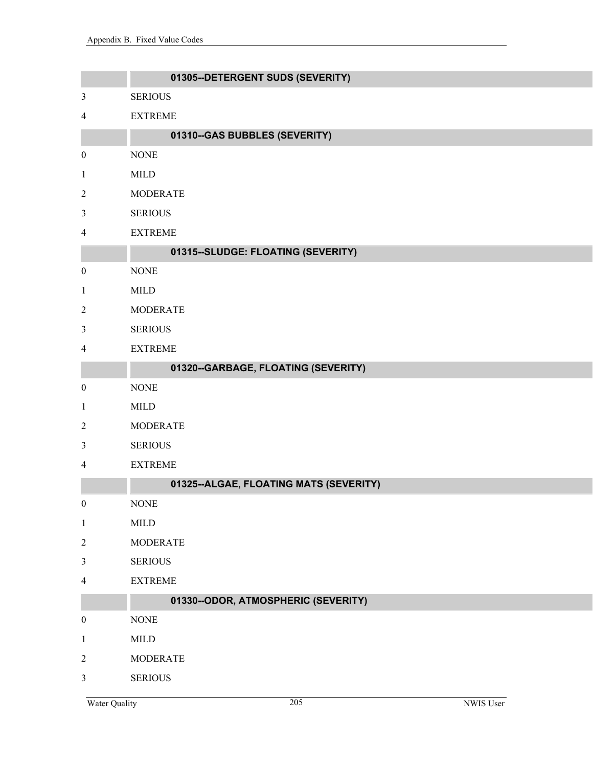| | 01305--DETERGENT SUDS (SEVERITY) |
|---|---|
| 3 | SERIOUS |
| 4 | EXTREME |

| | 01310--GAS BUBBLES (SEVERITY) |
|---|---|
| 0 | NONE |
| 1 | MILD |
| 2 | MODERATE |
| 3 | SERIOUS |
| 4 | EXTREME |

| | 01315--SLUDGE: FLOATING (SEVERITY) |
|---|---|
| 0 | NONE |
| 1 | MILD |
| 2 | MODERATE |
| 3 | SERIOUS |
| 4 | EXTREME |

| | 01320--GARBAGE, FLOATING (SEVERITY) |
|---|---|
| 0 | NONE |
| 1 | MILD |
| 2 | MODERATE |
| 3 | SERIOUS |
| 4 | EXTREME |

| | 01325--ALGAE, FLOATING MATS (SEVERITY) |
|---|---|
| 0 | NONE |
| 1 | MILD |
| 2 | MODERATE |
| 3 | SERIOUS |
| 4 | EXTREME |

| | 01330--ODOR, ATMOSPHERIC (SEVERITY) |
|---|---|
| 0 | NONE |
| 1 | MILD |
| 2 | MODERATE |
| 3 | SERIOUS |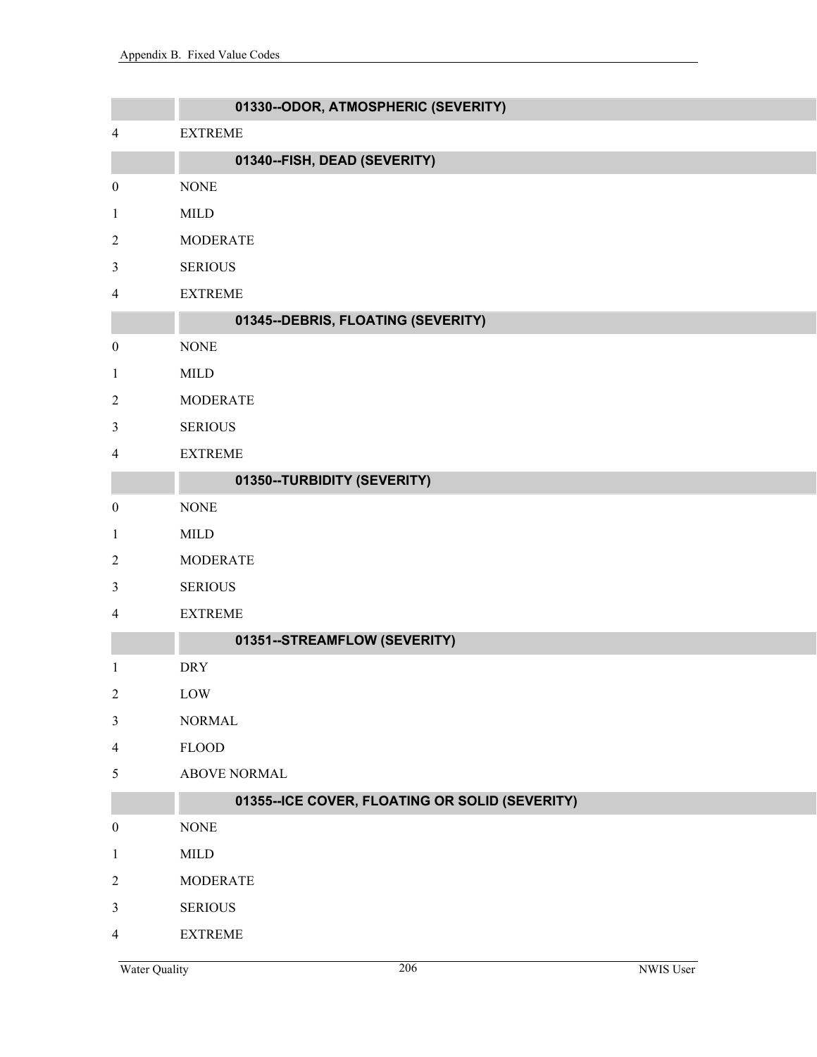| | 01330--ODOR, ATMOSPHERIC (SEVERITY) |
|---|---|
| 4 | EXTREME |

| | 01340--FISH, DEAD (SEVERITY) |
|---|---|
| 0 | NONE |
| 1 | MILD |
| 2 | MODERATE |
| 3 | SERIOUS |
| 4 | EXTREME |

| | 01345--DEBRIS, FLOATING (SEVERITY) |
|---|---|
| 0 | NONE |
| 1 | MILD |
| 2 | MODERATE |
| 3 | SERIOUS |
| 4 | EXTREME |

| | 01350--TURBIDITY (SEVERITY) |
|---|---|
| 0 | NONE |
| 1 | MILD |
| 2 | MODERATE |
| 3 | SERIOUS |
| 4 | EXTREME |

| | 01351--STREAMFLOW (SEVERITY) |
|---|---|
| 1 | DRY |
| 2 | LOW |
| 3 | NORMAL |
| 4 | FLOOD |
| 5 | ABOVE NORMAL |

| | 01355--ICE COVER, FLOATING OR SOLID (SEVERITY) |
|---|---|
| 0 | NONE |
| 1 | MILD |
| 2 | MODERATE |
| 3 | SERIOUS |
| 4 | EXTREME |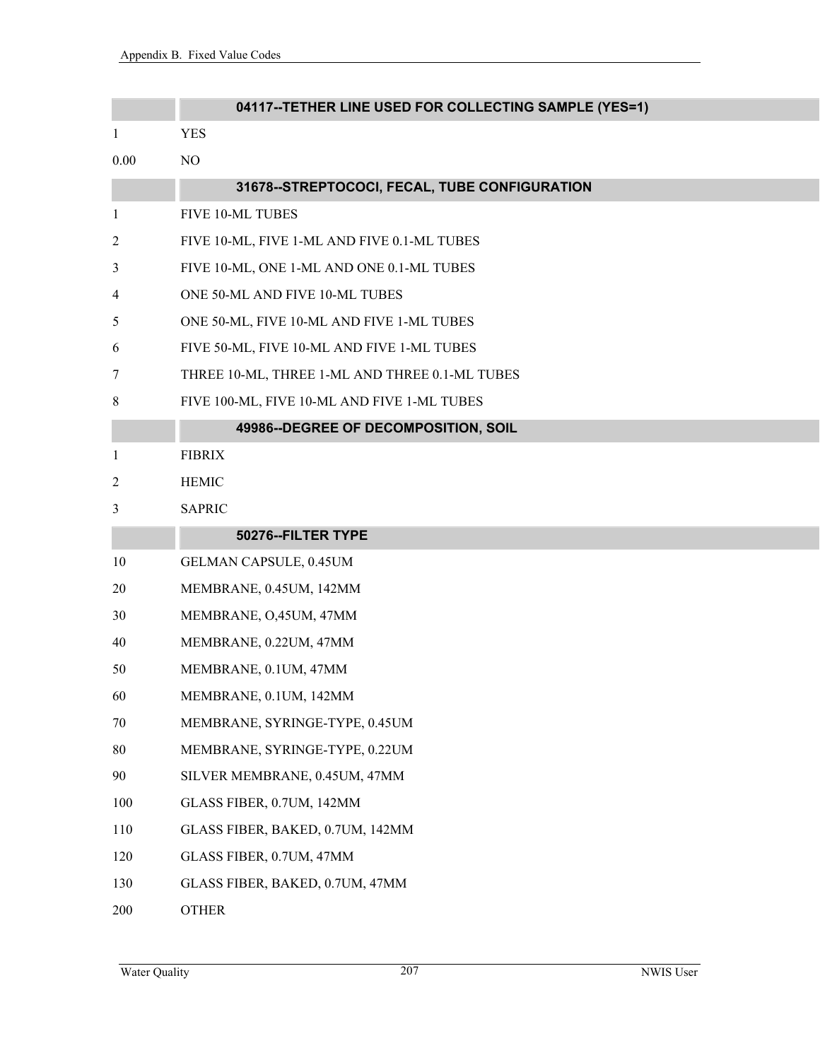| | 04117--TETHER LINE USED FOR COLLECTING SAMPLE (YES=1) |
|---|---|
| 1 | YES |
| 0.00 | NO |

| | 31678--STREPTOCOCI, FECAL, TUBE CONFIGURATION |
|---|---|
| 1 | FIVE 10-ML TUBES |
| 2 | FIVE 10-ML, FIVE 1-ML AND FIVE 0.1-ML TUBES |
| 3 | FIVE 10-ML, ONE 1-ML AND ONE 0.1-ML TUBES |
| 4 | ONE 50-ML AND FIVE 10-ML TUBES |
| 5 | ONE 50-ML, FIVE 10-ML AND FIVE 1-ML TUBES |
| 6 | FIVE 50-ML, FIVE 10-ML AND FIVE 1-ML TUBES |
| 7 | THREE 10-ML, THREE 1-ML AND THREE 0.1-ML TUBES |
| 8 | FIVE 100-ML, FIVE 10-ML AND FIVE 1-ML TUBES |

| | 49986--DEGREE OF DECOMPOSITION, SOIL |
|---|---|
| 1 | FIBRIX |
| 2 | HEMIC |
| 3 | SAPRIC |

| | 50276--FILTER TYPE |
|---|---|
| 10 | GELMAN CAPSULE, 0.45UM |
| 20 | MEMBRANE, 0.45UM, 142MM |
| 30 | MEMBRANE, O,45UM, 47MM |
| 40 | MEMBRANE, 0.22UM, 47MM |
| 50 | MEMBRANE, 0.1UM, 47MM |
| 60 | MEMBRANE, 0.1UM, 142MM |
| 70 | MEMBRANE, SYRINGE-TYPE, 0.45UM |
| 80 | MEMBRANE, SYRINGE-TYPE, 0.22UM |
| 90 | SILVER MEMBRANE, 0.45UM, 47MM |
| 100 | GLASS FIBER, 0.7UM, 142MM |
| 110 | GLASS FIBER, BAKED, 0.7UM, 142MM |
| 120 | GLASS FIBER, 0.7UM, 47MM |
| 130 | GLASS FIBER, BAKED, 0.7UM, 47MM |
| 200 | OTHER |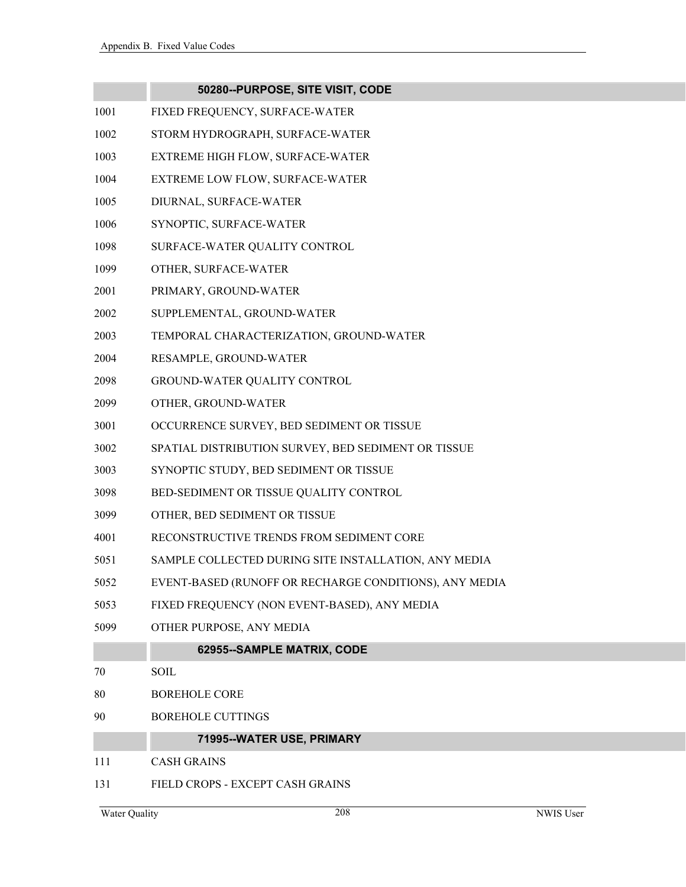| | 50280--PURPOSE, SITE VISIT, CODE |
|---|---|
| 1001 | FIXED FREQUENCY, SURFACE-WATER |
| 1002 | STORM HYDROGRAPH, SURFACE-WATER |
| 1003 | EXTREME HIGH FLOW, SURFACE-WATER |
| 1004 | EXTREME LOW FLOW, SURFACE-WATER |
| 1005 | DIURNAL, SURFACE-WATER |
| 1006 | SYNOPTIC, SURFACE-WATER |
| 1098 | SURFACE-WATER QUALITY CONTROL |
| 1099 | OTHER, SURFACE-WATER |
| 2001 | PRIMARY, GROUND-WATER |
| 2002 | SUPPLEMENTAL, GROUND-WATER |
| 2003 | TEMPORAL CHARACTERIZATION, GROUND-WATER |
| 2004 | RESAMPLE, GROUND-WATER |
| 2098 | GROUND-WATER QUALITY CONTROL |
| 2099 | OTHER, GROUND-WATER |
| 3001 | OCCURRENCE SURVEY, BED SEDIMENT OR TISSUE |
| 3002 | SPATIAL DISTRIBUTION SURVEY, BED SEDIMENT OR TISSUE |
| 3003 | SYNOPTIC STUDY, BED SEDIMENT OR TISSUE |
| 3098 | BED-SEDIMENT OR TISSUE QUALITY CONTROL |
| 3099 | OTHER, BED SEDIMENT OR TISSUE |
| 4001 | RECONSTRUCTIVE TRENDS FROM SEDIMENT CORE |
| 5051 | SAMPLE COLLECTED DURING SITE INSTALLATION, ANY MEDIA |
| 5052 | EVENT-BASED (RUNOFF OR RECHARGE CONDITIONS), ANY MEDIA |
| 5053 | FIXED FREQUENCY (NON EVENT-BASED), ANY MEDIA |
| 5099 | OTHER PURPOSE, ANY MEDIA |

| | 62955--SAMPLE MATRIX, CODE |
|---|---|
| 70 | SOIL |
| 80 | BOREHOLE CORE |
| 90 | BOREHOLE CUTTINGS |

| | 71995--WATER USE, PRIMARY |
|---|---|
| 111 | CASH GRAINS |
| 131 | FIELD CROPS - EXCEPT CASH GRAINS |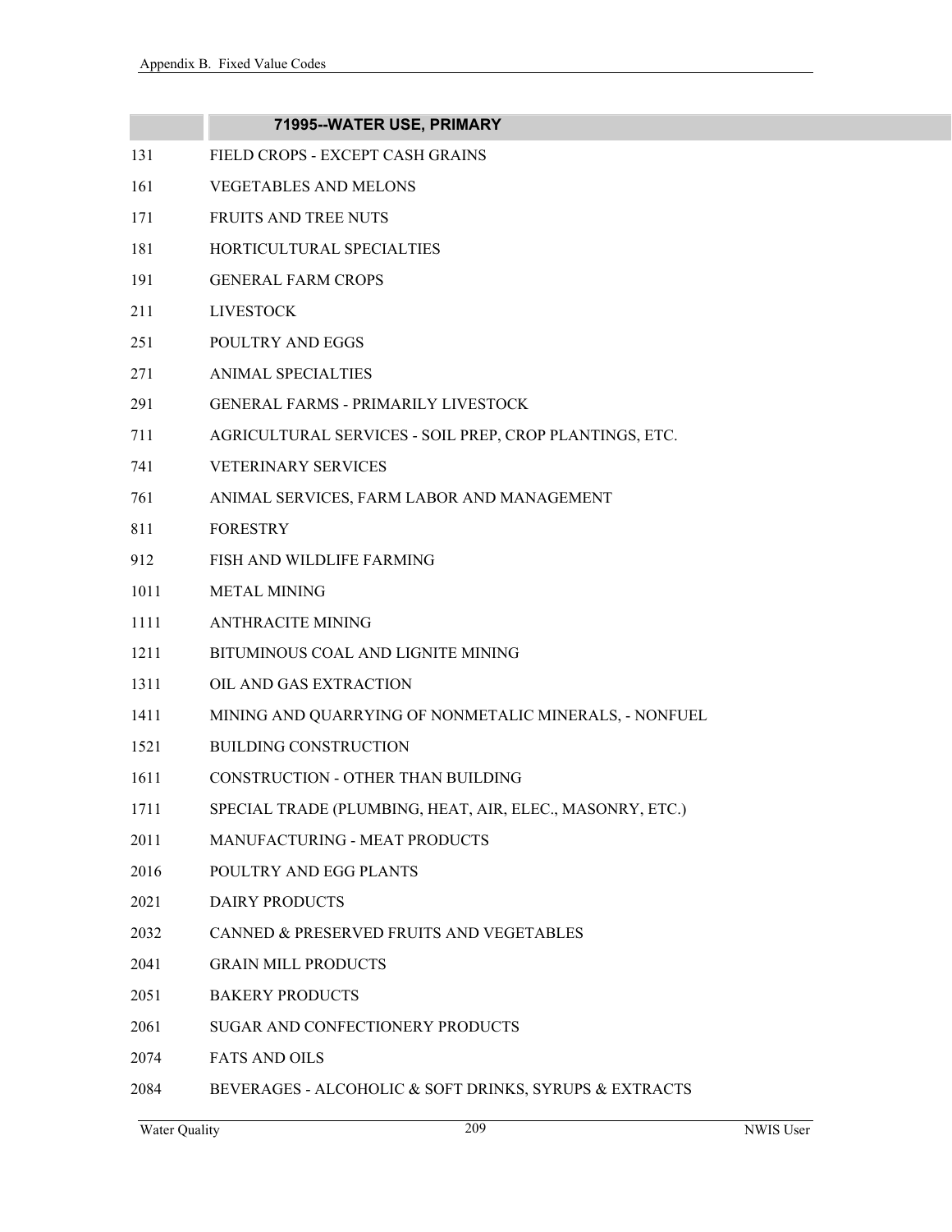| | 71995--WATER USE, PRIMARY |
|---|---|
| 131 | FIELD CROPS - EXCEPT CASH GRAINS |
| 161 | VEGETABLES AND MELONS |
| 171 | FRUITS AND TREE NUTS |
| 181 | HORTICULTURAL SPECIALTIES |
| 191 | GENERAL FARM CROPS |
| 211 | LIVESTOCK |
| 251 | POULTRY AND EGGS |
| 271 | ANIMAL SPECIALTIES |
| 291 | GENERAL FARMS - PRIMARILY LIVESTOCK |
| 711 | AGRICULTURAL SERVICES - SOIL PREP, CROP PLANTINGS, ETC. |
| 741 | VETERINARY SERVICES |
| 761 | ANIMAL SERVICES, FARM LABOR AND MANAGEMENT |
| 811 | FORESTRY |
| 912 | FISH AND WILDLIFE FARMING |
| 1011 | METAL MINING |
| 1111 | ANTHRACITE MINING |
| 1211 | BITUMINOUS COAL AND LIGNITE MINING |
| 1311 | OIL AND GAS EXTRACTION |
| 1411 | MINING AND QUARRYING OF NONMETALIC MINERALS, - NONFUEL |
| 1521 | BUILDING CONSTRUCTION |
| 1611 | CONSTRUCTION - OTHER THAN BUILDING |
| 1711 | SPECIAL TRADE (PLUMBING, HEAT, AIR, ELEC., MASONRY, ETC.) |
| 2011 | MANUFACTURING - MEAT PRODUCTS |
| 2016 | POULTRY AND EGG PLANTS |
| 2021 | DAIRY PRODUCTS |
| 2032 | CANNED & PRESERVED FRUITS AND VEGETABLES |
| 2041 | GRAIN MILL PRODUCTS |
| 2051 | BAKERY PRODUCTS |
| 2061 | SUGAR AND CONFECTIONERY PRODUCTS |
| 2074 | FATS AND OILS |
| 2084 | BEVERAGES - ALCOHOLIC & SOFT DRINKS, SYRUPS & EXTRACTS |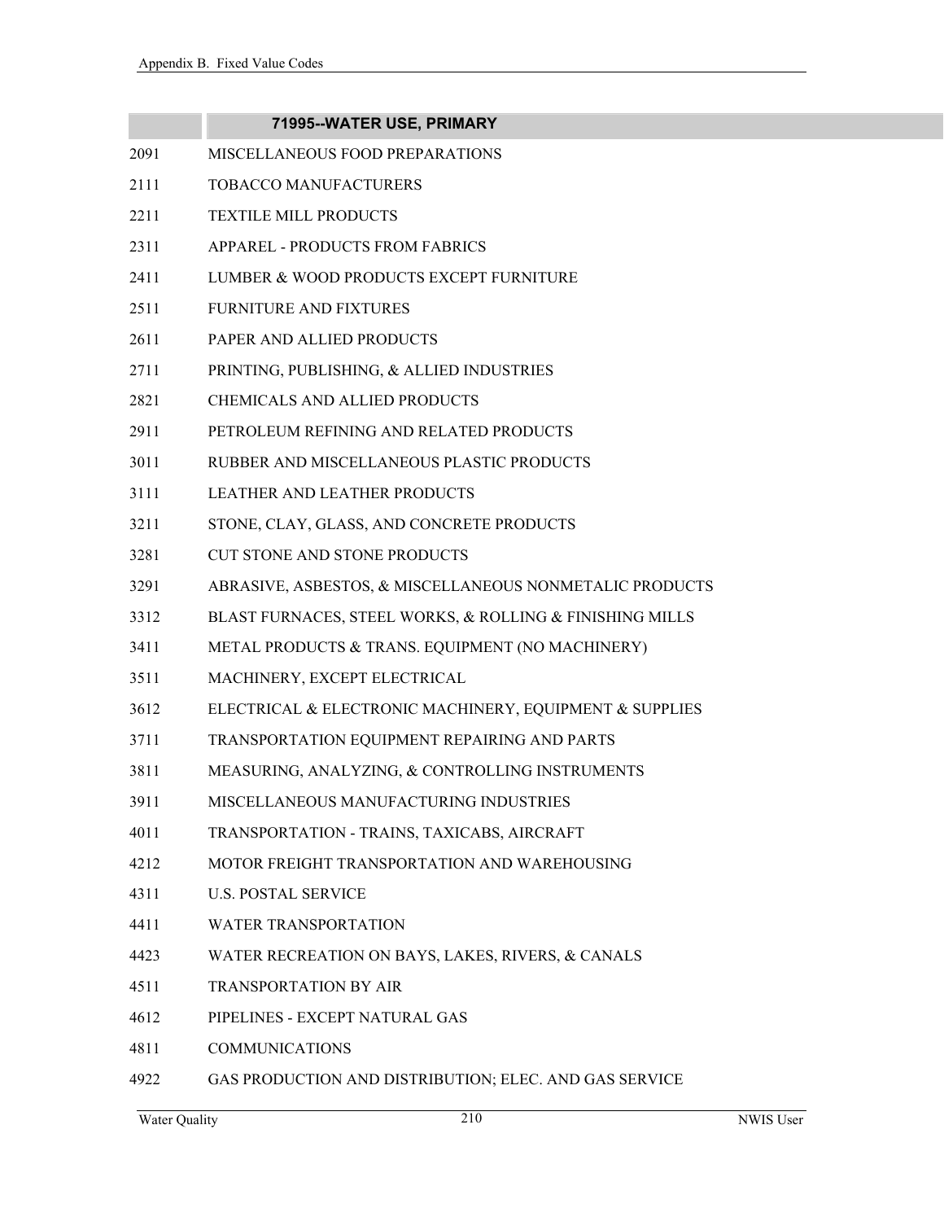| | 71995--WATER USE, PRIMARY |
|---|---|
| 2091 | MISCELLANEOUS FOOD PREPARATIONS |
| 2111 | TOBACCO MANUFACTURERS |
| 2211 | TEXTILE MILL PRODUCTS |
| 2311 | APPAREL - PRODUCTS FROM FABRICS |
| 2411 | LUMBER & WOOD PRODUCTS EXCEPT FURNITURE |
| 2511 | FURNITURE AND FIXTURES |
| 2611 | PAPER AND ALLIED PRODUCTS |
| 2711 | PRINTING, PUBLISHING, & ALLIED INDUSTRIES |
| 2821 | CHEMICALS AND ALLIED PRODUCTS |
| 2911 | PETROLEUM REFINING AND RELATED PRODUCTS |
| 3011 | RUBBER AND MISCELLANEOUS PLASTIC PRODUCTS |
| 3111 | LEATHER AND LEATHER PRODUCTS |
| 3211 | STONE, CLAY, GLASS, AND CONCRETE PRODUCTS |
| 3281 | CUT STONE AND STONE PRODUCTS |
| 3291 | ABRASIVE, ASBESTOS, & MISCELLANEOUS NONMETALIC PRODUCTS |
| 3312 | BLAST FURNACES, STEEL WORKS, & ROLLING & FINISHING MILLS |
| 3411 | METAL PRODUCTS & TRANS. EQUIPMENT (NO MACHINERY) |
| 3511 | MACHINERY, EXCEPT ELECTRICAL |
| 3612 | ELECTRICAL & ELECTRONIC MACHINERY, EQUIPMENT & SUPPLIES |
| 3711 | TRANSPORTATION EQUIPMENT REPAIRING AND PARTS |
| 3811 | MEASURING, ANALYZING, & CONTROLLING INSTRUMENTS |
| 3911 | MISCELLANEOUS MANUFACTURING INDUSTRIES |
| 4011 | TRANSPORTATION - TRAINS, TAXICABS, AIRCRAFT |
| 4212 | MOTOR FREIGHT TRANSPORTATION AND WAREHOUSING |
| 4311 | U.S. POSTAL SERVICE |
| 4411 | WATER TRANSPORTATION |
| 4423 | WATER RECREATION ON BAYS, LAKES, RIVERS, & CANALS |
| 4511 | TRANSPORTATION BY AIR |
| 4612 | PIPELINES - EXCEPT NATURAL GAS |
| 4811 | COMMUNICATIONS |
| 4922 | GAS PRODUCTION AND DISTRIBUTION; ELEC. AND GAS SERVICE |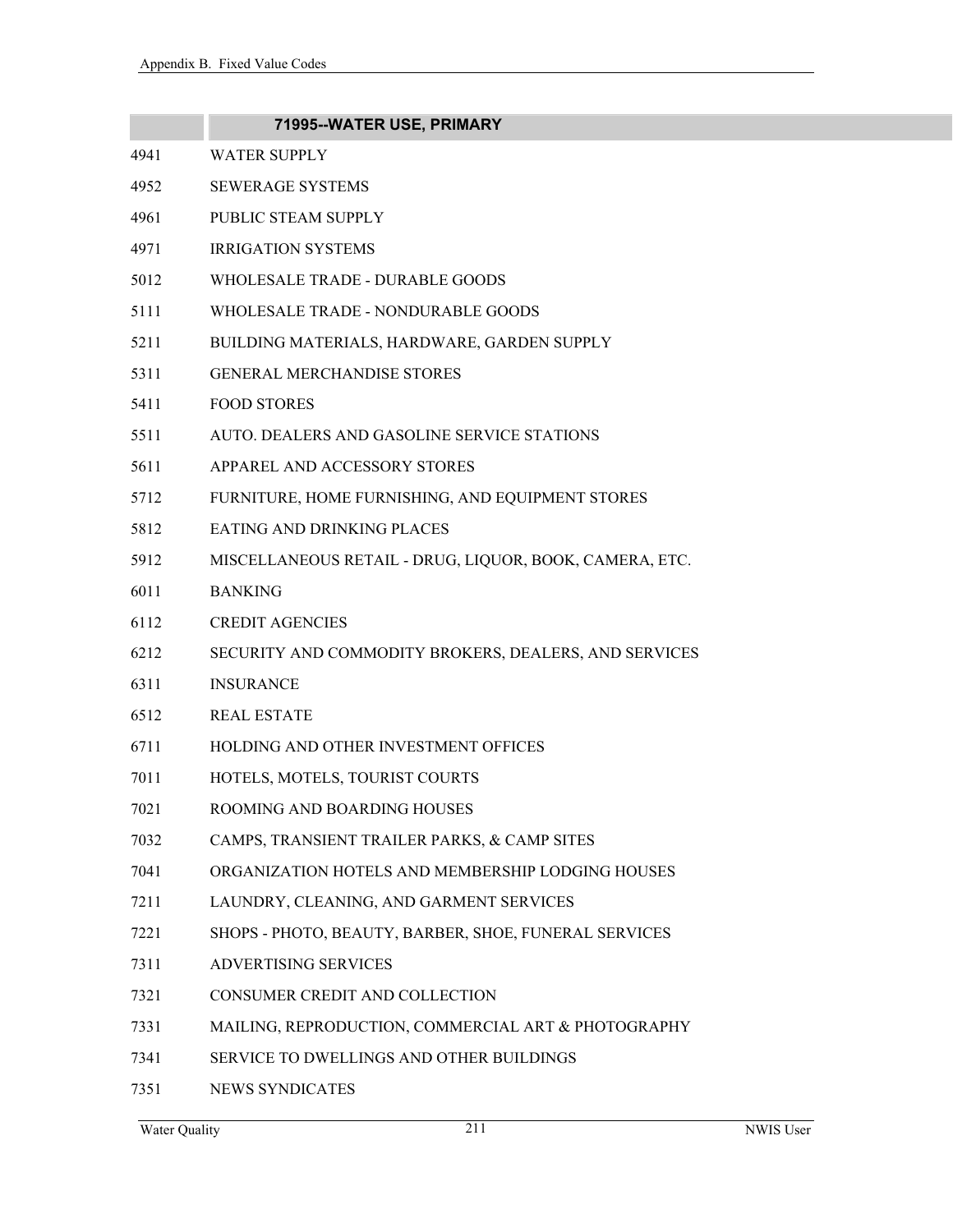| | 71995--WATER USE, PRIMARY |
|---|---|
| 4941 | WATER SUPPLY |
| 4952 | SEWERAGE SYSTEMS |
| 4961 | PUBLIC STEAM SUPPLY |
| 4971 | IRRIGATION SYSTEMS |
| 5012 | WHOLESALE TRADE - DURABLE GOODS |
| 5111 | WHOLESALE TRADE - NONDURABLE GOODS |
| 5211 | BUILDING MATERIALS, HARDWARE, GARDEN SUPPLY |
| 5311 | GENERAL MERCHANDISE STORES |
| 5411 | FOOD STORES |
| 5511 | AUTO. DEALERS AND GASOLINE SERVICE STATIONS |
| 5611 | APPAREL AND ACCESSORY STORES |
| 5712 | FURNITURE, HOME FURNISHING, AND EQUIPMENT STORES |
| 5812 | EATING AND DRINKING PLACES |
| 5912 | MISCELLANEOUS RETAIL - DRUG, LIQUOR, BOOK, CAMERA, ETC. |
| 6011 | BANKING |
| 6112 | CREDIT AGENCIES |
| 6212 | SECURITY AND COMMODITY BROKERS, DEALERS, AND SERVICES |
| 6311 | INSURANCE |
| 6512 | REAL ESTATE |
| 6711 | HOLDING AND OTHER INVESTMENT OFFICES |
| 7011 | HOTELS, MOTELS, TOURIST COURTS |
| 7021 | ROOMING AND BOARDING HOUSES |
| 7032 | CAMPS, TRANSIENT TRAILER PARKS, & CAMP SITES |
| 7041 | ORGANIZATION HOTELS AND MEMBERSHIP LODGING HOUSES |
| 7211 | LAUNDRY, CLEANING, AND GARMENT SERVICES |
| 7221 | SHOPS - PHOTO, BEAUTY, BARBER, SHOE, FUNERAL SERVICES |
| 7311 | ADVERTISING SERVICES |
| 7321 | CONSUMER CREDIT AND COLLECTION |
| 7331 | MAILING, REPRODUCTION, COMMERCIAL ART & PHOTOGRAPHY |
| 7341 | SERVICE TO DWELLINGS AND OTHER BUILDINGS |
| 7351 | NEWS SYNDICATES |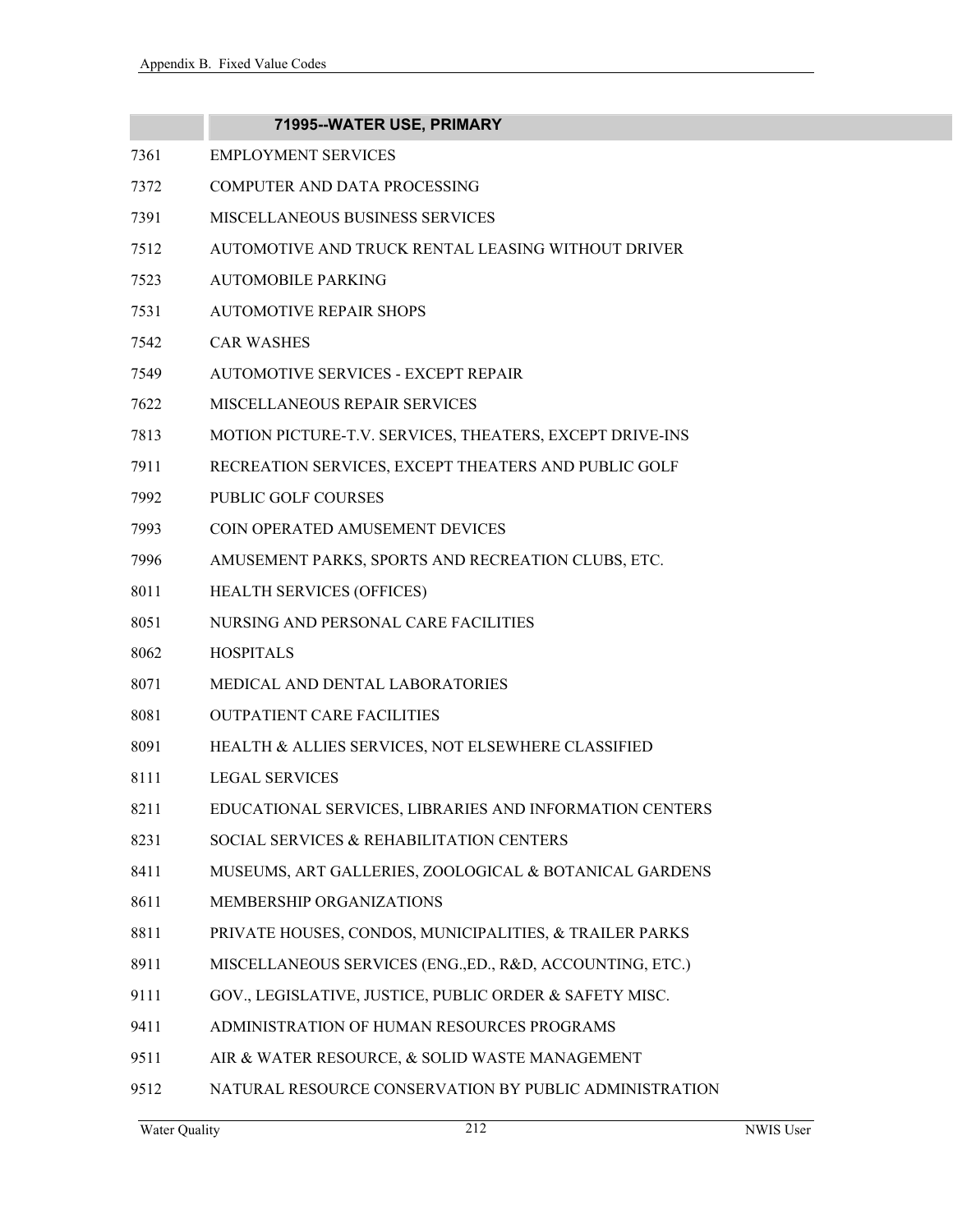| | 71995--WATER USE, PRIMARY |
|---|---|
| 7361 | EMPLOYMENT SERVICES |
| 7372 | COMPUTER AND DATA PROCESSING |
| 7391 | MISCELLANEOUS BUSINESS SERVICES |
| 7512 | AUTOMOTIVE AND TRUCK RENTAL LEASING WITHOUT DRIVER |
| 7523 | AUTOMOBILE PARKING |
| 7531 | AUTOMOTIVE REPAIR SHOPS |
| 7542 | CAR WASHES |
| 7549 | AUTOMOTIVE SERVICES - EXCEPT REPAIR |
| 7622 | MISCELLANEOUS REPAIR SERVICES |
| 7813 | MOTION PICTURE-T.V. SERVICES, THEATERS, EXCEPT DRIVE-INS |
| 7911 | RECREATION SERVICES, EXCEPT THEATERS AND PUBLIC GOLF |
| 7992 | PUBLIC GOLF COURSES |
| 7993 | COIN OPERATED AMUSEMENT DEVICES |
| 7996 | AMUSEMENT PARKS, SPORTS AND RECREATION CLUBS, ETC. |
| 8011 | HEALTH SERVICES (OFFICES) |
| 8051 | NURSING AND PERSONAL CARE FACILITIES |
| 8062 | HOSPITALS |
| 8071 | MEDICAL AND DENTAL LABORATORIES |
| 8081 | OUTPATIENT CARE FACILITIES |
| 8091 | HEALTH & ALLIES SERVICES, NOT ELSEWHERE CLASSIFIED |
| 8111 | LEGAL SERVICES |
| 8211 | EDUCATIONAL SERVICES, LIBRARIES AND INFORMATION CENTERS |
| 8231 | SOCIAL SERVICES & REHABILITATION CENTERS |
| 8411 | MUSEUMS, ART GALLERIES, ZOOLOGICAL & BOTANICAL GARDENS |
| 8611 | MEMBERSHIP ORGANIZATIONS |
| 8811 | PRIVATE HOUSES, CONDOS, MUNICIPALITIES, & TRAILER PARKS |
| 8911 | MISCELLANEOUS SERVICES (ENG.,ED., R&D, ACCOUNTING, ETC.) |
| 9111 | GOV., LEGISLATIVE, JUSTICE, PUBLIC ORDER & SAFETY MISC. |
| 9411 | ADMINISTRATION OF HUMAN RESOURCES PROGRAMS |
| 9511 | AIR & WATER RESOURCE, & SOLID WASTE MANAGEMENT |
| 9512 | NATURAL RESOURCE CONSERVATION BY PUBLIC ADMINISTRATION |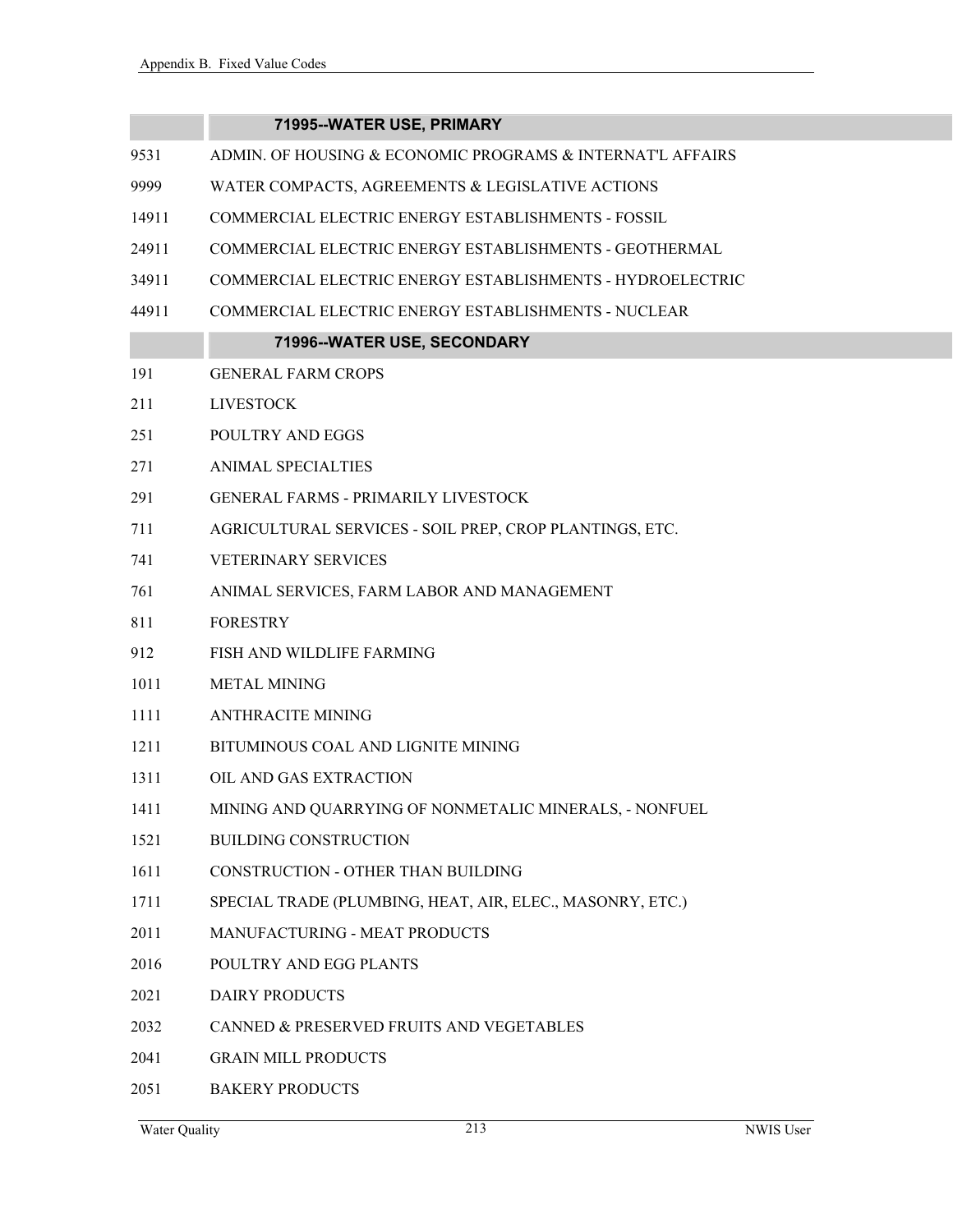| | 71995--WATER USE, PRIMARY |
|---|---|
| 9531 | ADMIN. OF HOUSING & ECONOMIC PROGRAMS & INTERNAT'L AFFAIRS |
| 9999 | WATER COMPACTS, AGREEMENTS & LEGISLATIVE ACTIONS |
| 14911 | COMMERCIAL ELECTRIC ENERGY ESTABLISHMENTS - FOSSIL |
| 24911 | COMMERCIAL ELECTRIC ENERGY ESTABLISHMENTS - GEOTHERMAL |
| 34911 | COMMERCIAL ELECTRIC ENERGY ESTABLISHMENTS - HYDROELECTRIC |
| 44911 | COMMERCIAL ELECTRIC ENERGY ESTABLISHMENTS - NUCLEAR |

| | 71996--WATER USE, SECONDARY |
|---|---|
| 191 | GENERAL FARM CROPS |
| 211 | LIVESTOCK |
| 251 | POULTRY AND EGGS |
| 271 | ANIMAL SPECIALTIES |
| 291 | GENERAL FARMS - PRIMARILY LIVESTOCK |
| 711 | AGRICULTURAL SERVICES - SOIL PREP, CROP PLANTINGS, ETC. |
| 741 | VETERINARY SERVICES |
| 761 | ANIMAL SERVICES, FARM LABOR AND MANAGEMENT |
| 811 | FORESTRY |
| 912 | FISH AND WILDLIFE FARMING |
| 1011 | METAL MINING |
| 1111 | ANTHRACITE MINING |
| 1211 | BITUMINOUS COAL AND LIGNITE MINING |
| 1311 | OIL AND GAS EXTRACTION |
| 1411 | MINING AND QUARRYING OF NONMETALIC MINERALS, - NONFUEL |
| 1521 | BUILDING CONSTRUCTION |
| 1611 | CONSTRUCTION - OTHER THAN BUILDING |
| 1711 | SPECIAL TRADE (PLUMBING, HEAT, AIR, ELEC., MASONRY, ETC.) |
| 2011 | MANUFACTURING - MEAT PRODUCTS |
| 2016 | POULTRY AND EGG PLANTS |
| 2021 | DAIRY PRODUCTS |
| 2032 | CANNED & PRESERVED FRUITS AND VEGETABLES |
| 2041 | GRAIN MILL PRODUCTS |
| 2051 | BAKERY PRODUCTS |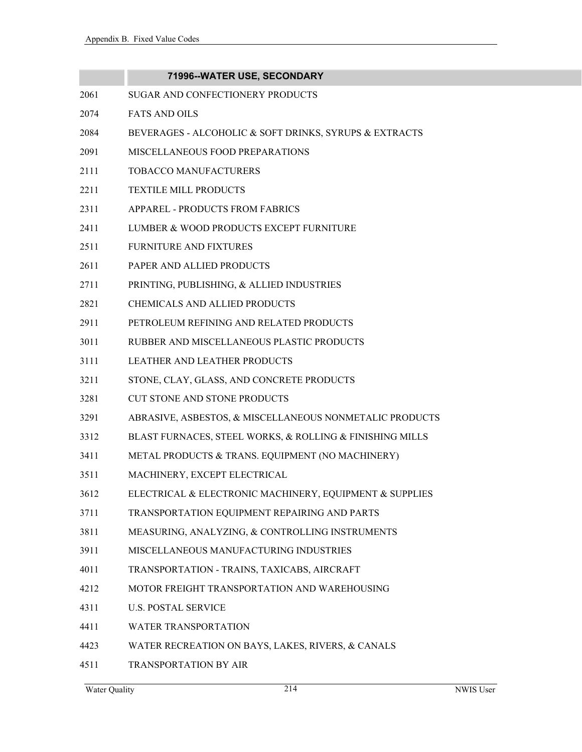| | 71996--WATER USE, SECONDARY |
|---|---|
| 2061 | SUGAR AND CONFECTIONERY PRODUCTS |
| 2074 | FATS AND OILS |
| 2084 | BEVERAGES - ALCOHOLIC & SOFT DRINKS, SYRUPS & EXTRACTS |
| 2091 | MISCELLANEOUS FOOD PREPARATIONS |
| 2111 | TOBACCO MANUFACTURERS |
| 2211 | TEXTILE MILL PRODUCTS |
| 2311 | APPAREL - PRODUCTS FROM FABRICS |
| 2411 | LUMBER & WOOD PRODUCTS EXCEPT FURNITURE |
| 2511 | FURNITURE AND FIXTURES |
| 2611 | PAPER AND ALLIED PRODUCTS |
| 2711 | PRINTING, PUBLISHING, & ALLIED INDUSTRIES |
| 2821 | CHEMICALS AND ALLIED PRODUCTS |
| 2911 | PETROLEUM REFINING AND RELATED PRODUCTS |
| 3011 | RUBBER AND MISCELLANEOUS PLASTIC PRODUCTS |
| 3111 | LEATHER AND LEATHER PRODUCTS |
| 3211 | STONE, CLAY, GLASS, AND CONCRETE PRODUCTS |
| 3281 | CUT STONE AND STONE PRODUCTS |
| 3291 | ABRASIVE, ASBESTOS, & MISCELLANEOUS NONMETALIC PRODUCTS |
| 3312 | BLAST FURNACES, STEEL WORKS, & ROLLING & FINISHING MILLS |
| 3411 | METAL PRODUCTS & TRANS. EQUIPMENT (NO MACHINERY) |
| 3511 | MACHINERY, EXCEPT ELECTRICAL |
| 3612 | ELECTRICAL & ELECTRONIC MACHINERY, EQUIPMENT & SUPPLIES |
| 3711 | TRANSPORTATION EQUIPMENT REPAIRING AND PARTS |
| 3811 | MEASURING, ANALYZING, & CONTROLLING INSTRUMENTS |
| 3911 | MISCELLANEOUS MANUFACTURING INDUSTRIES |
| 4011 | TRANSPORTATION - TRAINS, TAXICABS, AIRCRAFT |
| 4212 | MOTOR FREIGHT TRANSPORTATION AND WAREHOUSING |
| 4311 | U.S. POSTAL SERVICE |
| 4411 | WATER TRANSPORTATION |
| 4423 | WATER RECREATION ON BAYS, LAKES, RIVERS, & CANALS |
| 4511 | TRANSPORTATION BY AIR |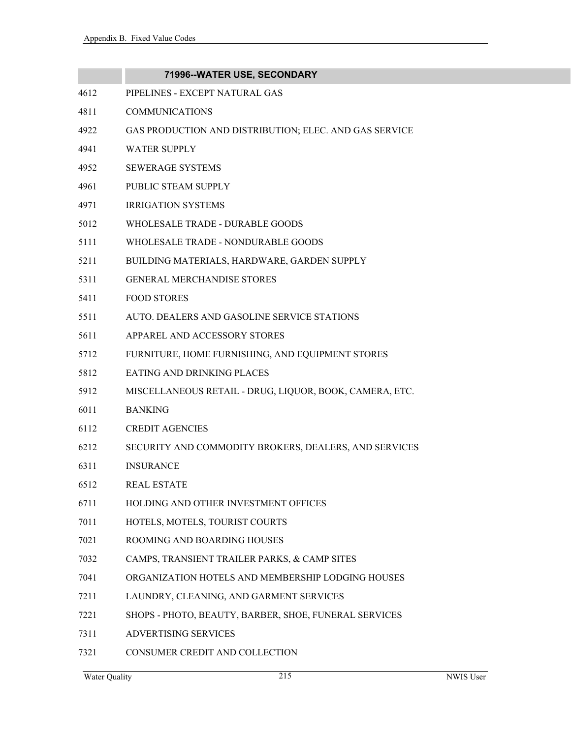| | 71996--WATER USE, SECONDARY |
|---|---|
| 4612 | PIPELINES - EXCEPT NATURAL GAS |
| 4811 | COMMUNICATIONS |
| 4922 | GAS PRODUCTION AND DISTRIBUTION; ELEC. AND GAS SERVICE |
| 4941 | WATER SUPPLY |
| 4952 | SEWERAGE SYSTEMS |
| 4961 | PUBLIC STEAM SUPPLY |
| 4971 | IRRIGATION SYSTEMS |
| 5012 | WHOLESALE TRADE - DURABLE GOODS |
| 5111 | WHOLESALE TRADE - NONDURABLE GOODS |
| 5211 | BUILDING MATERIALS, HARDWARE, GARDEN SUPPLY |
| 5311 | GENERAL MERCHANDISE STORES |
| 5411 | FOOD STORES |
| 5511 | AUTO. DEALERS AND GASOLINE SERVICE STATIONS |
| 5611 | APPAREL AND ACCESSORY STORES |
| 5712 | FURNITURE, HOME FURNISHING, AND EQUIPMENT STORES |
| 5812 | EATING AND DRINKING PLACES |
| 5912 | MISCELLANEOUS RETAIL - DRUG, LIQUOR, BOOK, CAMERA, ETC. |
| 6011 | BANKING |
| 6112 | CREDIT AGENCIES |
| 6212 | SECURITY AND COMMODITY BROKERS, DEALERS, AND SERVICES |
| 6311 | INSURANCE |
| 6512 | REAL ESTATE |
| 6711 | HOLDING AND OTHER INVESTMENT OFFICES |
| 7011 | HOTELS, MOTELS, TOURIST COURTS |
| 7021 | ROOMING AND BOARDING HOUSES |
| 7032 | CAMPS, TRANSIENT TRAILER PARKS, & CAMP SITES |
| 7041 | ORGANIZATION HOTELS AND MEMBERSHIP LODGING HOUSES |
| 7211 | LAUNDRY, CLEANING, AND GARMENT SERVICES |
| 7221 | SHOPS - PHOTO, BEAUTY, BARBER, SHOE, FUNERAL SERVICES |
| 7311 | ADVERTISING SERVICES |
| 7321 | CONSUMER CREDIT AND COLLECTION |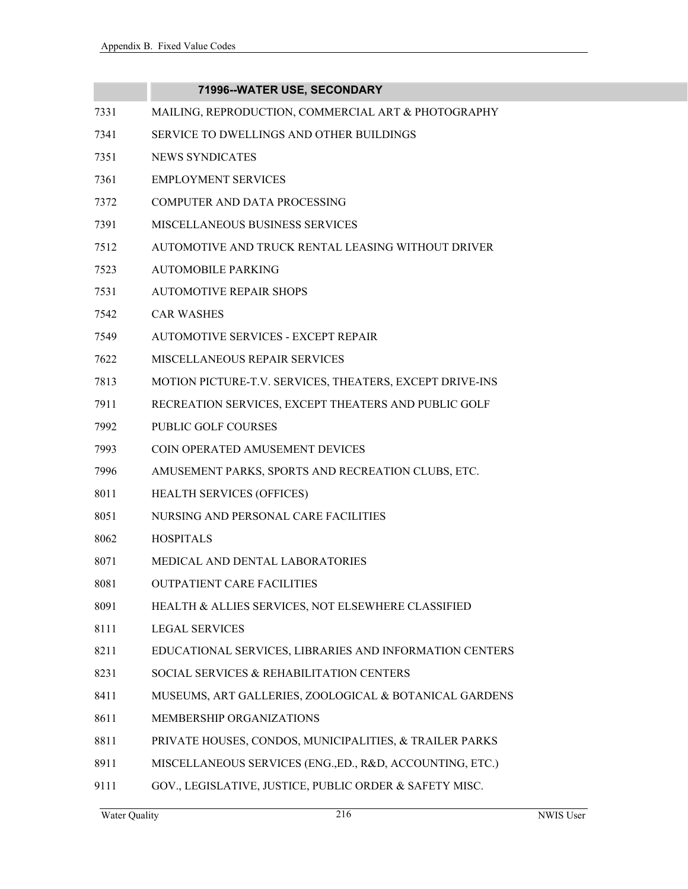| | 71996--WATER USE, SECONDARY |
|---|---|
| 7331 | MAILING, REPRODUCTION, COMMERCIAL ART & PHOTOGRAPHY |
| 7341 | SERVICE TO DWELLINGS AND OTHER BUILDINGS |
| 7351 | NEWS SYNDICATES |
| 7361 | EMPLOYMENT SERVICES |
| 7372 | COMPUTER AND DATA PROCESSING |
| 7391 | MISCELLANEOUS BUSINESS SERVICES |
| 7512 | AUTOMOTIVE AND TRUCK RENTAL LEASING WITHOUT DRIVER |
| 7523 | AUTOMOBILE PARKING |
| 7531 | AUTOMOTIVE REPAIR SHOPS |
| 7542 | CAR WASHES |
| 7549 | AUTOMOTIVE SERVICES - EXCEPT REPAIR |
| 7622 | MISCELLANEOUS REPAIR SERVICES |
| 7813 | MOTION PICTURE-T.V. SERVICES, THEATERS, EXCEPT DRIVE-INS |
| 7911 | RECREATION SERVICES, EXCEPT THEATERS AND PUBLIC GOLF |
| 7992 | PUBLIC GOLF COURSES |
| 7993 | COIN OPERATED AMUSEMENT DEVICES |
| 7996 | AMUSEMENT PARKS, SPORTS AND RECREATION CLUBS, ETC. |
| 8011 | HEALTH SERVICES (OFFICES) |
| 8051 | NURSING AND PERSONAL CARE FACILITIES |
| 8062 | HOSPITALS |
| 8071 | MEDICAL AND DENTAL LABORATORIES |
| 8081 | OUTPATIENT CARE FACILITIES |
| 8091 | HEALTH & ALLIES SERVICES, NOT ELSEWHERE CLASSIFIED |
| 8111 | LEGAL SERVICES |
| 8211 | EDUCATIONAL SERVICES, LIBRARIES AND INFORMATION CENTERS |
| 8231 | SOCIAL SERVICES & REHABILITATION CENTERS |
| 8411 | MUSEUMS, ART GALLERIES, ZOOLOGICAL & BOTANICAL GARDENS |
| 8611 | MEMBERSHIP ORGANIZATIONS |
| 8811 | PRIVATE HOUSES, CONDOS, MUNICIPALITIES, & TRAILER PARKS |
| 8911 | MISCELLANEOUS SERVICES (ENG.,ED., R&D, ACCOUNTING, ETC.) |
| 9111 | GOV., LEGISLATIVE, JUSTICE, PUBLIC ORDER & SAFETY MISC. |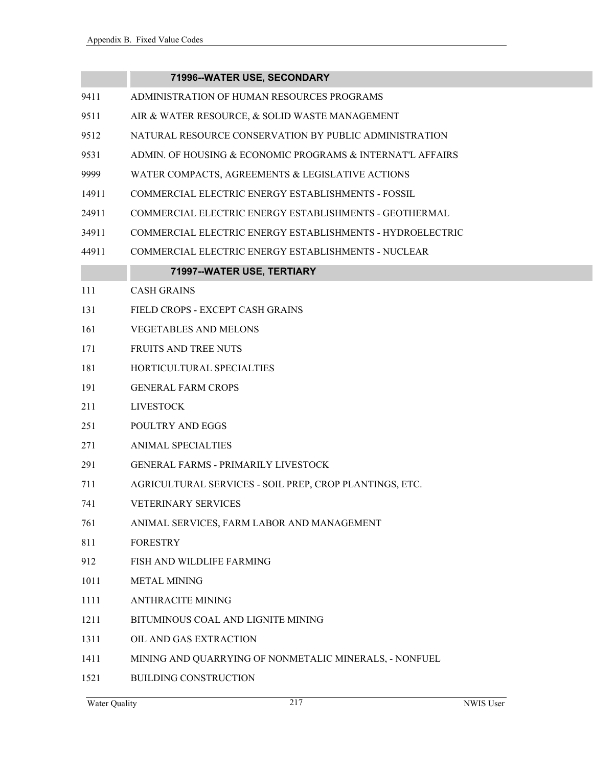| | 71996--WATER USE, SECONDARY |
|---|---|
| 9411 | ADMINISTRATION OF HUMAN RESOURCES PROGRAMS |
| 9511 | AIR & WATER RESOURCE, & SOLID WASTE MANAGEMENT |
| 9512 | NATURAL RESOURCE CONSERVATION BY PUBLIC ADMINISTRATION |
| 9531 | ADMIN. OF HOUSING & ECONOMIC PROGRAMS & INTERNAT'L AFFAIRS |
| 9999 | WATER COMPACTS, AGREEMENTS & LEGISLATIVE ACTIONS |
| 14911 | COMMERCIAL ELECTRIC ENERGY ESTABLISHMENTS - FOSSIL |
| 24911 | COMMERCIAL ELECTRIC ENERGY ESTABLISHMENTS - GEOTHERMAL |
| 34911 | COMMERCIAL ELECTRIC ENERGY ESTABLISHMENTS - HYDROELECTRIC |
| 44911 | COMMERCIAL ELECTRIC ENERGY ESTABLISHMENTS - NUCLEAR |

| | 71997--WATER USE, TERTIARY |
|---|---|
| 111 | CASH GRAINS |
| 131 | FIELD CROPS - EXCEPT CASH GRAINS |
| 161 | VEGETABLES AND MELONS |
| 171 | FRUITS AND TREE NUTS |
| 181 | HORTICULTURAL SPECIALTIES |
| 191 | GENERAL FARM CROPS |
| 211 | LIVESTOCK |
| 251 | POULTRY AND EGGS |
| 271 | ANIMAL SPECIALTIES |
| 291 | GENERAL FARMS - PRIMARILY LIVESTOCK |
| 711 | AGRICULTURAL SERVICES - SOIL PREP, CROP PLANTINGS, ETC. |
| 741 | VETERINARY SERVICES |
| 761 | ANIMAL SERVICES, FARM LABOR AND MANAGEMENT |
| 811 | FORESTRY |
| 912 | FISH AND WILDLIFE FARMING |
| 1011 | METAL MINING |
| 1111 | ANTHRACITE MINING |
| 1211 | BITUMINOUS COAL AND LIGNITE MINING |
| 1311 | OIL AND GAS EXTRACTION |
| 1411 | MINING AND QUARRYING OF NONMETALIC MINERALS, - NONFUEL |
| 1521 | BUILDING CONSTRUCTION |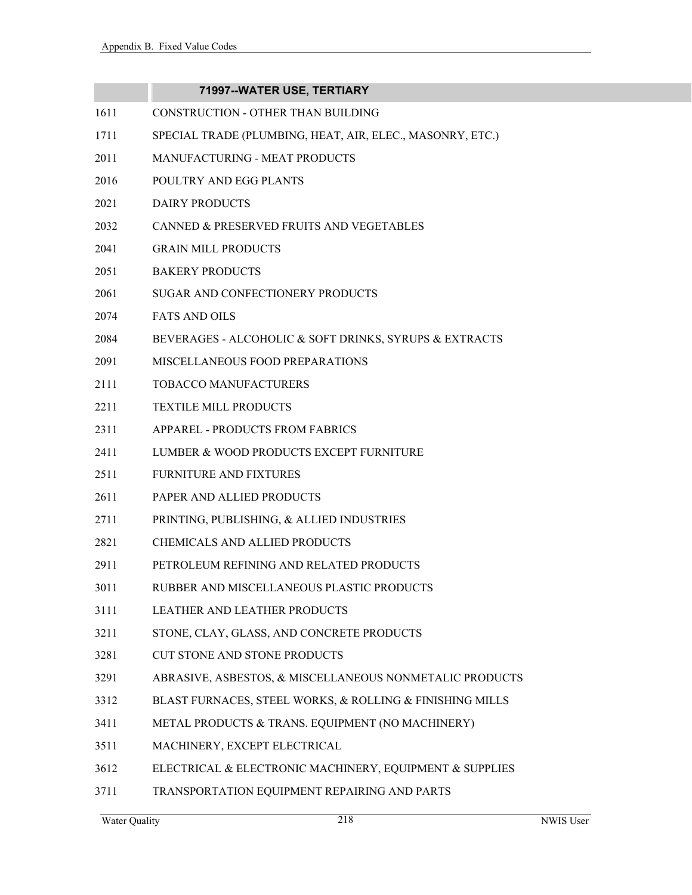| | 71997--WATER USE, TERTIARY |
|---|---|
| 1611 | CONSTRUCTION - OTHER THAN BUILDING |
| 1711 | SPECIAL TRADE (PLUMBING, HEAT, AIR, ELEC., MASONRY, ETC.) |
| 2011 | MANUFACTURING - MEAT PRODUCTS |
| 2016 | POULTRY AND EGG PLANTS |
| 2021 | DAIRY PRODUCTS |
| 2032 | CANNED & PRESERVED FRUITS AND VEGETABLES |
| 2041 | GRAIN MILL PRODUCTS |
| 2051 | BAKERY PRODUCTS |
| 2061 | SUGAR AND CONFECTIONERY PRODUCTS |
| 2074 | FATS AND OILS |
| 2084 | BEVERAGES - ALCOHOLIC & SOFT DRINKS, SYRUPS & EXTRACTS |
| 2091 | MISCELLANEOUS FOOD PREPARATIONS |
| 2111 | TOBACCO MANUFACTURERS |
| 2211 | TEXTILE MILL PRODUCTS |
| 2311 | APPAREL - PRODUCTS FROM FABRICS |
| 2411 | LUMBER & WOOD PRODUCTS EXCEPT FURNITURE |
| 2511 | FURNITURE AND FIXTURES |
| 2611 | PAPER AND ALLIED PRODUCTS |
| 2711 | PRINTING, PUBLISHING, & ALLIED INDUSTRIES |
| 2821 | CHEMICALS AND ALLIED PRODUCTS |
| 2911 | PETROLEUM REFINING AND RELATED PRODUCTS |
| 3011 | RUBBER AND MISCELLANEOUS PLASTIC PRODUCTS |
| 3111 | LEATHER AND LEATHER PRODUCTS |
| 3211 | STONE, CLAY, GLASS, AND CONCRETE PRODUCTS |
| 3281 | CUT STONE AND STONE PRODUCTS |
| 3291 | ABRASIVE, ASBESTOS, & MISCELLANEOUS NONMETALIC PRODUCTS |
| 3312 | BLAST FURNACES, STEEL WORKS, & ROLLING & FINISHING MILLS |
| 3411 | METAL PRODUCTS & TRANS. EQUIPMENT (NO MACHINERY) |
| 3511 | MACHINERY, EXCEPT ELECTRICAL |
| 3612 | ELECTRICAL & ELECTRONIC MACHINERY, EQUIPMENT & SUPPLIES |
| 3711 | TRANSPORTATION EQUIPMENT REPAIRING AND PARTS |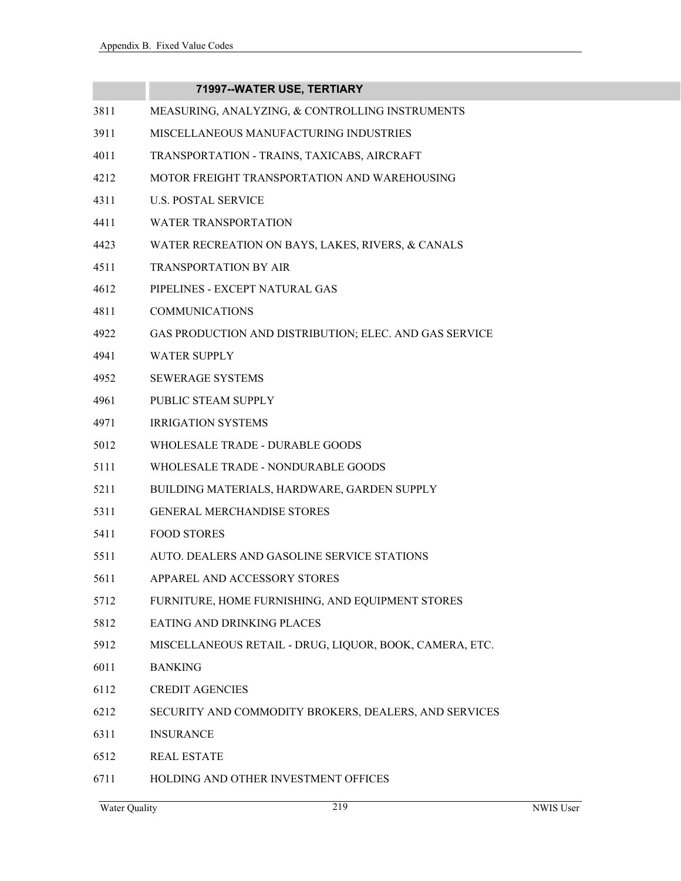| | 71997--WATER USE, TERTIARY |
|---|---|
| 3811 | MEASURING, ANALYZING, & CONTROLLING INSTRUMENTS |
| 3911 | MISCELLANEOUS MANUFACTURING INDUSTRIES |
| 4011 | TRANSPORTATION - TRAINS, TAXICABS, AIRCRAFT |
| 4212 | MOTOR FREIGHT TRANSPORTATION AND WAREHOUSING |
| 4311 | U.S. POSTAL SERVICE |
| 4411 | WATER TRANSPORTATION |
| 4423 | WATER RECREATION ON BAYS, LAKES, RIVERS, & CANALS |
| 4511 | TRANSPORTATION BY AIR |
| 4612 | PIPELINES - EXCEPT NATURAL GAS |
| 4811 | COMMUNICATIONS |
| 4922 | GAS PRODUCTION AND DISTRIBUTION; ELEC. AND GAS SERVICE |
| 4941 | WATER SUPPLY |
| 4952 | SEWERAGE SYSTEMS |
| 4961 | PUBLIC STEAM SUPPLY |
| 4971 | IRRIGATION SYSTEMS |
| 5012 | WHOLESALE TRADE - DURABLE GOODS |
| 5111 | WHOLESALE TRADE - NONDURABLE GOODS |
| 5211 | BUILDING MATERIALS, HARDWARE, GARDEN SUPPLY |
| 5311 | GENERAL MERCHANDISE STORES |
| 5411 | FOOD STORES |
| 5511 | AUTO. DEALERS AND GASOLINE SERVICE STATIONS |
| 5611 | APPAREL AND ACCESSORY STORES |
| 5712 | FURNITURE, HOME FURNISHING, AND EQUIPMENT STORES |
| 5812 | EATING AND DRINKING PLACES |
| 5912 | MISCELLANEOUS RETAIL - DRUG, LIQUOR, BOOK, CAMERA, ETC. |
| 6011 | BANKING |
| 6112 | CREDIT AGENCIES |
| 6212 | SECURITY AND COMMODITY BROKERS, DEALERS, AND SERVICES |
| 6311 | INSURANCE |
| 6512 | REAL ESTATE |
| 6711 | HOLDING AND OTHER INVESTMENT OFFICES |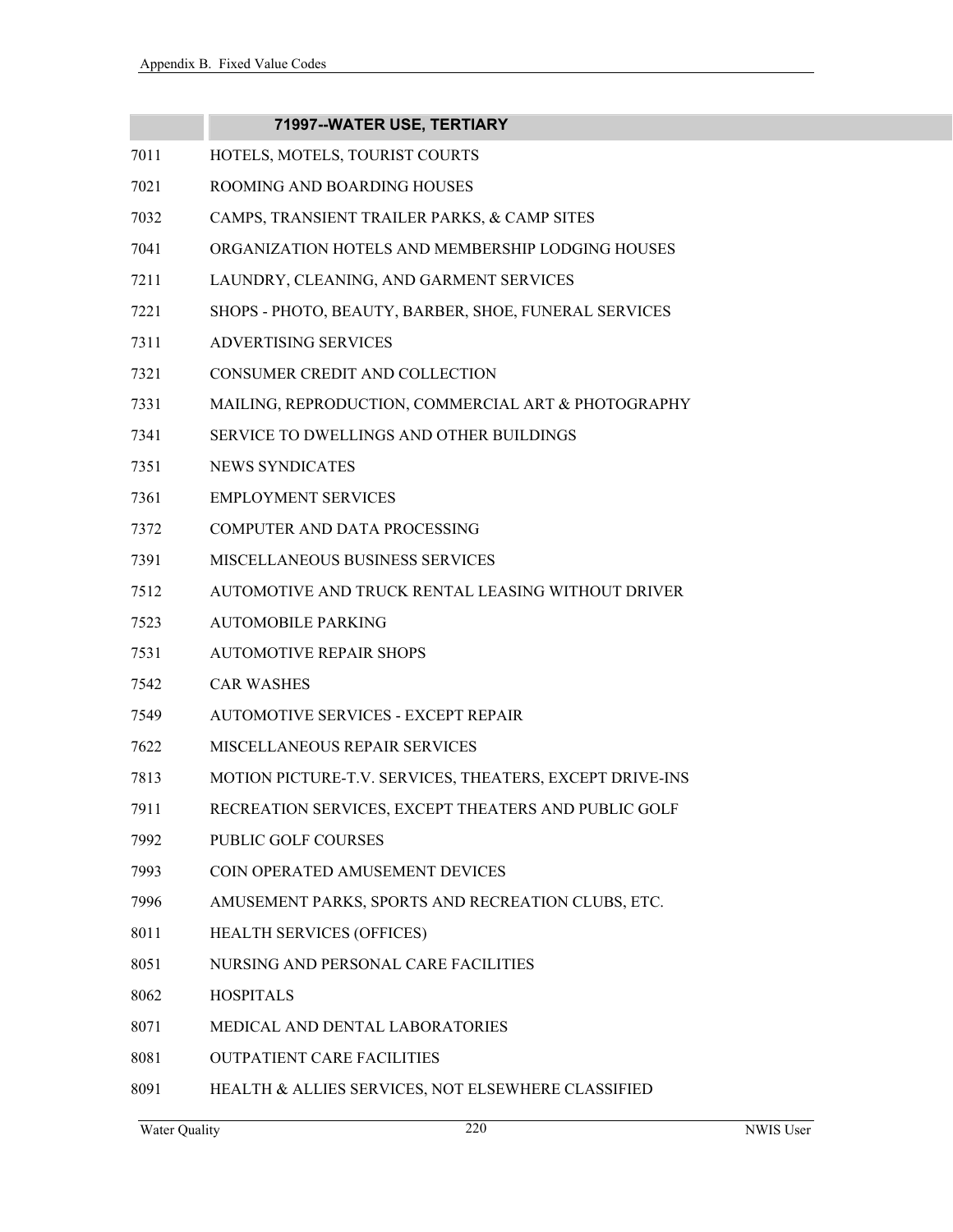| | 71997--WATER USE, TERTIARY |
|---|---|
| 7011 | HOTELS, MOTELS, TOURIST COURTS |
| 7021 | ROOMING AND BOARDING HOUSES |
| 7032 | CAMPS, TRANSIENT TRAILER PARKS, & CAMP SITES |
| 7041 | ORGANIZATION HOTELS AND MEMBERSHIP LODGING HOUSES |
| 7211 | LAUNDRY, CLEANING, AND GARMENT SERVICES |
| 7221 | SHOPS - PHOTO, BEAUTY, BARBER, SHOE, FUNERAL SERVICES |
| 7311 | ADVERTISING SERVICES |
| 7321 | CONSUMER CREDIT AND COLLECTION |
| 7331 | MAILING, REPRODUCTION, COMMERCIAL ART & PHOTOGRAPHY |
| 7341 | SERVICE TO DWELLINGS AND OTHER BUILDINGS |
| 7351 | NEWS SYNDICATES |
| 7361 | EMPLOYMENT SERVICES |
| 7372 | COMPUTER AND DATA PROCESSING |
| 7391 | MISCELLANEOUS BUSINESS SERVICES |
| 7512 | AUTOMOTIVE AND TRUCK RENTAL LEASING WITHOUT DRIVER |
| 7523 | AUTOMOBILE PARKING |
| 7531 | AUTOMOTIVE REPAIR SHOPS |
| 7542 | CAR WASHES |
| 7549 | AUTOMOTIVE SERVICES - EXCEPT REPAIR |
| 7622 | MISCELLANEOUS REPAIR SERVICES |
| 7813 | MOTION PICTURE-T.V. SERVICES, THEATERS, EXCEPT DRIVE-INS |
| 7911 | RECREATION SERVICES, EXCEPT THEATERS AND PUBLIC GOLF |
| 7992 | PUBLIC GOLF COURSES |
| 7993 | COIN OPERATED AMUSEMENT DEVICES |
| 7996 | AMUSEMENT PARKS, SPORTS AND RECREATION CLUBS, ETC. |
| 8011 | HEALTH SERVICES (OFFICES) |
| 8051 | NURSING AND PERSONAL CARE FACILITIES |
| 8062 | HOSPITALS |
| 8071 | MEDICAL AND DENTAL LABORATORIES |
| 8081 | OUTPATIENT CARE FACILITIES |
| 8091 | HEALTH & ALLIES SERVICES, NOT ELSEWHERE CLASSIFIED |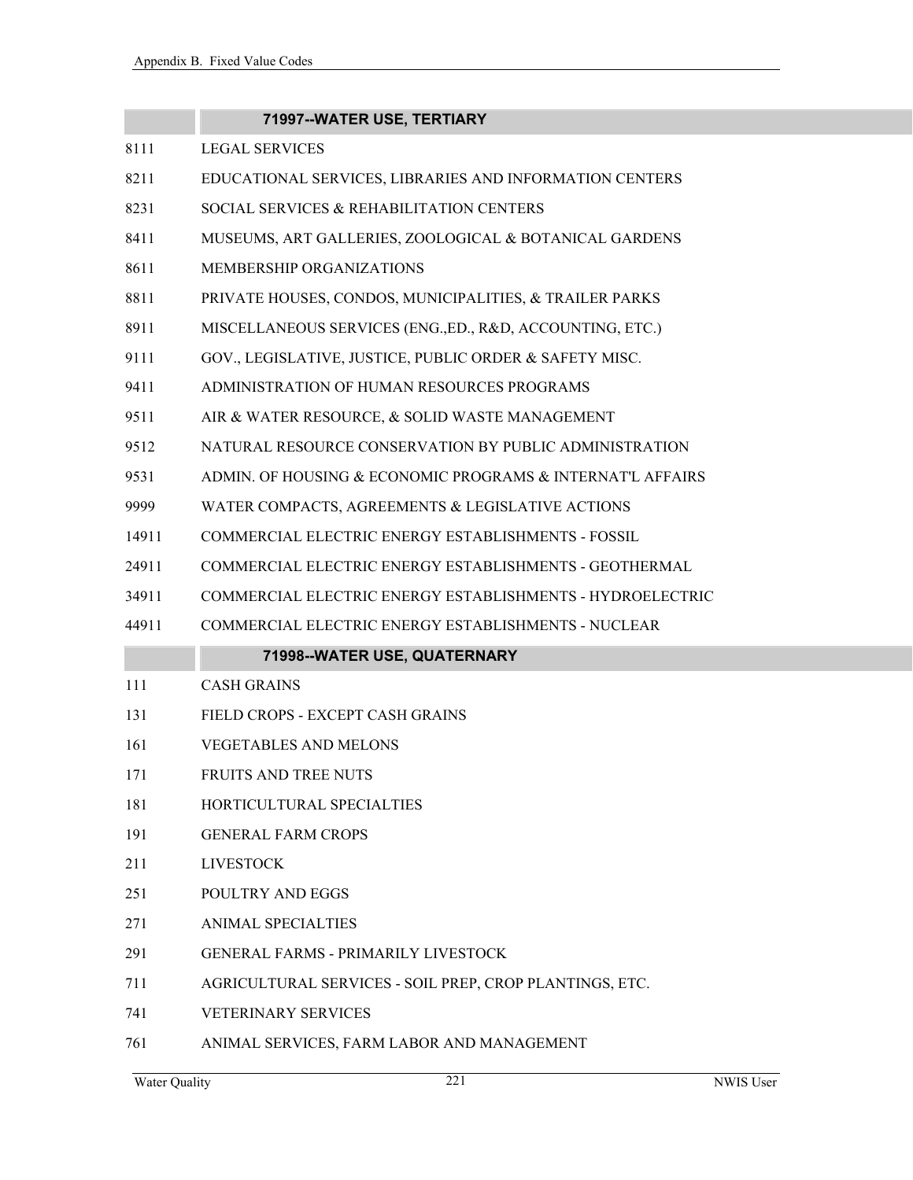| | 71997--WATER USE, TERTIARY |
|---|---|
| 8111 | LEGAL SERVICES |
| 8211 | EDUCATIONAL SERVICES, LIBRARIES AND INFORMATION CENTERS |
| 8231 | SOCIAL SERVICES & REHABILITATION CENTERS |
| 8411 | MUSEUMS, ART GALLERIES, ZOOLOGICAL & BOTANICAL GARDENS |
| 8611 | MEMBERSHIP ORGANIZATIONS |
| 8811 | PRIVATE HOUSES, CONDOS, MUNICIPALITIES, & TRAILER PARKS |
| 8911 | MISCELLANEOUS SERVICES (ENG.,ED., R&D, ACCOUNTING, ETC.) |
| 9111 | GOV., LEGISLATIVE, JUSTICE, PUBLIC ORDER & SAFETY MISC. |
| 9411 | ADMINISTRATION OF HUMAN RESOURCES PROGRAMS |
| 9511 | AIR & WATER RESOURCE, & SOLID WASTE MANAGEMENT |
| 9512 | NATURAL RESOURCE CONSERVATION BY PUBLIC ADMINISTRATION |
| 9531 | ADMIN. OF HOUSING & ECONOMIC PROGRAMS & INTERNAT'L AFFAIRS |
| 9999 | WATER COMPACTS, AGREEMENTS & LEGISLATIVE ACTIONS |
| 14911 | COMMERCIAL ELECTRIC ENERGY ESTABLISHMENTS - FOSSIL |
| 24911 | COMMERCIAL ELECTRIC ENERGY ESTABLISHMENTS - GEOTHERMAL |
| 34911 | COMMERCIAL ELECTRIC ENERGY ESTABLISHMENTS - HYDROELECTRIC |
| 44911 | COMMERCIAL ELECTRIC ENERGY ESTABLISHMENTS - NUCLEAR |

| | 71998--WATER USE, QUATERNARY |
|---|---|
| 111 | CASH GRAINS |
| 131 | FIELD CROPS - EXCEPT CASH GRAINS |
| 161 | VEGETABLES AND MELONS |
| 171 | FRUITS AND TREE NUTS |
| 181 | HORTICULTURAL SPECIALTIES |
| 191 | GENERAL FARM CROPS |
| 211 | LIVESTOCK |
| 251 | POULTRY AND EGGS |
| 271 | ANIMAL SPECIALTIES |
| 291 | GENERAL FARMS - PRIMARILY LIVESTOCK |
| 711 | AGRICULTURAL SERVICES - SOIL PREP, CROP PLANTINGS, ETC. |
| 741 | VETERINARY SERVICES |
| 761 | ANIMAL SERVICES, FARM LABOR AND MANAGEMENT |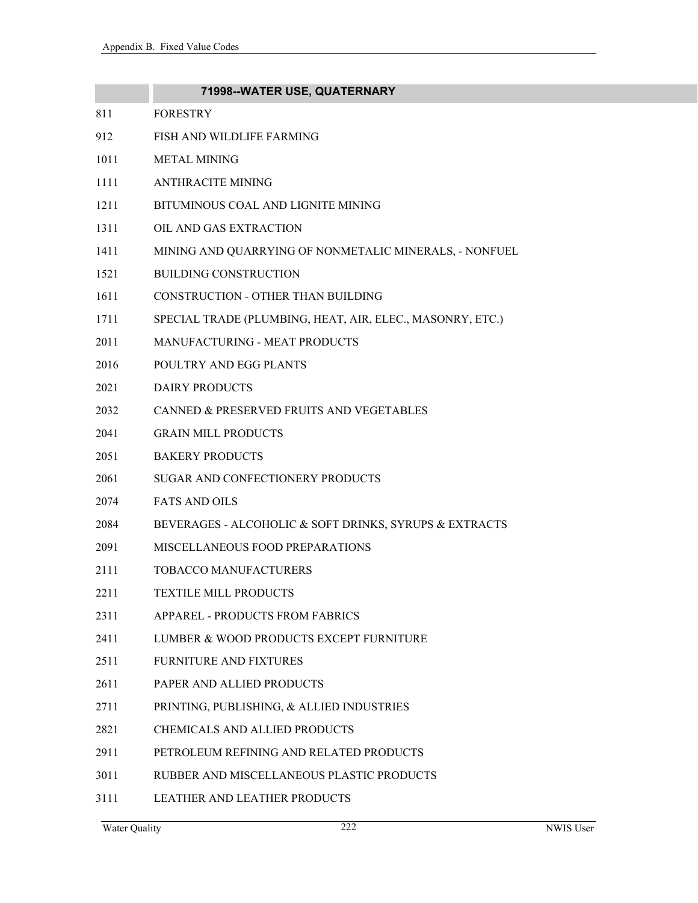| | 71998--WATER USE, QUATERNARY |
|---|---|
| 811 | FORESTRY |
| 912 | FISH AND WILDLIFE FARMING |
| 1011 | METAL MINING |
| 1111 | ANTHRACITE MINING |
| 1211 | BITUMINOUS COAL AND LIGNITE MINING |
| 1311 | OIL AND GAS EXTRACTION |
| 1411 | MINING AND QUARRYING OF NONMETALIC MINERALS, - NONFUEL |
| 1521 | BUILDING CONSTRUCTION |
| 1611 | CONSTRUCTION - OTHER THAN BUILDING |
| 1711 | SPECIAL TRADE (PLUMBING, HEAT, AIR, ELEC., MASONRY, ETC.) |
| 2011 | MANUFACTURING - MEAT PRODUCTS |
| 2016 | POULTRY AND EGG PLANTS |
| 2021 | DAIRY PRODUCTS |
| 2032 | CANNED & PRESERVED FRUITS AND VEGETABLES |
| 2041 | GRAIN MILL PRODUCTS |
| 2051 | BAKERY PRODUCTS |
| 2061 | SUGAR AND CONFECTIONERY PRODUCTS |
| 2074 | FATS AND OILS |
| 2084 | BEVERAGES - ALCOHOLIC & SOFT DRINKS, SYRUPS & EXTRACTS |
| 2091 | MISCELLANEOUS FOOD PREPARATIONS |
| 2111 | TOBACCO MANUFACTURERS |
| 2211 | TEXTILE MILL PRODUCTS |
| 2311 | APPAREL - PRODUCTS FROM FABRICS |
| 2411 | LUMBER & WOOD PRODUCTS EXCEPT FURNITURE |
| 2511 | FURNITURE AND FIXTURES |
| 2611 | PAPER AND ALLIED PRODUCTS |
| 2711 | PRINTING, PUBLISHING, & ALLIED INDUSTRIES |
| 2821 | CHEMICALS AND ALLIED PRODUCTS |
| 2911 | PETROLEUM REFINING AND RELATED PRODUCTS |
| 3011 | RUBBER AND MISCELLANEOUS PLASTIC PRODUCTS |
| 3111 | LEATHER AND LEATHER PRODUCTS |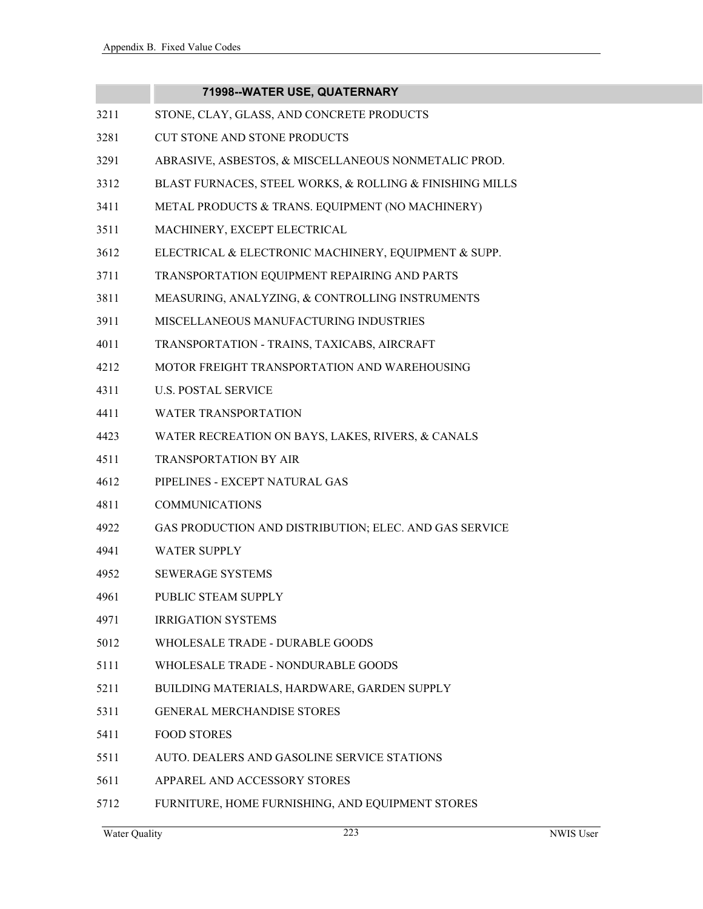| | 71998--WATER USE, QUATERNARY |
|---|---|
| 3211 | STONE, CLAY, GLASS, AND CONCRETE PRODUCTS |
| 3281 | CUT STONE AND STONE PRODUCTS |
| 3291 | ABRASIVE, ASBESTOS, & MISCELLANEOUS NONMETALIC PROD. |
| 3312 | BLAST FURNACES, STEEL WORKS, & ROLLING & FINISHING MILLS |
| 3411 | METAL PRODUCTS & TRANS. EQUIPMENT (NO MACHINERY) |
| 3511 | MACHINERY, EXCEPT ELECTRICAL |
| 3612 | ELECTRICAL & ELECTRONIC MACHINERY, EQUIPMENT & SUPP. |
| 3711 | TRANSPORTATION EQUIPMENT REPAIRING AND PARTS |
| 3811 | MEASURING, ANALYZING, & CONTROLLING INSTRUMENTS |
| 3911 | MISCELLANEOUS MANUFACTURING INDUSTRIES |
| 4011 | TRANSPORTATION - TRAINS, TAXICABS, AIRCRAFT |
| 4212 | MOTOR FREIGHT TRANSPORTATION AND WAREHOUSING |
| 4311 | U.S. POSTAL SERVICE |
| 4411 | WATER TRANSPORTATION |
| 4423 | WATER RECREATION ON BAYS, LAKES, RIVERS, & CANALS |
| 4511 | TRANSPORTATION BY AIR |
| 4612 | PIPELINES - EXCEPT NATURAL GAS |
| 4811 | COMMUNICATIONS |
| 4922 | GAS PRODUCTION AND DISTRIBUTION; ELEC. AND GAS SERVICE |
| 4941 | WATER SUPPLY |
| 4952 | SEWERAGE SYSTEMS |
| 4961 | PUBLIC STEAM SUPPLY |
| 4971 | IRRIGATION SYSTEMS |
| 5012 | WHOLESALE TRADE - DURABLE GOODS |
| 5111 | WHOLESALE TRADE - NONDURABLE GOODS |
| 5211 | BUILDING MATERIALS, HARDWARE, GARDEN SUPPLY |
| 5311 | GENERAL MERCHANDISE STORES |
| 5411 | FOOD STORES |
| 5511 | AUTO. DEALERS AND GASOLINE SERVICE STATIONS |
| 5611 | APPAREL AND ACCESSORY STORES |
| 5712 | FURNITURE, HOME FURNISHING, AND EQUIPMENT STORES |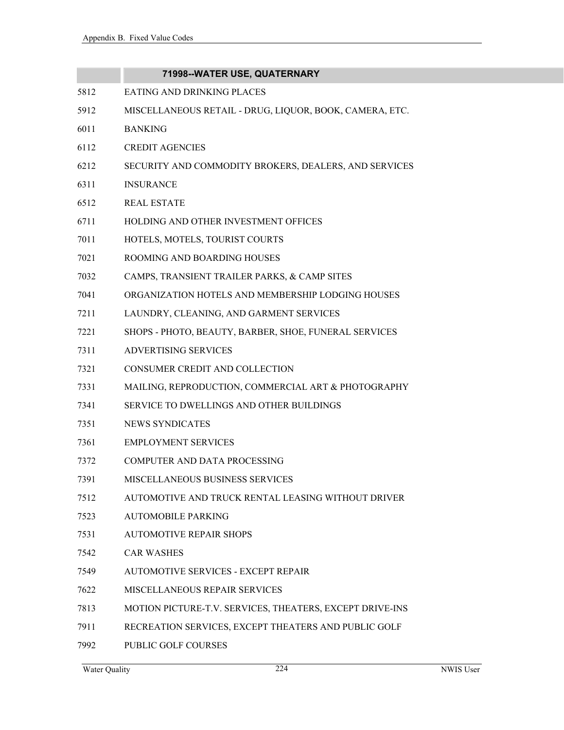| | 71998--WATER USE, QUATERNARY |
|---|---|
| 5812 | EATING AND DRINKING PLACES |
| 5912 | MISCELLANEOUS RETAIL - DRUG, LIQUOR, BOOK, CAMERA, ETC. |
| 6011 | BANKING |
| 6112 | CREDIT AGENCIES |
| 6212 | SECURITY AND COMMODITY BROKERS, DEALERS, AND SERVICES |
| 6311 | INSURANCE |
| 6512 | REAL ESTATE |
| 6711 | HOLDING AND OTHER INVESTMENT OFFICES |
| 7011 | HOTELS, MOTELS, TOURIST COURTS |
| 7021 | ROOMING AND BOARDING HOUSES |
| 7032 | CAMPS, TRANSIENT TRAILER PARKS, & CAMP SITES |
| 7041 | ORGANIZATION HOTELS AND MEMBERSHIP LODGING HOUSES |
| 7211 | LAUNDRY, CLEANING, AND GARMENT SERVICES |
| 7221 | SHOPS - PHOTO, BEAUTY, BARBER, SHOE, FUNERAL SERVICES |
| 7311 | ADVERTISING SERVICES |
| 7321 | CONSUMER CREDIT AND COLLECTION |
| 7331 | MAILING, REPRODUCTION, COMMERCIAL ART & PHOTOGRAPHY |
| 7341 | SERVICE TO DWELLINGS AND OTHER BUILDINGS |
| 7351 | NEWS SYNDICATES |
| 7361 | EMPLOYMENT SERVICES |
| 7372 | COMPUTER AND DATA PROCESSING |
| 7391 | MISCELLANEOUS BUSINESS SERVICES |
| 7512 | AUTOMOTIVE AND TRUCK RENTAL LEASING WITHOUT DRIVER |
| 7523 | AUTOMOBILE PARKING |
| 7531 | AUTOMOTIVE REPAIR SHOPS |
| 7542 | CAR WASHES |
| 7549 | AUTOMOTIVE SERVICES - EXCEPT REPAIR |
| 7622 | MISCELLANEOUS REPAIR SERVICES |
| 7813 | MOTION PICTURE-T.V. SERVICES, THEATERS, EXCEPT DRIVE-INS |
| 7911 | RECREATION SERVICES, EXCEPT THEATERS AND PUBLIC GOLF |
| 7992 | PUBLIC GOLF COURSES |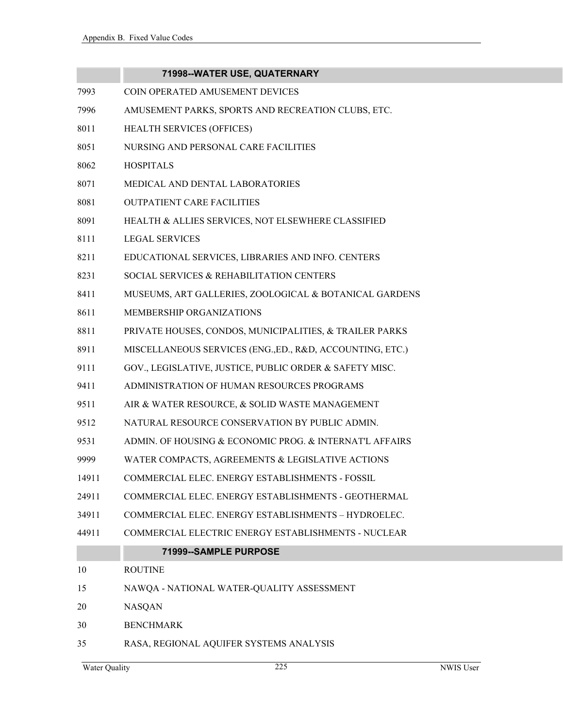| | 71998--WATER USE, QUATERNARY |
|---|---|
| 7993 | COIN OPERATED AMUSEMENT DEVICES |
| 7996 | AMUSEMENT PARKS, SPORTS AND RECREATION CLUBS, ETC. |
| 8011 | HEALTH SERVICES (OFFICES) |
| 8051 | NURSING AND PERSONAL CARE FACILITIES |
| 8062 | HOSPITALS |
| 8071 | MEDICAL AND DENTAL LABORATORIES |
| 8081 | OUTPATIENT CARE FACILITIES |
| 8091 | HEALTH & ALLIES SERVICES, NOT ELSEWHERE CLASSIFIED |
| 8111 | LEGAL SERVICES |
| 8211 | EDUCATIONAL SERVICES, LIBRARIES AND INFO. CENTERS |
| 8231 | SOCIAL SERVICES & REHABILITATION CENTERS |
| 8411 | MUSEUMS, ART GALLERIES, ZOOLOGICAL & BOTANICAL GARDENS |
| 8611 | MEMBERSHIP ORGANIZATIONS |
| 8811 | PRIVATE HOUSES, CONDOS, MUNICIPALITIES, & TRAILER PARKS |
| 8911 | MISCELLANEOUS SERVICES (ENG.,ED., R&D, ACCOUNTING, ETC.) |
| 9111 | GOV., LEGISLATIVE, JUSTICE, PUBLIC ORDER & SAFETY MISC. |
| 9411 | ADMINISTRATION OF HUMAN RESOURCES PROGRAMS |
| 9511 | AIR & WATER RESOURCE, & SOLID WASTE MANAGEMENT |
| 9512 | NATURAL RESOURCE CONSERVATION BY PUBLIC ADMIN. |
| 9531 | ADMIN. OF HOUSING & ECONOMIC PROG. & INTERNAT'L AFFAIRS |
| 9999 | WATER COMPACTS, AGREEMENTS & LEGISLATIVE ACTIONS |
| 14911 | COMMERCIAL ELEC. ENERGY ESTABLISHMENTS - FOSSIL |
| 24911 | COMMERCIAL ELEC. ENERGY ESTABLISHMENTS - GEOTHERMAL |
| 34911 | COMMERCIAL ELEC. ENERGY ESTABLISHMENTS – HYDROELEC. |
| 44911 | COMMERCIAL ELECTRIC ENERGY ESTABLISHMENTS - NUCLEAR |

| | 71999--SAMPLE PURPOSE |
|---|---|
| 10 | ROUTINE |
| 15 | NAWQA - NATIONAL WATER-QUALITY ASSESSMENT |
| 20 | NASQAN |
| 30 | BENCHMARK |
| 35 | RASA, REGIONAL AQUIFER SYSTEMS ANALYSIS |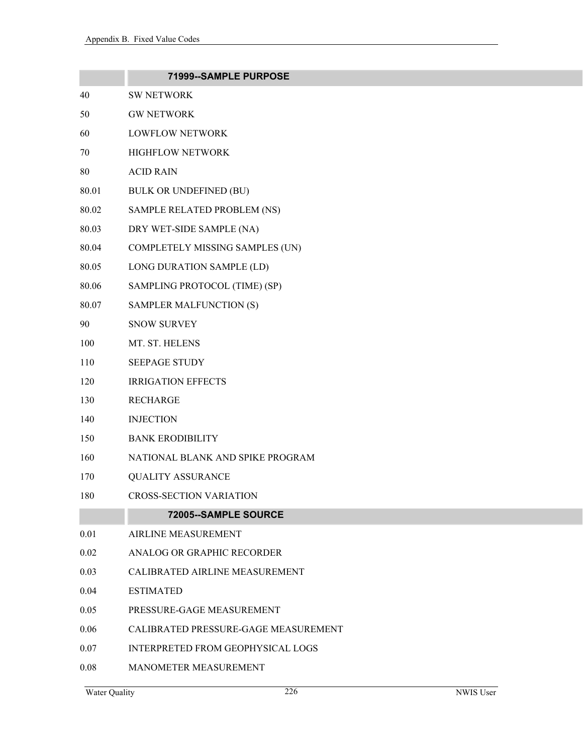| | 71999--SAMPLE PURPOSE |
|---|---|
| 40 | SW NETWORK |
| 50 | GW NETWORK |
| 60 | LOWFLOW NETWORK |
| 70 | HIGHFLOW NETWORK |
| 80 | ACID RAIN |
| 80.01 | BULK OR UNDEFINED (BU) |
| 80.02 | SAMPLE RELATED PROBLEM (NS) |
| 80.03 | DRY WET-SIDE SAMPLE (NA) |
| 80.04 | COMPLETELY MISSING SAMPLES (UN) |
| 80.05 | LONG DURATION SAMPLE (LD) |
| 80.06 | SAMPLING PROTOCOL (TIME) (SP) |
| 80.07 | SAMPLER MALFUNCTION (S) |
| 90 | SNOW SURVEY |
| 100 | MT. ST. HELENS |
| 110 | SEEPAGE STUDY |
| 120 | IRRIGATION EFFECTS |
| 130 | RECHARGE |
| 140 | INJECTION |
| 150 | BANK ERODIBILITY |
| 160 | NATIONAL BLANK AND SPIKE PROGRAM |
| 170 | QUALITY ASSURANCE |
| 180 | CROSS-SECTION VARIATION |

| | 72005--SAMPLE SOURCE |
|---|---|
| 0.01 | AIRLINE MEASUREMENT |
| 0.02 | ANALOG OR GRAPHIC RECORDER |
| 0.03 | CALIBRATED AIRLINE MEASUREMENT |
| 0.04 | ESTIMATED |
| 0.05 | PRESSURE-GAGE MEASUREMENT |
| 0.06 | CALIBRATED PRESSURE-GAGE MEASUREMENT |
| 0.07 | INTERPRETED FROM GEOPHYSICAL LOGS |
| 0.08 | MANOMETER MEASUREMENT |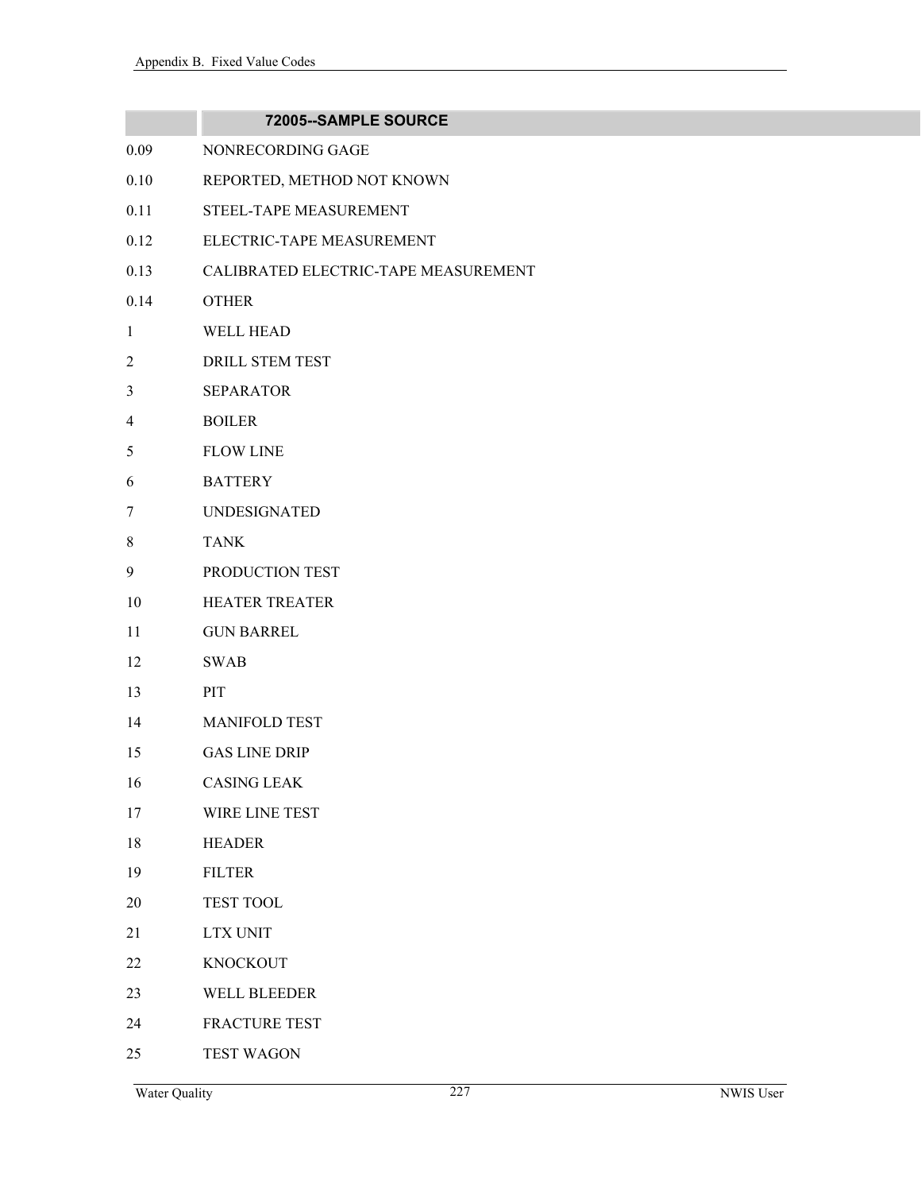| | 72005--SAMPLE SOURCE |
|---|---|
| 0.09 | NONRECORDING GAGE |
| 0.10 | REPORTED, METHOD NOT KNOWN |
| 0.11 | STEEL-TAPE MEASUREMENT |
| 0.12 | ELECTRIC-TAPE MEASUREMENT |
| 0.13 | CALIBRATED ELECTRIC-TAPE MEASUREMENT |
| 0.14 | OTHER |
| 1 | WELL HEAD |
| 2 | DRILL STEM TEST |
| 3 | SEPARATOR |
| 4 | BOILER |
| 5 | FLOW LINE |
| 6 | BATTERY |
| 7 | UNDESIGNATED |
| 8 | TANK |
| 9 | PRODUCTION TEST |
| 10 | HEATER TREATER |
| 11 | GUN BARREL |
| 12 | SWAB |
| 13 | PIT |
| 14 | MANIFOLD TEST |
| 15 | GAS LINE DRIP |
| 16 | CASING LEAK |
| 17 | WIRE LINE TEST |
| 18 | HEADER |
| 19 | FILTER |
| 20 | TEST TOOL |
| 21 | LTX UNIT |
| 22 | KNOCKOUT |
| 23 | WELL BLEEDER |
| 24 | FRACTURE TEST |
| 25 | TEST WAGON |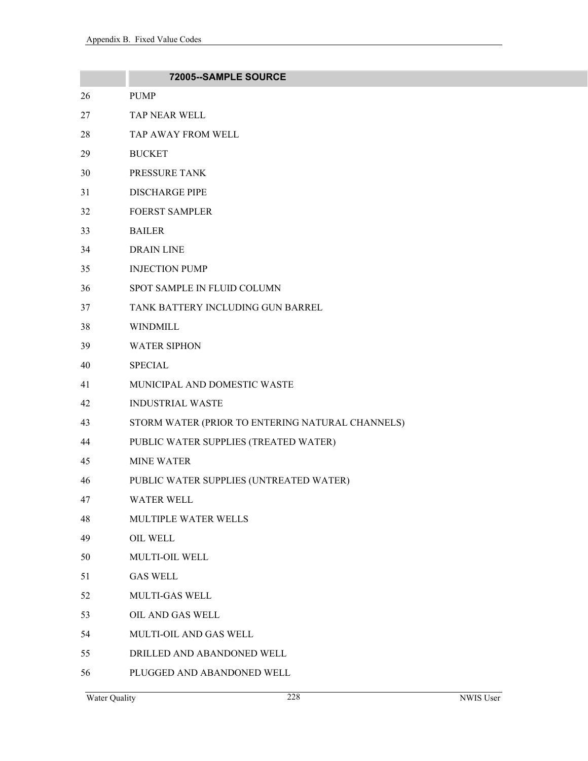| | 72005--SAMPLE SOURCE |
|---|---|
| 26 | PUMP |
| 27 | TAP NEAR WELL |
| 28 | TAP AWAY FROM WELL |
| 29 | BUCKET |
| 30 | PRESSURE TANK |
| 31 | DISCHARGE PIPE |
| 32 | FOERST SAMPLER |
| 33 | BAILER |
| 34 | DRAIN LINE |
| 35 | INJECTION PUMP |
| 36 | SPOT SAMPLE IN FLUID COLUMN |
| 37 | TANK BATTERY INCLUDING GUN BARREL |
| 38 | WINDMILL |
| 39 | WATER SIPHON |
| 40 | SPECIAL |
| 41 | MUNICIPAL AND DOMESTIC WASTE |
| 42 | INDUSTRIAL WASTE |
| 43 | STORM WATER (PRIOR TO ENTERING NATURAL CHANNELS) |
| 44 | PUBLIC WATER SUPPLIES (TREATED WATER) |
| 45 | MINE WATER |
| 46 | PUBLIC WATER SUPPLIES (UNTREATED WATER) |
| 47 | WATER WELL |
| 48 | MULTIPLE WATER WELLS |
| 49 | OIL WELL |
| 50 | MULTI-OIL WELL |
| 51 | GAS WELL |
| 52 | MULTI-GAS WELL |
| 53 | OIL AND GAS WELL |
| 54 | MULTI-OIL AND GAS WELL |
| 55 | DRILLED AND ABANDONED WELL |
| 56 | PLUGGED AND ABANDONED WELL |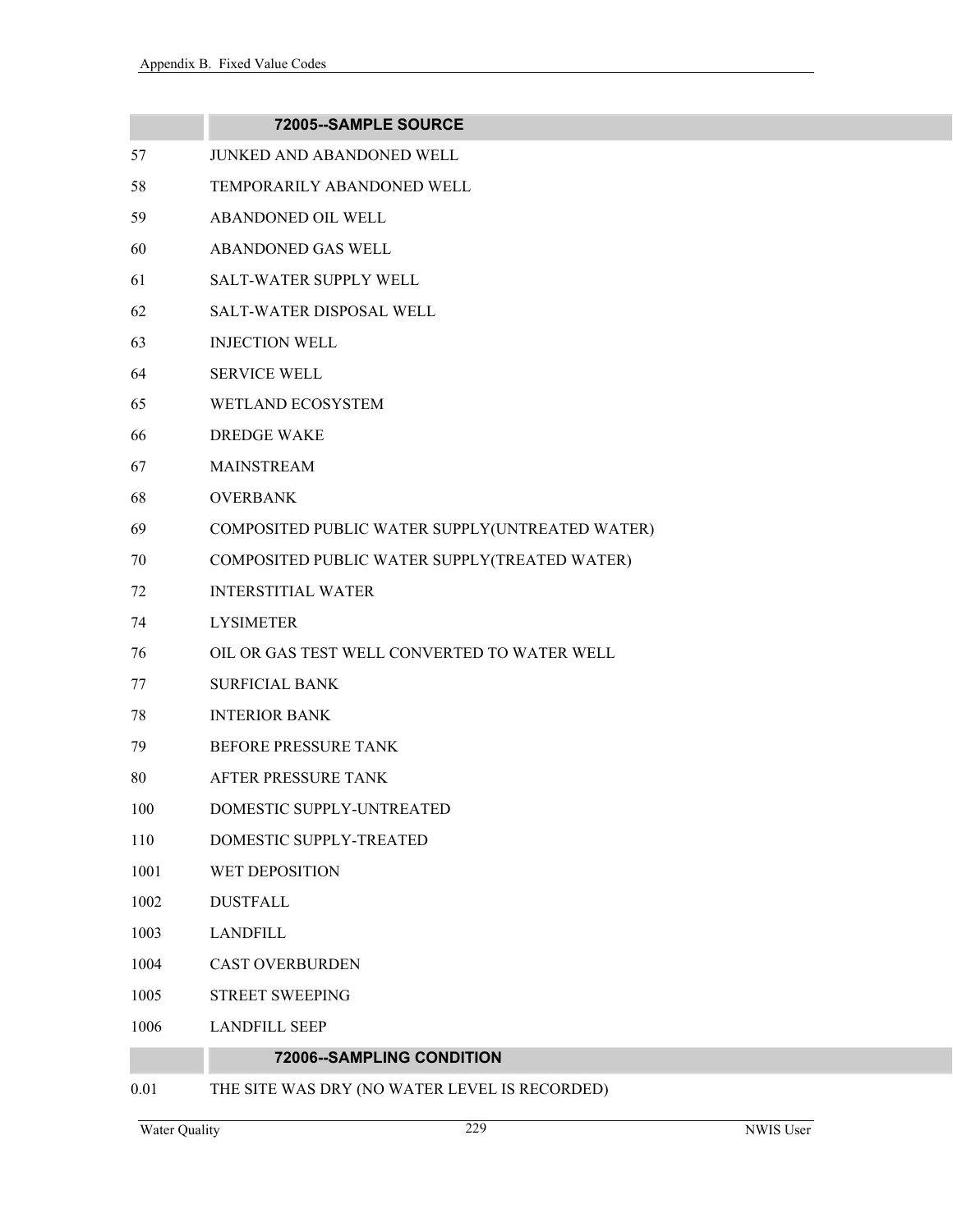| | 72005--SAMPLE SOURCE |
|---|---|
| 57 | JUNKED AND ABANDONED WELL |
| 58 | TEMPORARILY ABANDONED WELL |
| 59 | ABANDONED OIL WELL |
| 60 | ABANDONED GAS WELL |
| 61 | SALT-WATER SUPPLY WELL |
| 62 | SALT-WATER DISPOSAL WELL |
| 63 | INJECTION WELL |
| 64 | SERVICE WELL |
| 65 | WETLAND ECOSYSTEM |
| 66 | DREDGE WAKE |
| 67 | MAINSTREAM |
| 68 | OVERBANK |
| 69 | COMPOSITED PUBLIC WATER SUPPLY(UNTREATED WATER) |
| 70 | COMPOSITED PUBLIC WATER SUPPLY(TREATED WATER) |
| 72 | INTERSTITIAL WATER |
| 74 | LYSIMETER |
| 76 | OIL OR GAS TEST WELL CONVERTED TO WATER WELL |
| 77 | SURFICIAL BANK |
| 78 | INTERIOR BANK |
| 79 | BEFORE PRESSURE TANK |
| 80 | AFTER PRESSURE TANK |
| 100 | DOMESTIC SUPPLY-UNTREATED |
| 110 | DOMESTIC SUPPLY-TREATED |
| 1001 | WET DEPOSITION |
| 1002 | DUSTFALL |
| 1003 | LANDFILL |
| 1004 | CAST OVERBURDEN |
| 1005 | STREET SWEEPING |
| 1006 | LANDFILL SEEP |

| | 72006--SAMPLING CONDITION |
|---|---|
| 0.01 | THE SITE WAS DRY (NO WATER LEVEL IS RECORDED) |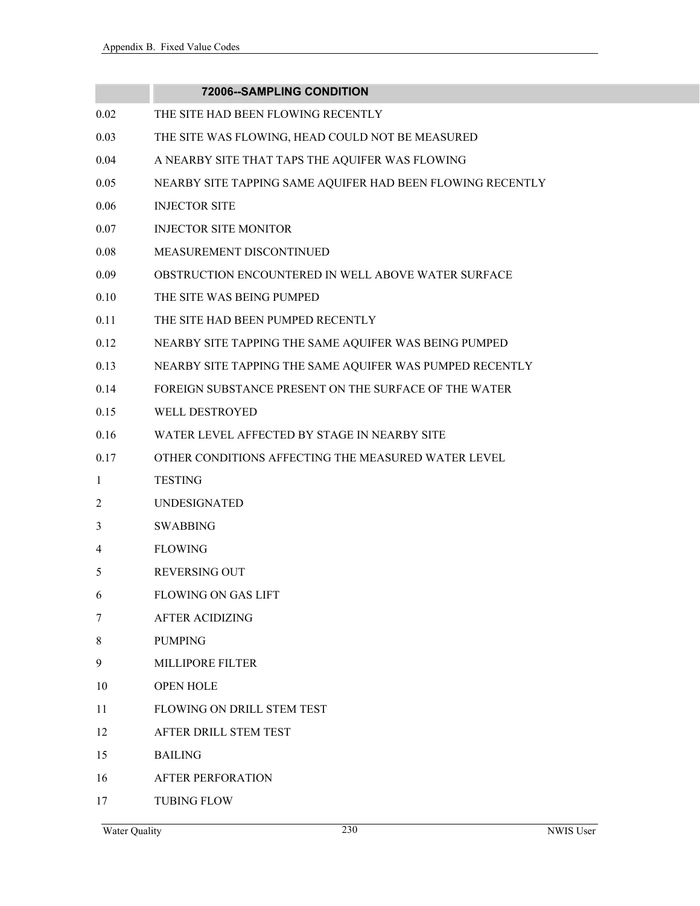| | 72006--SAMPLING CONDITION |
|---|---|
| 0.02 | THE SITE HAD BEEN FLOWING RECENTLY |
| 0.03 | THE SITE WAS FLOWING, HEAD COULD NOT BE MEASURED |
| 0.04 | A NEARBY SITE THAT TAPS THE AQUIFER WAS FLOWING |
| 0.05 | NEARBY SITE TAPPING SAME AQUIFER HAD BEEN FLOWING RECENTLY |
| 0.06 | INJECTOR SITE |
| 0.07 | INJECTOR SITE MONITOR |
| 0.08 | MEASUREMENT DISCONTINUED |
| 0.09 | OBSTRUCTION ENCOUNTERED IN WELL ABOVE WATER SURFACE |
| 0.10 | THE SITE WAS BEING PUMPED |
| 0.11 | THE SITE HAD BEEN PUMPED RECENTLY |
| 0.12 | NEARBY SITE TAPPING THE SAME AQUIFER WAS BEING PUMPED |
| 0.13 | NEARBY SITE TAPPING THE SAME AQUIFER WAS PUMPED RECENTLY |
| 0.14 | FOREIGN SUBSTANCE PRESENT ON THE SURFACE OF THE WATER |
| 0.15 | WELL DESTROYED |
| 0.16 | WATER LEVEL AFFECTED BY STAGE IN NEARBY SITE |
| 0.17 | OTHER CONDITIONS AFFECTING THE MEASURED WATER LEVEL |
| 1 | TESTING |
| 2 | UNDESIGNATED |
| 3 | SWABBING |
| 4 | FLOWING |
| 5 | REVERSING OUT |
| 6 | FLOWING ON GAS LIFT |
| 7 | AFTER ACIDIZING |
| 8 | PUMPING |
| 9 | MILLIPORE FILTER |
| 10 | OPEN HOLE |
| 11 | FLOWING ON DRILL STEM TEST |
| 12 | AFTER DRILL STEM TEST |
| 15 | BAILING |
| 16 | AFTER PERFORATION |
| 17 | TUBING FLOW |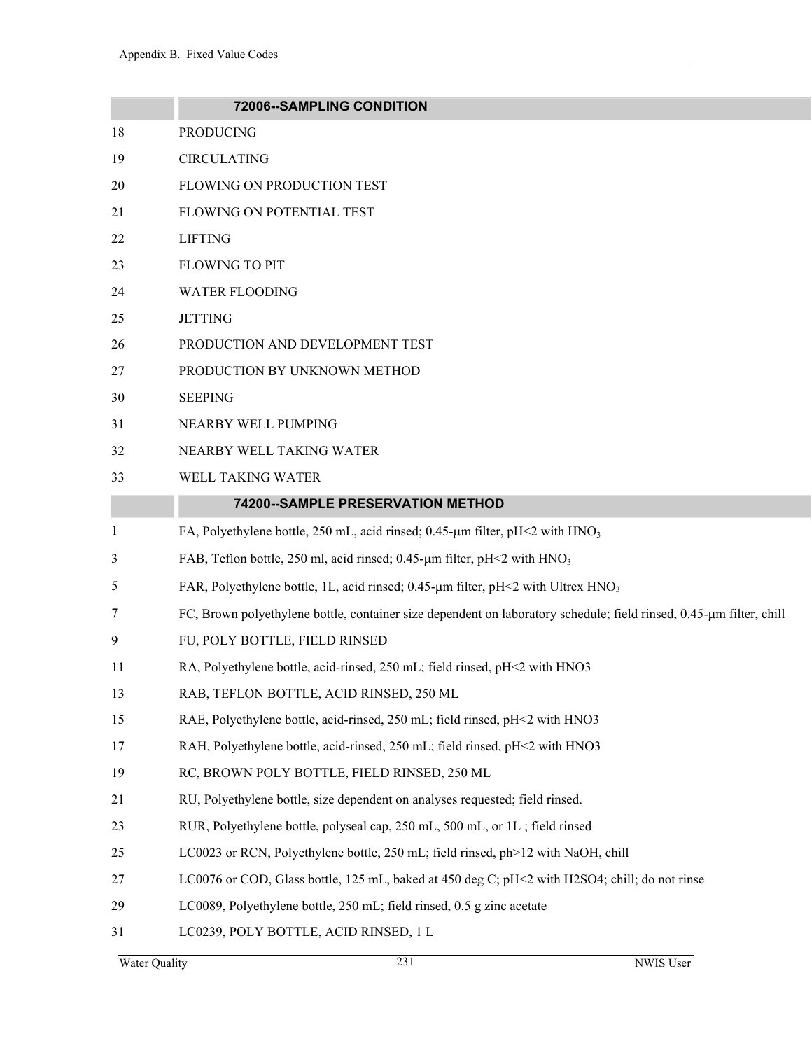| | 72006--SAMPLING CONDITION |
|---|---|
| 18 | PRODUCING |
| 19 | CIRCULATING |
| 20 | FLOWING ON PRODUCTION TEST |
| 21 | FLOWING ON POTENTIAL TEST |
| 22 | LIFTING |
| 23 | FLOWING TO PIT |
| 24 | WATER FLOODING |
| 25 | JETTING |
| 26 | PRODUCTION AND DEVELOPMENT TEST |
| 27 | PRODUCTION BY UNKNOWN METHOD |
| 30 | SEEPING |
| 31 | NEARBY WELL PUMPING |
| 32 | NEARBY WELL TAKING WATER |
| 33 | WELL TAKING WATER |

| | 74200--SAMPLE PRESERVATION METHOD |
|---|---|
| 1 | FA, Polyethylene bottle, 250 mL, acid rinsed; 0.45-μm filter, pH<2 with $HNO_3$ |
| 3 | FAB, Teflon bottle, 250 ml, acid rinsed; 0.45-μm filter, pH<2 with $HNO_3$ |
| 5 | FAR, Polyethylene bottle, 1L, acid rinsed; 0.45-μm filter, pH<2 with Ultrex $HNO_3$ |
| 7 | FC, Brown polyethylene bottle, container size dependent on laboratory schedule; field rinsed, 0.45-μm filter, chill |
| 9 | FU, POLY BOTTLE, FIELD RINSED |
| 11 | RA, Polyethylene bottle, acid-rinsed, 250 mL; field rinsed, pH<2 with HNO3 |
| 13 | RAB, TEFLON BOTTLE, ACID RINSED, 250 ML |
| 15 | RAE, Polyethylene bottle, acid-rinsed, 250 mL; field rinsed, pH<2 with HNO3 |
| 17 | RAH, Polyethylene bottle, acid-rinsed, 250 mL; field rinsed, pH<2 with HNO3 |
| 19 | RC, BROWN POLY BOTTLE, FIELD RINSED, 250 ML |
| 21 | RU, Polyethylene bottle, size dependent on analyses requested; field rinsed. |
| 23 | RUR, Polyethylene bottle, polyseal cap, 250 mL, 500 mL, or 1L ; field rinsed |
| 25 | LC0023 or RCN, Polyethylene bottle, 250 mL; field rinsed, ph>12 with NaOH, chill |
| 27 | LC0076 or COD, Glass bottle, 125 mL, baked at 450 deg C; pH<2 with H2SO4; chill; do not rinse |
| 29 | LC0089, Polyethylene bottle, 250 mL; field rinsed, 0.5 g zinc acetate |
| 31 | LC0239, POLY BOTTLE, ACID RINSED, 1 L |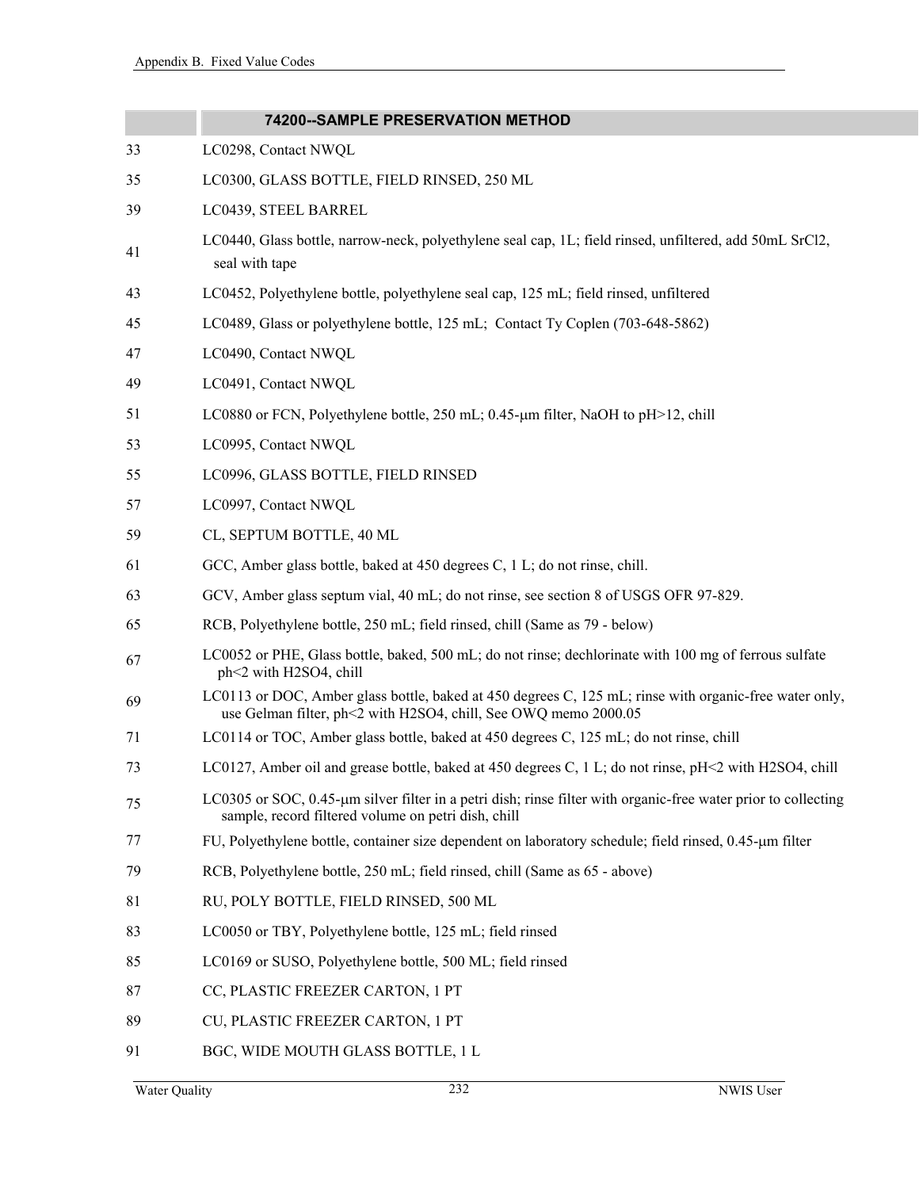| | 74200--SAMPLE PRESERVATION METHOD |
|---|---|
| 33 | LC0298, Contact NWQL |
| 35 | LC0300, GLASS BOTTLE, FIELD RINSED, 250 ML |
| 39 | LC0439, STEEL BARREL |
| 41 | LC0440, Glass bottle, narrow-neck, polyethylene seal cap, 1L; field rinsed, unfiltered, add 50mL $SrCl_2$, seal with tape |
| 43 | LC0452, Polyethylene bottle, polyethylene seal cap, 125 mL; field rinsed, unfiltered |
| 45 | LC0489, Glass or polyethylene bottle, 125 mL; Contact Ty Coplen (703-648-5862) |
| 47 | LC0490, Contact NWQL |
| 49 | LC0491, Contact NWQL |
| 51 | LC0880 or FCN, Polyethylene bottle, 250 mL; 0.45-µm filter, NaOH to pH>12, chill |
| 53 | LC0995, Contact NWQL |
| 55 | LC0996, GLASS BOTTLE, FIELD RINSED |
| 57 | LC0997, Contact NWQL |
| 59 | CL, SEPTUM BOTTLE, 40 ML |
| 61 | GCC, Amber glass bottle, baked at 450 degrees C, 1 L; do not rinse, chill. |
| 63 | GCV, Amber glass septum vial, 40 mL; do not rinse, see section 8 of USGS OFR 97-829. |
| 65 | RCB, Polyethylene bottle, 250 mL; field rinsed, chill (Same as 79 - below) |
| 67 | LC0052 or PHE, Glass bottle, baked, 500 mL; do not rinse; dechlorinate with 100 mg of ferrous sulfate ph<2 with $H_2SO_4$, chill |
| 69 | LC0113 or DOC, Amber glass bottle, baked at 450 degrees C, 125 mL; rinse with organic-free water only, use Gelman filter, ph<2 with $H_2SO_4$, chill, See OWQ memo 2000.05 |
| 71 | LC0114 or TOC, Amber glass bottle, baked at 450 degrees C, 125 mL; do not rinse, chill |
| 73 | LC0127, Amber oil and grease bottle, baked at 450 degrees C, 1 L; do not rinse, pH<2 with $H_2SO_4$, chill |
| 75 | LC0305 or SOC, 0.45-µm silver filter in a petri dish; rinse filter with organic-free water prior to collecting sample, record filtered volume on petri dish, chill |
| 77 | FU, Polyethylene bottle, container size dependent on laboratory schedule; field rinsed, 0.45-µm filter |
| 79 | RCB, Polyethylene bottle, 250 mL; field rinsed, chill (Same as 65 - above) |
| 81 | RU, POLY BOTTLE, FIELD RINSED, 500 ML |
| 83 | LC0050 or TBY, Polyethylene bottle, 125 mL; field rinsed |
| 85 | LC0169 or SUSO, Polyethylene bottle, 500 ML; field rinsed |
| 87 | CC, PLASTIC FREEZER CARTON, 1 PT |
| 89 | CU, PLASTIC FREEZER CARTON, 1 PT |
| 91 | BGC, WIDE MOUTH GLASS BOTTLE, 1 L |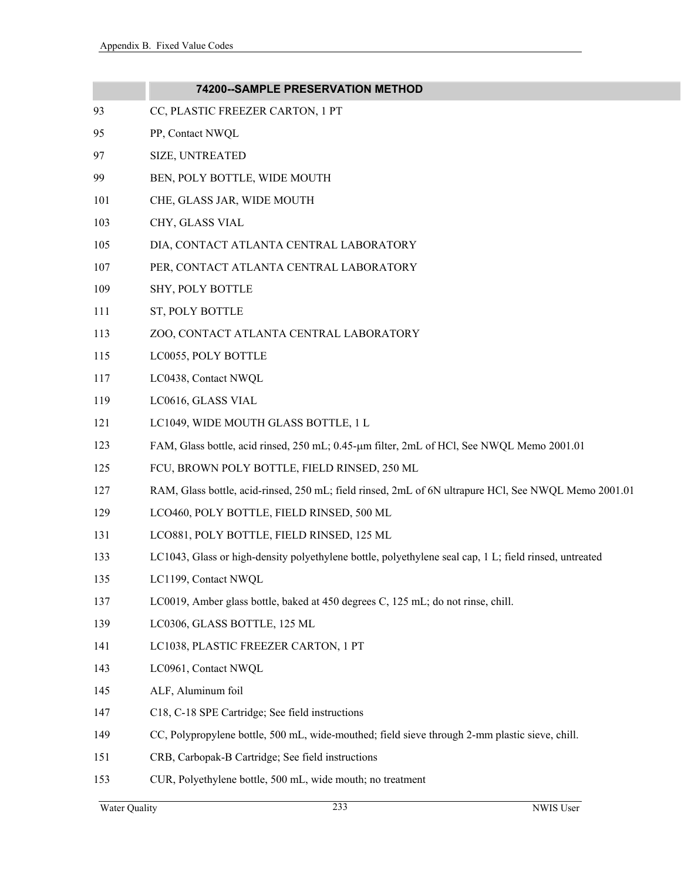| | 74200--SAMPLE PRESERVATION METHOD |
|---|---|
| 93 | CC, PLASTIC FREEZER CARTON, 1 PT |
| 95 | PP, Contact NWQL |
| 97 | SIZE, UNTREATED |
| 99 | BEN, POLY BOTTLE, WIDE MOUTH |
| 101 | CHE, GLASS JAR, WIDE MOUTH |
| 103 | CHY, GLASS VIAL |
| 105 | DIA, CONTACT ATLANTA CENTRAL LABORATORY |
| 107 | PER, CONTACT ATLANTA CENTRAL LABORATORY |
| 109 | SHY, POLY BOTTLE |
| 111 | ST, POLY BOTTLE |
| 113 | ZOO, CONTACT ATLANTA CENTRAL LABORATORY |
| 115 | LC0055, POLY BOTTLE |
| 117 | LC0438, Contact NWQL |
| 119 | LC0616, GLASS VIAL |
| 121 | LC1049, WIDE MOUTH GLASS BOTTLE, 1 L |
| 123 | FAM, Glass bottle, acid rinsed, 250 mL; 0.45-µm filter, 2mL of HCl, See NWQL Memo 2001.01 |
| 125 | FCU, BROWN POLY BOTTLE, FIELD RINSED, 250 ML |
| 127 | RAM, Glass bottle, acid-rinsed, 250 mL; field rinsed, 2mL of 6N ultrapure HCl, See NWQL Memo 2001.01 |
| 129 | LCO460, POLY BOTTLE, FIELD RINSED, 500 ML |
| 131 | LCO881, POLY BOTTLE, FIELD RINSED, 125 ML |
| 133 | LC1043, Glass or high-density polyethylene bottle, polyethylene seal cap, 1 L; field rinsed, untreated |
| 135 | LC1199, Contact NWQL |
| 137 | LC0019, Amber glass bottle, baked at 450 degrees C, 125 mL; do not rinse, chill. |
| 139 | LC0306, GLASS BOTTLE, 125 ML |
| 141 | LC1038, PLASTIC FREEZER CARTON, 1 PT |
| 143 | LC0961, Contact NWQL |
| 145 | ALF, Aluminum foil |
| 147 | C18, C-18 SPE Cartridge; See field instructions |
| 149 | CC, Polypropylene bottle, 500 mL, wide-mouthed; field sieve through 2-mm plastic sieve, chill. |
| 151 | CRB, Carbopak-B Cartridge; See field instructions |
| 153 | CUR, Polyethylene bottle, 500 mL, wide mouth; no treatment |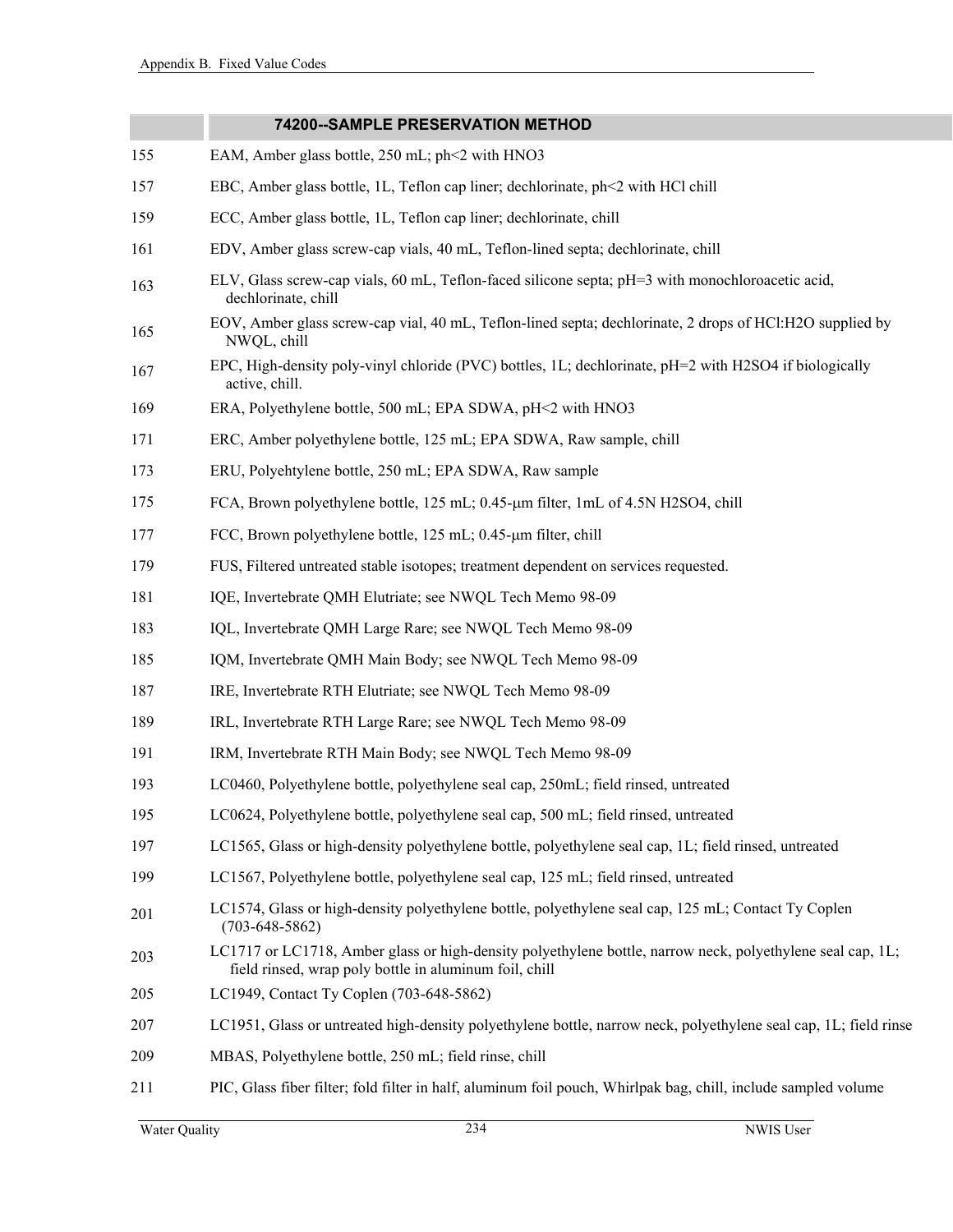| | 74200--SAMPLE PRESERVATION METHOD |
|---|---|
| 155 | EAM, Amber glass bottle, 250 mL; ph<2 with $HNO_3$ |
| 157 | EBC, Amber glass bottle, 1L, Teflon cap liner; dechlorinate, ph<2 with HCl chill |
| 159 | ECC, Amber glass bottle, 1L, Teflon cap liner; dechlorinate, chill |
| 161 | EDV, Amber glass screw-cap vials, 40 mL, Teflon-lined septa; dechlorinate, chill |
| 163 | ELV, Glass screw-cap vials, 60 mL, Teflon-faced silicone septa; pH=3 with monochloroacetic acid, dechlorinate, chill |
| 165 | EOV, Amber glass screw-cap vial, 40 mL, Teflon-lined septa; dechlorinate, 2 drops of HCl:$H_2O$ supplied by NWQL, chill |
| 167 | EPC, High-density poly-vinyl chloride (PVC) bottles, 1L; dechlorinate, pH=2 with $H_2SO_4$ if biologically active, chill. |
| 169 | ERA, Polyethylene bottle, 500 mL; EPA SDWA, pH<2 with $HNO_3$ |
| 171 | ERC, Amber polyethylene bottle, 125 mL; EPA SDWA, Raw sample, chill |
| 173 | ERU, Polyehtylene bottle, 250 mL; EPA SDWA, Raw sample |
| 175 | FCA, Brown polyethylene bottle, 125 mL; 0.45-μm filter, 1mL of 4.5N $H_2SO_4$, chill |
| 177 | FCC, Brown polyethylene bottle, 125 mL; 0.45-μm filter, chill |
| 179 | FUS, Filtered untreated stable isotopes; treatment dependent on services requested. |
| 181 | IQE, Invertebrate QMH Elutriate; see NWQL Tech Memo 98-09 |
| 183 | IQL, Invertebrate QMH Large Rare; see NWQL Tech Memo 98-09 |
| 185 | IQM, Invertebrate QMH Main Body; see NWQL Tech Memo 98-09 |
| 187 | IRE, Invertebrate RTH Elutriate; see NWQL Tech Memo 98-09 |
| 189 | IRL, Invertebrate RTH Large Rare; see NWQL Tech Memo 98-09 |
| 191 | IRM, Invertebrate RTH Main Body; see NWQL Tech Memo 98-09 |
| 193 | LC0460, Polyethylene bottle, polyethylene seal cap, 250mL; field rinsed, untreated |
| 195 | LC0624, Polyethylene bottle, polyethylene seal cap, 500 mL; field rinsed, untreated |
| 197 | LC1565, Glass or high-density polyethylene bottle, polyethylene seal cap, 1L; field rinsed, untreated |
| 199 | LC1567, Polyethylene bottle, polyethylene seal cap, 125 mL; field rinsed, untreated |
| 201 | LC1574, Glass or high-density polyethylene bottle, polyethylene seal cap, 125 mL; Contact Ty Coplen (703-648-5862) |
| 203 | LC1717 or LC1718, Amber glass or high-density polyethylene bottle, narrow neck, polyethylene seal cap, 1L; field rinsed, wrap poly bottle in aluminum foil, chill |
| 205 | LC1949, Contact Ty Coplen (703-648-5862) |
| 207 | LC1951, Glass or untreated high-density polyethylene bottle, narrow neck, polyethylene seal cap, 1L; field rinse |
| 209 | MBAS, Polyethylene bottle, 250 mL; field rinse, chill |
| 211 | PIC, Glass fiber filter; fold filter in half, aluminum foil pouch, Whirlpak bag, chill, include sampled volume |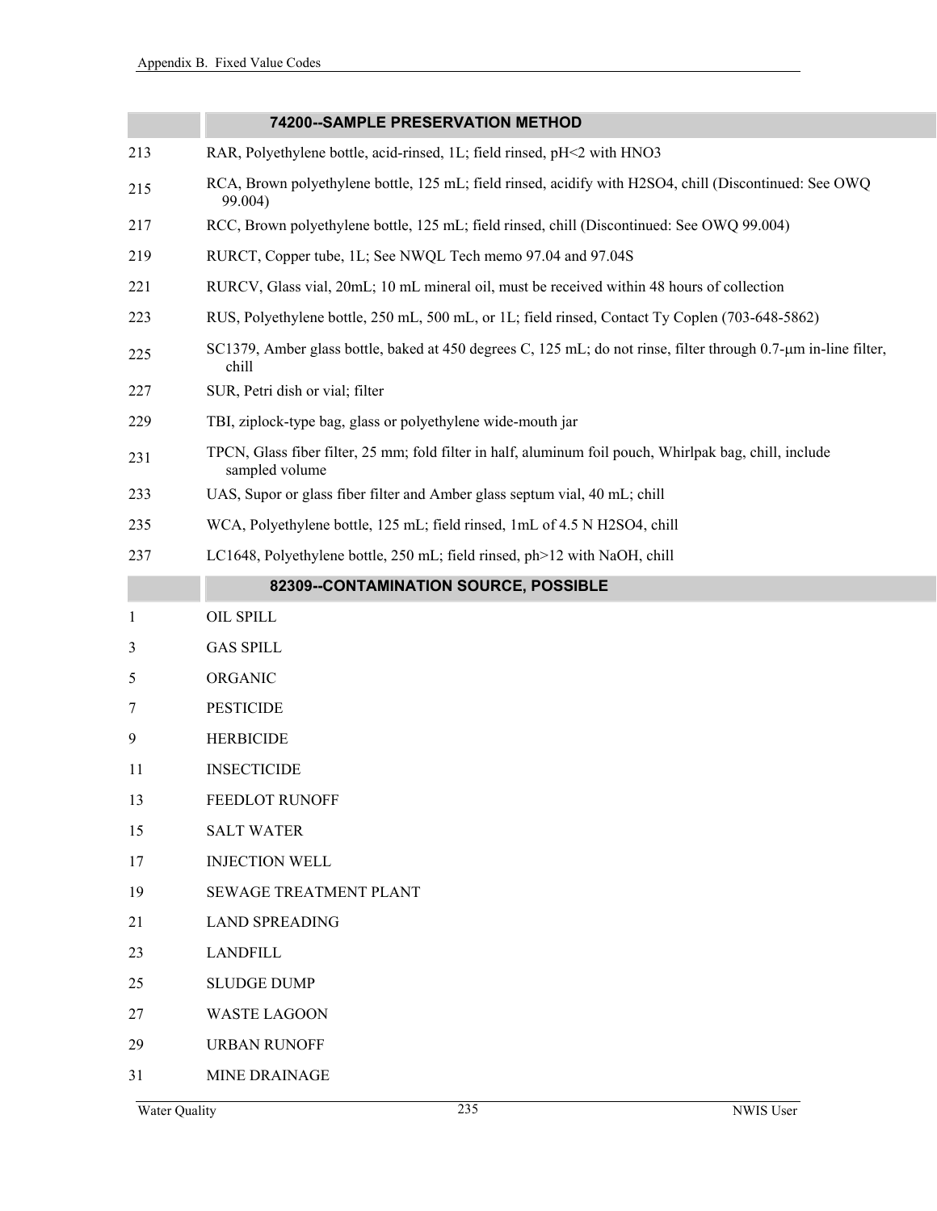| | 74200--SAMPLE PRESERVATION METHOD |
|---|---|
| 213 | RAR, Polyethylene bottle, acid-rinsed, 1L; field rinsed, pH<2 with $HNO_3$ |
| 215 | RCA, Brown polyethylene bottle, 125 mL; field rinsed, acidify with $H_2SO_4$, chill (Discontinued: See OWQ 99.004) |
| 217 | RCC, Brown polyethylene bottle, 125 mL; field rinsed, chill (Discontinued: See OWQ 99.004) |
| 219 | RURCT, Copper tube, 1L; See NWQL Tech memo 97.04 and 97.04S |
| 221 | RURCV, Glass vial, 20mL; 10 mL mineral oil, must be received within 48 hours of collection |
| 223 | RUS, Polyethylene bottle, 250 mL, 500 mL, or 1L; field rinsed, Contact Ty Coplen (703-648-5862) |
| 225 | SC1379, Amber glass bottle, baked at 450 degrees C, 125 mL; do not rinse, filter through 0.7-μm in-line filter, chill |
| 227 | SUR, Petri dish or vial; filter |
| 229 | TBI, ziplock-type bag, glass or polyethylene wide-mouth jar |
| 231 | TPCN, Glass fiber filter, 25 mm; fold filter in half, aluminum foil pouch, Whirlpak bag, chill, include sampled volume |
| 233 | UAS, Supor or glass fiber filter and Amber glass septum vial, 40 mL; chill |
| 235 | WCA, Polyethylene bottle, 125 mL; field rinsed, 1mL of 4.5 N $H_2SO_4$, chill |
| 237 | LC1648, Polyethylene bottle, 250 mL; field rinsed, ph>12 with NaOH, chill |

| | 82309--CONTAMINATION SOURCE, POSSIBLE |
|---|---|
| 1 | OIL SPILL |
| 3 | GAS SPILL |
| 5 | ORGANIC |
| 7 | PESTICIDE |
| 9 | HERBICIDE |
| 11 | INSECTICIDE |
| 13 | FEEDLOT RUNOFF |
| 15 | SALT WATER |
| 17 | INJECTION WELL |
| 19 | SEWAGE TREATMENT PLANT |
| 21 | LAND SPREADING |
| 23 | LANDFILL |
| 25 | SLUDGE DUMP |
| 27 | WASTE LAGOON |
| 29 | URBAN RUNOFF |
| 31 | MINE DRAINAGE |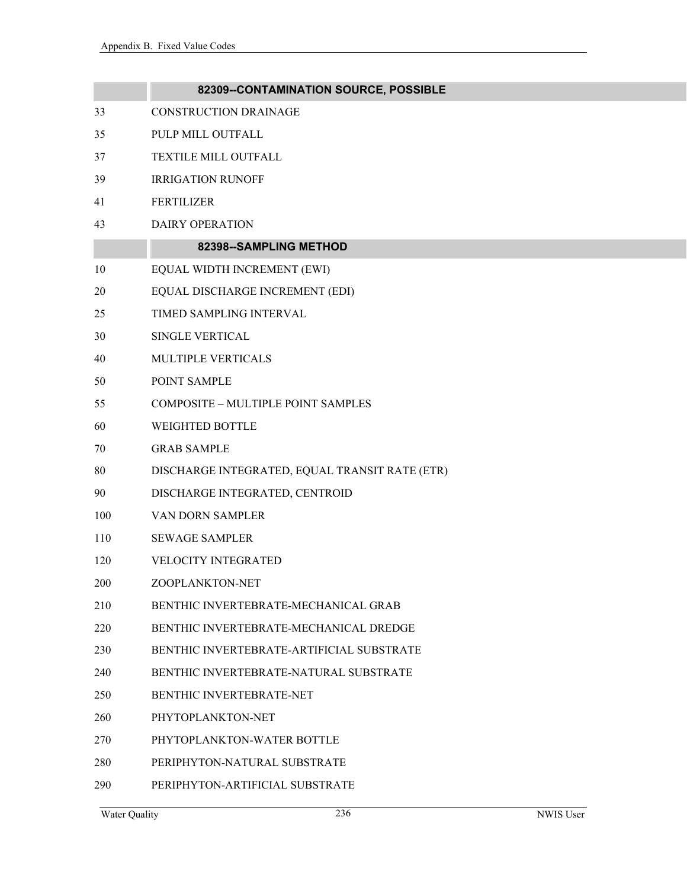| | 82309--CONTAMINATION SOURCE, POSSIBLE |
|---|---|
| 33 | CONSTRUCTION DRAINAGE |
| 35 | PULP MILL OUTFALL |
| 37 | TEXTILE MILL OUTFALL |
| 39 | IRRIGATION RUNOFF |
| 41 | FERTILIZER |
| 43 | DAIRY OPERATION |

| | 82398--SAMPLING METHOD |
|---|---|
| 10 | EQUAL WIDTH INCREMENT (EWI) |
| 20 | EQUAL DISCHARGE INCREMENT (EDI) |
| 25 | TIMED SAMPLING INTERVAL |
| 30 | SINGLE VERTICAL |
| 40 | MULTIPLE VERTICALS |
| 50 | POINT SAMPLE |
| 55 | COMPOSITE – MULTIPLE POINT SAMPLES |
| 60 | WEIGHTED BOTTLE |
| 70 | GRAB SAMPLE |
| 80 | DISCHARGE INTEGRATED, EQUAL TRANSIT RATE (ETR) |
| 90 | DISCHARGE INTEGRATED, CENTROID |
| 100 | VAN DORN SAMPLER |
| 110 | SEWAGE SAMPLER |
| 120 | VELOCITY INTEGRATED |
| 200 | ZOOPLANKTON-NET |
| 210 | BENTHIC INVERTEBRATE-MECHANICAL GRAB |
| 220 | BENTHIC INVERTEBRATE-MECHANICAL DREDGE |
| 230 | BENTHIC INVERTEBRATE-ARTIFICIAL SUBSTRATE |
| 240 | BENTHIC INVERTEBRATE-NATURAL SUBSTRATE |
| 250 | BENTHIC INVERTEBRATE-NET |
| 260 | PHYTOPLANKTON-NET |
| 270 | PHYTOPLANKTON-WATER BOTTLE |
| 280 | PERIPHYTON-NATURAL SUBSTRATE |
| 290 | PERIPHYTON-ARTIFICIAL SUBSTRATE |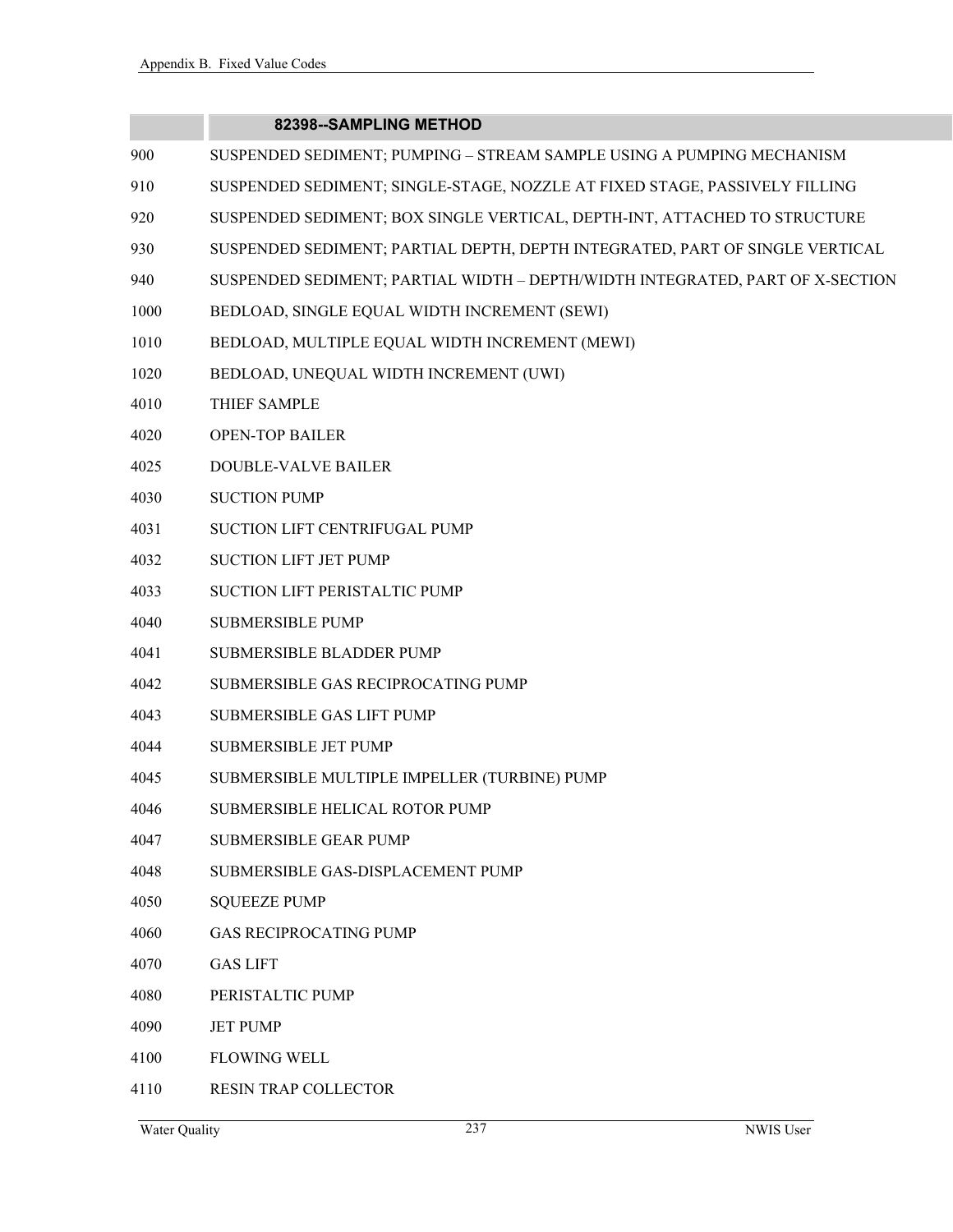| | 82398--SAMPLING METHOD |
|---|---|
| 900 | SUSPENDED SEDIMENT; PUMPING – STREAM SAMPLE USING A PUMPING MECHANISM |
| 910 | SUSPENDED SEDIMENT; SINGLE-STAGE, NOZZLE AT FIXED STAGE, PASSIVELY FILLING |
| 920 | SUSPENDED SEDIMENT; BOX SINGLE VERTICAL, DEPTH-INT, ATTACHED TO STRUCTURE |
| 930 | SUSPENDED SEDIMENT; PARTIAL DEPTH, DEPTH INTEGRATED, PART OF SINGLE VERTICAL |
| 940 | SUSPENDED SEDIMENT; PARTIAL WIDTH – DEPTH/WIDTH INTEGRATED, PART OF X-SECTION |
| 1000 | BEDLOAD, SINGLE EQUAL WIDTH INCREMENT (SEWI) |
| 1010 | BEDLOAD, MULTIPLE EQUAL WIDTH INCREMENT (MEWI) |
| 1020 | BEDLOAD, UNEQUAL WIDTH INCREMENT (UWI) |
| 4010 | THIEF SAMPLE |
| 4020 | OPEN-TOP BAILER |
| 4025 | DOUBLE-VALVE BAILER |
| 4030 | SUCTION PUMP |
| 4031 | SUCTION LIFT CENTRIFUGAL PUMP |
| 4032 | SUCTION LIFT JET PUMP |
| 4033 | SUCTION LIFT PERISTALTIC PUMP |
| 4040 | SUBMERSIBLE PUMP |
| 4041 | SUBMERSIBLE BLADDER PUMP |
| 4042 | SUBMERSIBLE GAS RECIPROCATING PUMP |
| 4043 | SUBMERSIBLE GAS LIFT PUMP |
| 4044 | SUBMERSIBLE JET PUMP |
| 4045 | SUBMERSIBLE MULTIPLE IMPELLER (TURBINE) PUMP |
| 4046 | SUBMERSIBLE HELICAL ROTOR PUMP |
| 4047 | SUBMERSIBLE GEAR PUMP |
| 4048 | SUBMERSIBLE GAS-DISPLACEMENT PUMP |
| 4050 | SQUEEZE PUMP |
| 4060 | GAS RECIPROCATING PUMP |
| 4070 | GAS LIFT |
| 4080 | PERISTALTIC PUMP |
| 4090 | JET PUMP |
| 4100 | FLOWING WELL |
| 4110 | RESIN TRAP COLLECTOR |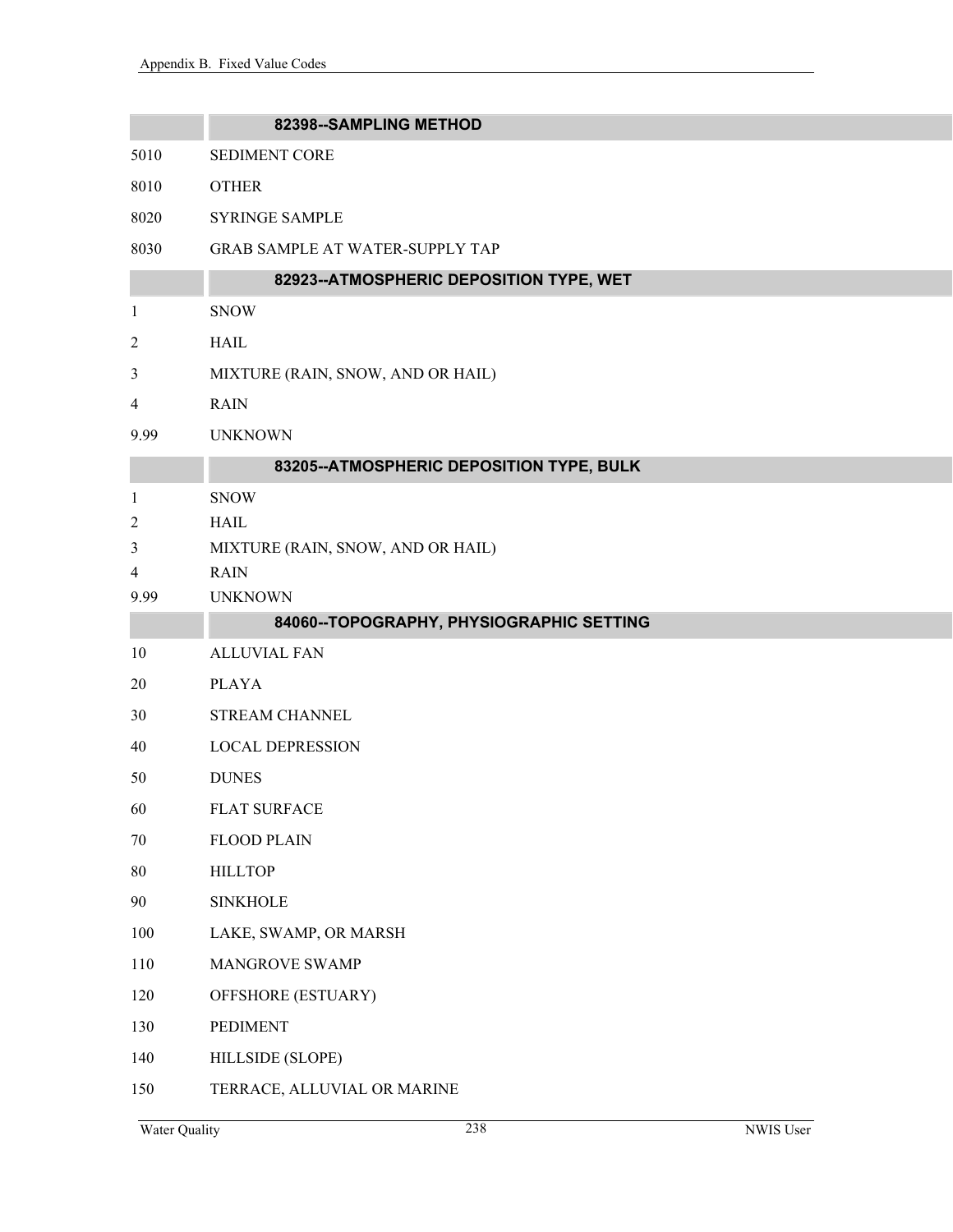| | 82398--SAMPLING METHOD |
|---|---|
| 5010 | SEDIMENT CORE |
| 8010 | OTHER |
| 8020 | SYRINGE SAMPLE |
| 8030 | GRAB SAMPLE AT WATER-SUPPLY TAP |
| | **82923--ATMOSPHERIC DEPOSITION TYPE, WET** |
| 1 | SNOW |
| 2 | HAIL |
| 3 | MIXTURE (RAIN, SNOW, AND OR HAIL) |
| 4 | RAIN |
| 9.99 | UNKNOWN |
| | **83205--ATMOSPHERIC DEPOSITION TYPE, BULK** |
| 1 | SNOW |
| 2 | HAIL |
| 3 | MIXTURE (RAIN, SNOW, AND OR HAIL) |
| 4 | RAIN |
| 9.99 | UNKNOWN |
| | **84060--TOPOGRAPHY, PHYSIOGRAPHIC SETTING** |
| 10 | ALLUVIAL FAN |
| 20 | PLAYA |
| 30 | STREAM CHANNEL |
| 40 | LOCAL DEPRESSION |
| 50 | DUNES |
| 60 | FLAT SURFACE |
| 70 | FLOOD PLAIN |
| 80 | HILLTOP |
| 90 | SINKHOLE |
| 100 | LAKE, SWAMP, OR MARSH |
| 110 | MANGROVE SWAMP |
| 120 | OFFSHORE (ESTUARY) |
| 130 | PEDIMENT |
| 140 | HILLSIDE (SLOPE) |
| 150 | TERRACE, ALLUVIAL OR MARINE |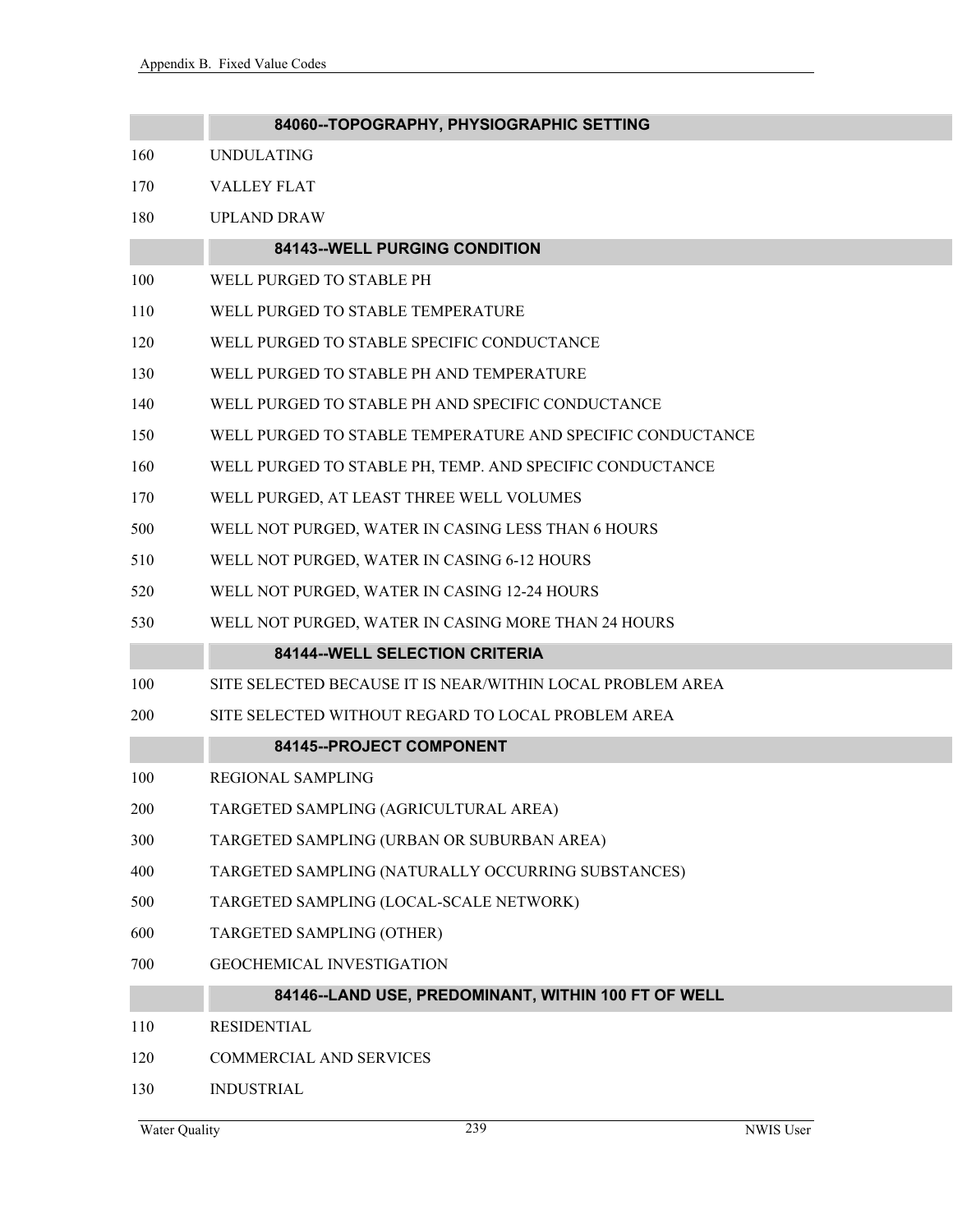| | 84060--TOPOGRAPHY, PHYSIOGRAPHIC SETTING |
|---|---|
| 160 | UNDULATING |
| 170 | VALLEY FLAT |
| 180 | UPLAND DRAW |

| | 84143--WELL PURGING CONDITION |
|---|---|
| 100 | WELL PURGED TO STABLE PH |
| 110 | WELL PURGED TO STABLE TEMPERATURE |
| 120 | WELL PURGED TO STABLE SPECIFIC CONDUCTANCE |
| 130 | WELL PURGED TO STABLE PH AND TEMPERATURE |
| 140 | WELL PURGED TO STABLE PH AND SPECIFIC CONDUCTANCE |
| 150 | WELL PURGED TO STABLE TEMPERATURE AND SPECIFIC CONDUCTANCE |
| 160 | WELL PURGED TO STABLE PH, TEMP. AND SPECIFIC CONDUCTANCE |
| 170 | WELL PURGED, AT LEAST THREE WELL VOLUMES |
| 500 | WELL NOT PURGED, WATER IN CASING LESS THAN 6 HOURS |
| 510 | WELL NOT PURGED, WATER IN CASING 6-12 HOURS |
| 520 | WELL NOT PURGED, WATER IN CASING 12-24 HOURS |
| 530 | WELL NOT PURGED, WATER IN CASING MORE THAN 24 HOURS |

| | 84144--WELL SELECTION CRITERIA |
|---|---|
| 100 | SITE SELECTED BECAUSE IT IS NEAR/WITHIN LOCAL PROBLEM AREA |
| 200 | SITE SELECTED WITHOUT REGARD TO LOCAL PROBLEM AREA |

| | 84145--PROJECT COMPONENT |
|---|---|
| 100 | REGIONAL SAMPLING |
| 200 | TARGETED SAMPLING (AGRICULTURAL AREA) |
| 300 | TARGETED SAMPLING (URBAN OR SUBURBAN AREA) |
| 400 | TARGETED SAMPLING (NATURALLY OCCURRING SUBSTANCES) |
| 500 | TARGETED SAMPLING (LOCAL-SCALE NETWORK) |
| 600 | TARGETED SAMPLING (OTHER) |
| 700 | GEOCHEMICAL INVESTIGATION |

| | 84146--LAND USE, PREDOMINANT, WITHIN 100 FT OF WELL |
|---|---|
| 110 | RESIDENTIAL |
| 120 | COMMERCIAL AND SERVICES |
| 130 | INDUSTRIAL |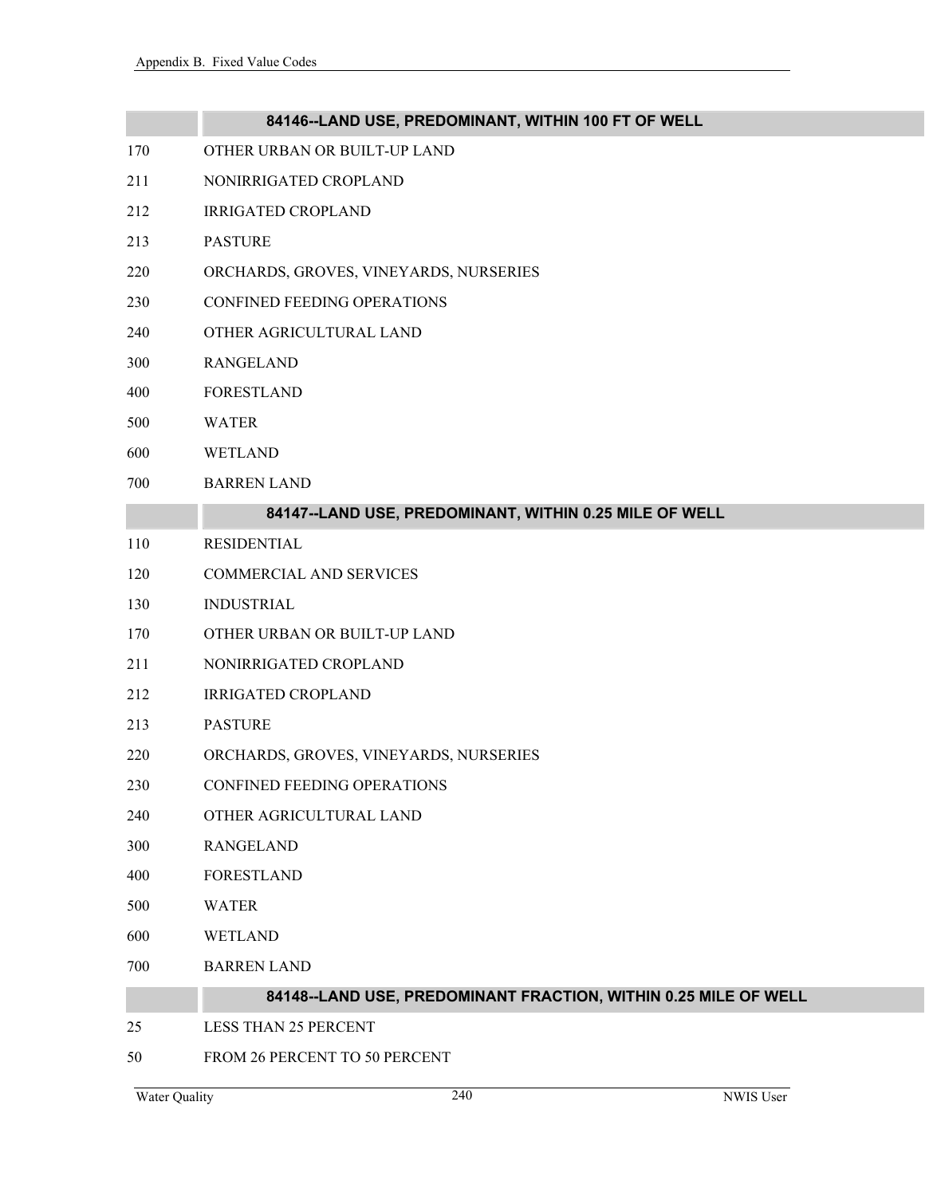| | 84146--LAND USE, PREDOMINANT, WITHIN 100 FT OF WELL |
|---|---|
| 170 | OTHER URBAN OR BUILT-UP LAND |
| 211 | NONIRRIGATED CROPLAND |
| 212 | IRRIGATED CROPLAND |
| 213 | PASTURE |
| 220 | ORCHARDS, GROVES, VINEYARDS, NURSERIES |
| 230 | CONFINED FEEDING OPERATIONS |
| 240 | OTHER AGRICULTURAL LAND |
| 300 | RANGELAND |
| 400 | FORESTLAND |
| 500 | WATER |
| 600 | WETLAND |
| 700 | BARREN LAND |
| | **84147--LAND USE, PREDOMINANT, WITHIN 0.25 MILE OF WELL** |
| 110 | RESIDENTIAL |
| 120 | COMMERCIAL AND SERVICES |
| 130 | INDUSTRIAL |
| 170 | OTHER URBAN OR BUILT-UP LAND |
| 211 | NONIRRIGATED CROPLAND |
| 212 | IRRIGATED CROPLAND |
| 213 | PASTURE |
| 220 | ORCHARDS, GROVES, VINEYARDS, NURSERIES |
| 230 | CONFINED FEEDING OPERATIONS |
| 240 | OTHER AGRICULTURAL LAND |
| 300 | RANGELAND |
| 400 | FORESTLAND |
| 500 | WATER |
| 600 | WETLAND |
| 700 | BARREN LAND |
| | **84148--LAND USE, PREDOMINANT FRACTION, WITHIN 0.25 MILE OF WELL** |
| 25 | LESS THAN 25 PERCENT |
| 50 | FROM 26 PERCENT TO 50 PERCENT |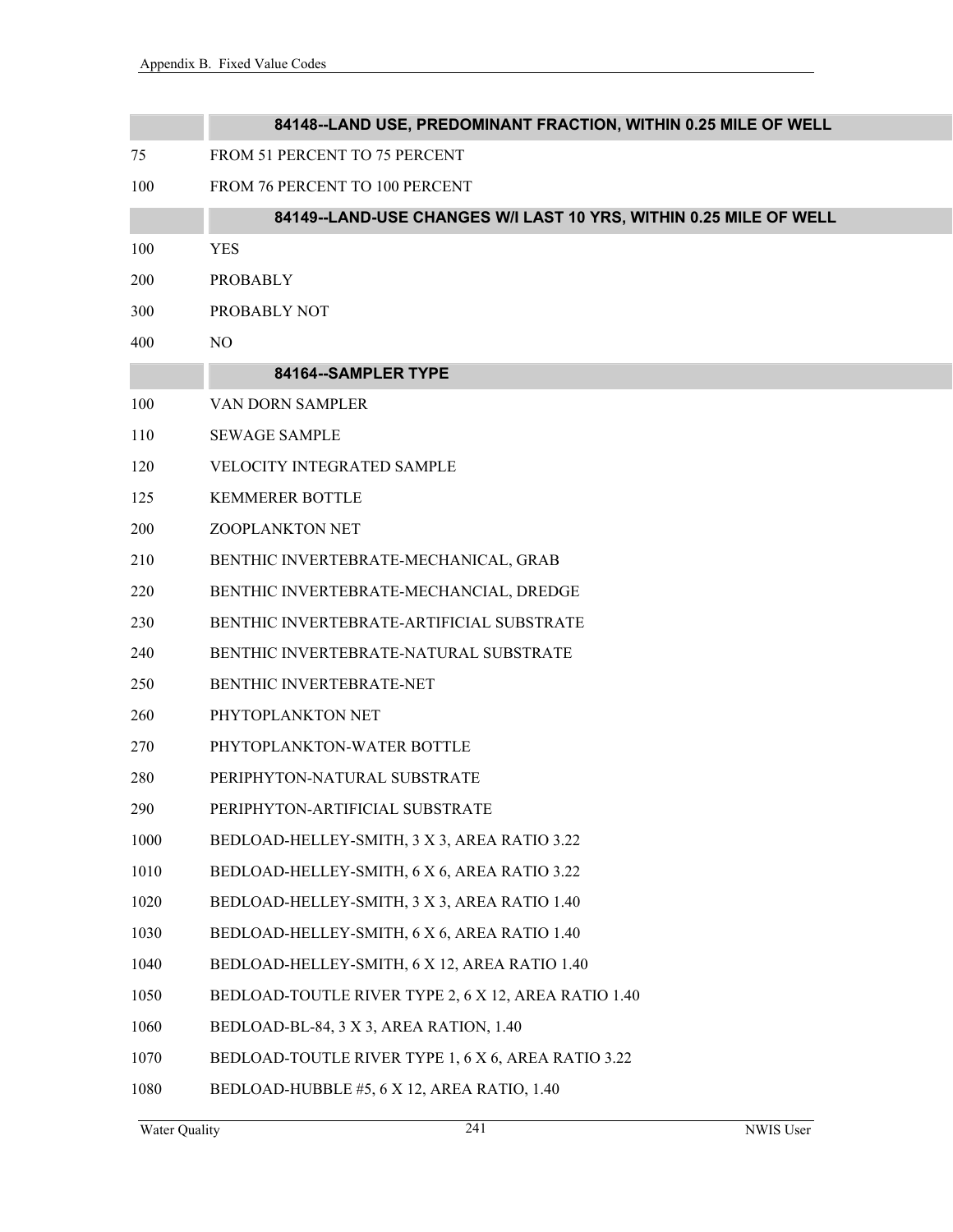| | 84148--LAND USE, PREDOMINANT FRACTION, WITHIN 0.25 MILE OF WELL |
|---|---|
| 75 | FROM 51 PERCENT TO 75 PERCENT |
| 100 | FROM 76 PERCENT TO 100 PERCENT |

| | 84149--LAND-USE CHANGES W/I LAST 10 YRS, WITHIN 0.25 MILE OF WELL |
|---|---|
| 100 | YES |
| 200 | PROBABLY |
| 300 | PROBABLY NOT |
| 400 | NO |

| | 84164--SAMPLER TYPE |
|---|---|
| 100 | VAN DORN SAMPLER |
| 110 | SEWAGE SAMPLE |
| 120 | VELOCITY INTEGRATED SAMPLE |
| 125 | KEMMERER BOTTLE |
| 200 | ZOOPLANKTON NET |
| 210 | BENTHIC INVERTEBRATE-MECHANICAL, GRAB |
| 220 | BENTHIC INVERTEBRATE-MECHANCIAL, DREDGE |
| 230 | BENTHIC INVERTEBRATE-ARTIFICIAL SUBSTRATE |
| 240 | BENTHIC INVERTEBRATE-NATURAL SUBSTRATE |
| 250 | BENTHIC INVERTEBRATE-NET |
| 260 | PHYTOPLANKTON NET |
| 270 | PHYTOPLANKTON-WATER BOTTLE |
| 280 | PERIPHYTON-NATURAL SUBSTRATE |
| 290 | PERIPHYTON-ARTIFICIAL SUBSTRATE |
| 1000 | BEDLOAD-HELLEY-SMITH, 3 X 3, AREA RATIO 3.22 |
| 1010 | BEDLOAD-HELLEY-SMITH, 6 X 6, AREA RATIO 3.22 |
| 1020 | BEDLOAD-HELLEY-SMITH, 3 X 3, AREA RATIO 1.40 |
| 1030 | BEDLOAD-HELLEY-SMITH, 6 X 6, AREA RATIO 1.40 |
| 1040 | BEDLOAD-HELLEY-SMITH, 6 X 12, AREA RATIO 1.40 |
| 1050 | BEDLOAD-TOUTLE RIVER TYPE 2, 6 X 12, AREA RATIO 1.40 |
| 1060 | BEDLOAD-BL-84, 3 X 3, AREA RATION, 1.40 |
| 1070 | BEDLOAD-TOUTLE RIVER TYPE 1, 6 X 6, AREA RATIO 3.22 |
| 1080 | BEDLOAD-HUBBLE #5, 6 X 12, AREA RATIO, 1.40 |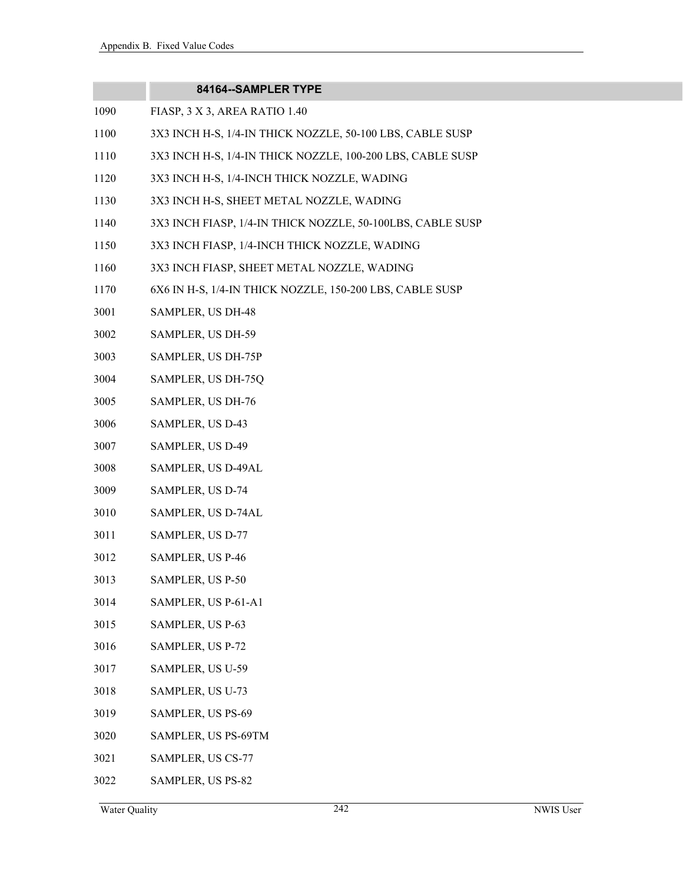| | 84164--SAMPLER TYPE |
|---|---|
| 1090 | FIASP, 3 X 3, AREA RATIO 1.40 |
| 1100 | 3X3 INCH H-S, 1/4-IN THICK NOZZLE, 50-100 LBS, CABLE SUSP |
| 1110 | 3X3 INCH H-S, 1/4-IN THICK NOZZLE, 100-200 LBS, CABLE SUSP |
| 1120 | 3X3 INCH H-S, 1/4-INCH THICK NOZZLE, WADING |
| 1130 | 3X3 INCH H-S, SHEET METAL NOZZLE, WADING |
| 1140 | 3X3 INCH FIASP, 1/4-IN THICK NOZZLE, 50-100LBS, CABLE SUSP |
| 1150 | 3X3 INCH FIASP, 1/4-INCH THICK NOZZLE, WADING |
| 1160 | 3X3 INCH FIASP, SHEET METAL NOZZLE, WADING |
| 1170 | 6X6 IN H-S, 1/4-IN THICK NOZZLE, 150-200 LBS, CABLE SUSP |
| 3001 | SAMPLER, US DH-48 |
| 3002 | SAMPLER, US DH-59 |
| 3003 | SAMPLER, US DH-75P |
| 3004 | SAMPLER, US DH-75Q |
| 3005 | SAMPLER, US DH-76 |
| 3006 | SAMPLER, US D-43 |
| 3007 | SAMPLER, US D-49 |
| 3008 | SAMPLER, US D-49AL |
| 3009 | SAMPLER, US D-74 |
| 3010 | SAMPLER, US D-74AL |
| 3011 | SAMPLER, US D-77 |
| 3012 | SAMPLER, US P-46 |
| 3013 | SAMPLER, US P-50 |
| 3014 | SAMPLER, US P-61-A1 |
| 3015 | SAMPLER, US P-63 |
| 3016 | SAMPLER, US P-72 |
| 3017 | SAMPLER, US U-59 |
| 3018 | SAMPLER, US U-73 |
| 3019 | SAMPLER, US PS-69 |
| 3020 | SAMPLER, US PS-69TM |
| 3021 | SAMPLER, US CS-77 |
| 3022 | SAMPLER, US PS-82 |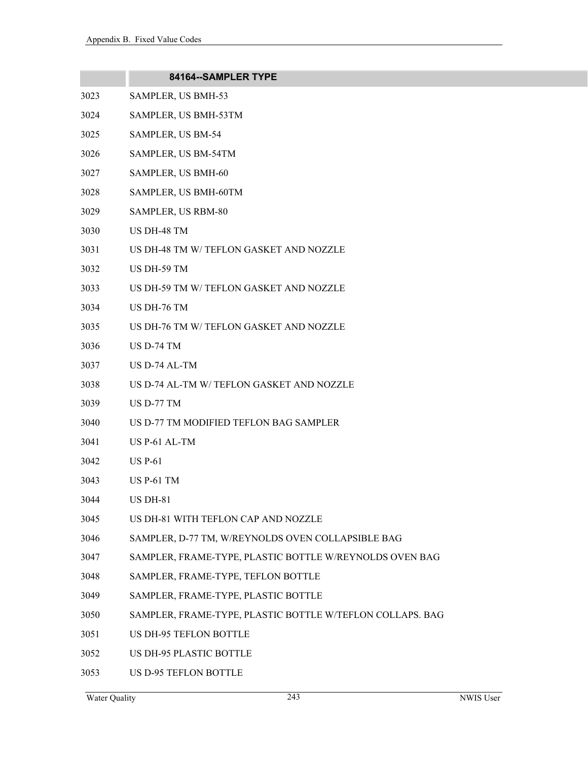| | 84164--SAMPLER TYPE |
|---|---|
| 3023 | SAMPLER, US BMH-53 |
| 3024 | SAMPLER, US BMH-53TM |
| 3025 | SAMPLER, US BM-54 |
| 3026 | SAMPLER, US BM-54TM |
| 3027 | SAMPLER, US BMH-60 |
| 3028 | SAMPLER, US BMH-60TM |
| 3029 | SAMPLER, US RBM-80 |
| 3030 | US DH-48 TM |
| 3031 | US DH-48 TM W/ TEFLON GASKET AND NOZZLE |
| 3032 | US DH-59 TM |
| 3033 | US DH-59 TM W/ TEFLON GASKET AND NOZZLE |
| 3034 | US DH-76 TM |
| 3035 | US DH-76 TM W/ TEFLON GASKET AND NOZZLE |
| 3036 | US D-74 TM |
| 3037 | US D-74 AL-TM |
| 3038 | US D-74 AL-TM W/ TEFLON GASKET AND NOZZLE |
| 3039 | US D-77 TM |
| 3040 | US D-77 TM MODIFIED TEFLON BAG SAMPLER |
| 3041 | US P-61 AL-TM |
| 3042 | US P-61 |
| 3043 | US P-61 TM |
| 3044 | US DH-81 |
| 3045 | US DH-81 WITH TEFLON CAP AND NOZZLE |
| 3046 | SAMPLER, D-77 TM, W/REYNOLDS OVEN COLLAPSIBLE BAG |
| 3047 | SAMPLER, FRAME-TYPE, PLASTIC BOTTLE W/REYNOLDS OVEN BAG |
| 3048 | SAMPLER, FRAME-TYPE, TEFLON BOTTLE |
| 3049 | SAMPLER, FRAME-TYPE, PLASTIC BOTTLE |
| 3050 | SAMPLER, FRAME-TYPE, PLASTIC BOTTLE W/TEFLON COLLAPS. BAG |
| 3051 | US DH-95 TEFLON BOTTLE |
| 3052 | US DH-95 PLASTIC BOTTLE |
| 3053 | US D-95 TEFLON BOTTLE |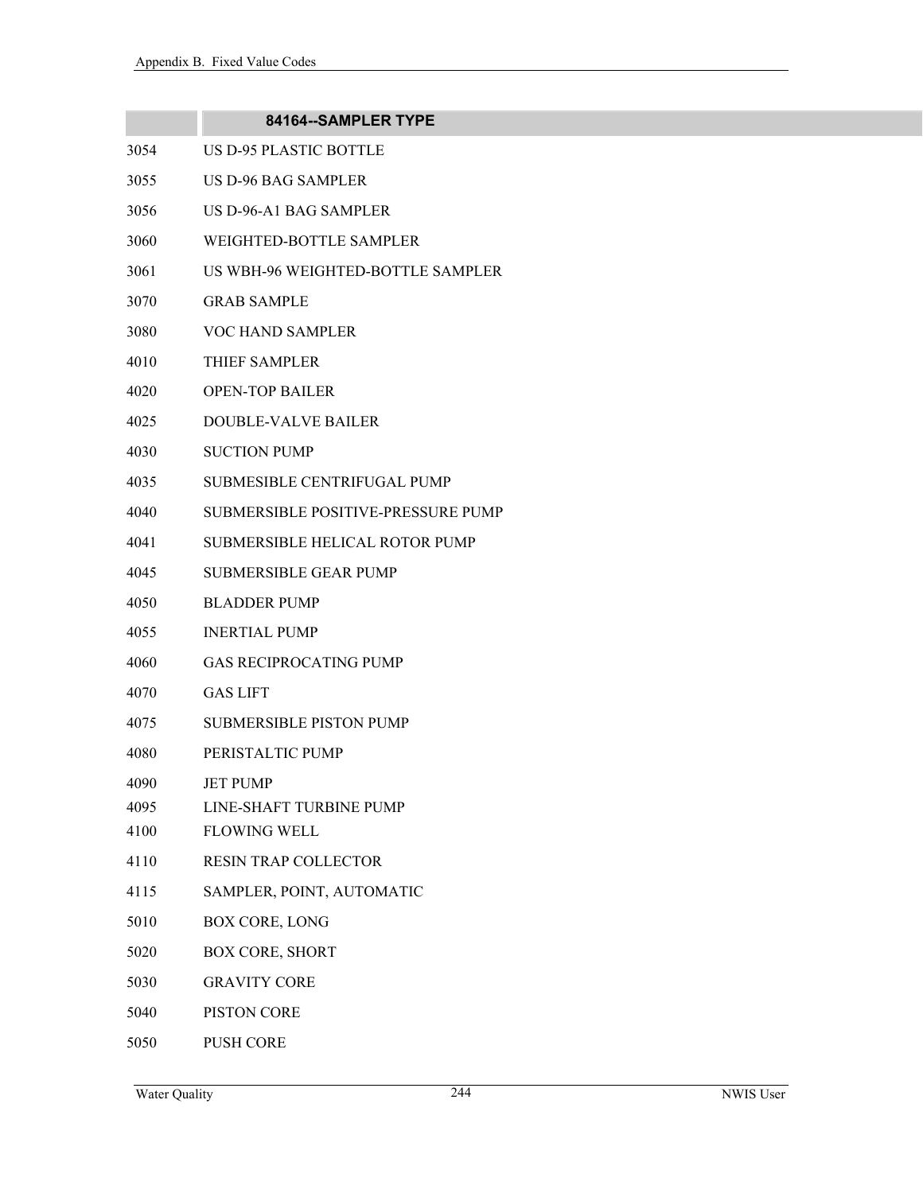| | 84164--SAMPLER TYPE |
|---|---|
| 3054 | US D-95 PLASTIC BOTTLE |
| 3055 | US D-96 BAG SAMPLER |
| 3056 | US D-96-A1 BAG SAMPLER |
| 3060 | WEIGHTED-BOTTLE SAMPLER |
| 3061 | US WBH-96 WEIGHTED-BOTTLE SAMPLER |
| 3070 | GRAB SAMPLE |
| 3080 | VOC HAND SAMPLER |
| 4010 | THIEF SAMPLER |
| 4020 | OPEN-TOP BAILER |
| 4025 | DOUBLE-VALVE BAILER |
| 4030 | SUCTION PUMP |
| 4035 | SUBMESIBLE CENTRIFUGAL PUMP |
| 4040 | SUBMERSIBLE POSITIVE-PRESSURE PUMP |
| 4041 | SUBMERSIBLE HELICAL ROTOR PUMP |
| 4045 | SUBMERSIBLE GEAR PUMP |
| 4050 | BLADDER PUMP |
| 4055 | INERTIAL PUMP |
| 4060 | GAS RECIPROCATING PUMP |
| 4070 | GAS LIFT |
| 4075 | SUBMERSIBLE PISTON PUMP |
| 4080 | PERISTALTIC PUMP |
| 4090 | JET PUMP |
| 4095 | LINE-SHAFT TURBINE PUMP |
| 4100 | FLOWING WELL |
| 4110 | RESIN TRAP COLLECTOR |
| 4115 | SAMPLER, POINT, AUTOMATIC |
| 5010 | BOX CORE, LONG |
| 5020 | BOX CORE, SHORT |
| 5030 | GRAVITY CORE |
| 5040 | PISTON CORE |
| 5050 | PUSH CORE |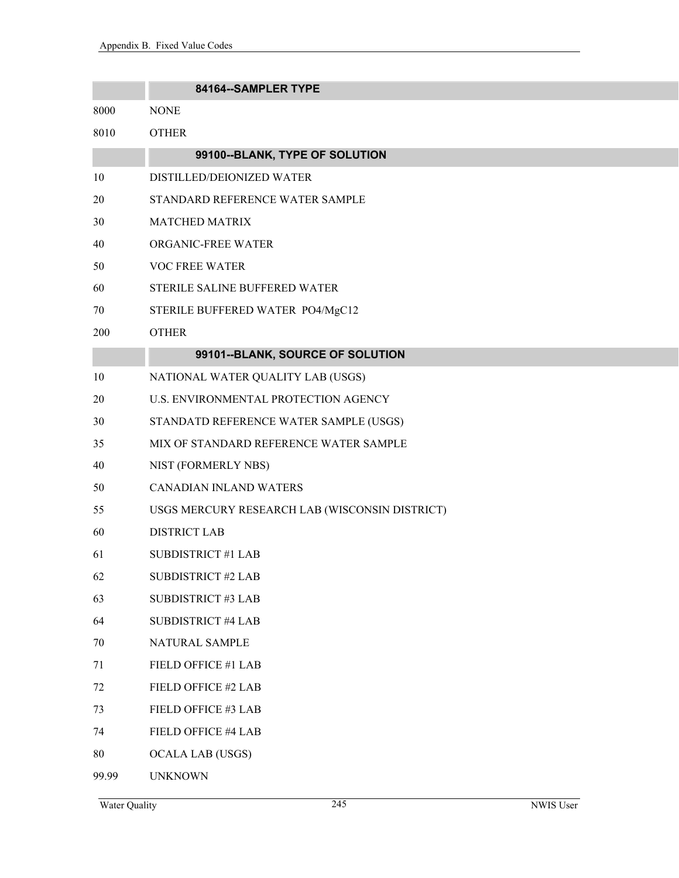| | 84164--SAMPLER TYPE |
|---|---|
| 8000 | NONE |
| 8010 | OTHER |

| | 99100--BLANK, TYPE OF SOLUTION |
|---|---|
| 10 | DISTILLED/DEIONIZED WATER |
| 20 | STANDARD REFERENCE WATER SAMPLE |
| 30 | MATCHED MATRIX |
| 40 | ORGANIC-FREE WATER |
| 50 | VOC FREE WATER |
| 60 | STERILE SALINE BUFFERED WATER |
| 70 | STERILE BUFFERED WATER  PO4/MgC12 |
| 200 | OTHER |

| | 99101--BLANK, SOURCE OF SOLUTION |
|---|---|
| 10 | NATIONAL WATER QUALITY LAB (USGS) |
| 20 | U.S. ENVIRONMENTAL PROTECTION AGENCY |
| 30 | STANDATD REFERENCE WATER SAMPLE (USGS) |
| 35 | MIX OF STANDARD REFERENCE WATER SAMPLE |
| 40 | NIST (FORMERLY NBS) |
| 50 | CANADIAN INLAND WATERS |
| 55 | USGS MERCURY RESEARCH LAB (WISCONSIN DISTRICT) |
| 60 | DISTRICT LAB |
| 61 | SUBDISTRICT #1 LAB |
| 62 | SUBDISTRICT #2 LAB |
| 63 | SUBDISTRICT #3 LAB |
| 64 | SUBDISTRICT #4 LAB |
| 70 | NATURAL SAMPLE |
| 71 | FIELD OFFICE #1 LAB |
| 72 | FIELD OFFICE #2 LAB |
| 73 | FIELD OFFICE #3 LAB |
| 74 | FIELD OFFICE #4 LAB |
| 80 | OCALA LAB (USGS) |
| 99.99 | UNKNOWN |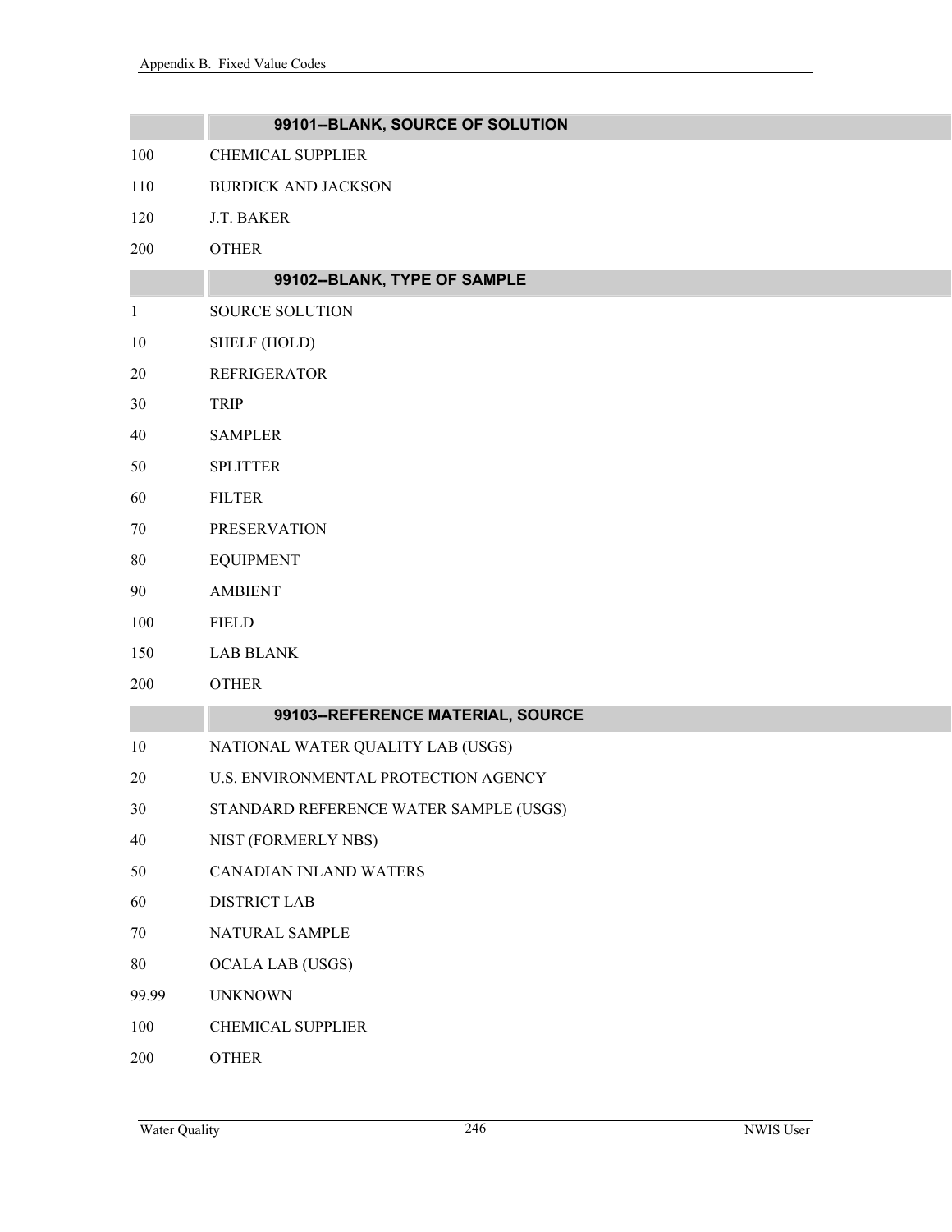| | 99101--BLANK, SOURCE OF SOLUTION |
|---|---|
| 100 | CHEMICAL SUPPLIER |
| 110 | BURDICK AND JACKSON |
| 120 | J.T. BAKER |
| 200 | OTHER |

| | 99102--BLANK, TYPE OF SAMPLE |
|---|---|
| 1 | SOURCE SOLUTION |
| 10 | SHELF (HOLD) |
| 20 | REFRIGERATOR |
| 30 | TRIP |
| 40 | SAMPLER |
| 50 | SPLITTER |
| 60 | FILTER |
| 70 | PRESERVATION |
| 80 | EQUIPMENT |
| 90 | AMBIENT |
| 100 | FIELD |
| 150 | LAB BLANK |
| 200 | OTHER |

| | 99103--REFERENCE MATERIAL, SOURCE |
|---|---|
| 10 | NATIONAL WATER QUALITY LAB (USGS) |
| 20 | U.S. ENVIRONMENTAL PROTECTION AGENCY |
| 30 | STANDARD REFERENCE WATER SAMPLE (USGS) |
| 40 | NIST (FORMERLY NBS) |
| 50 | CANADIAN INLAND WATERS |
| 60 | DISTRICT LAB |
| 70 | NATURAL SAMPLE |
| 80 | OCALA LAB (USGS) |
| 99.99 | UNKNOWN |
| 100 | CHEMICAL SUPPLIER |
| 200 | OTHER |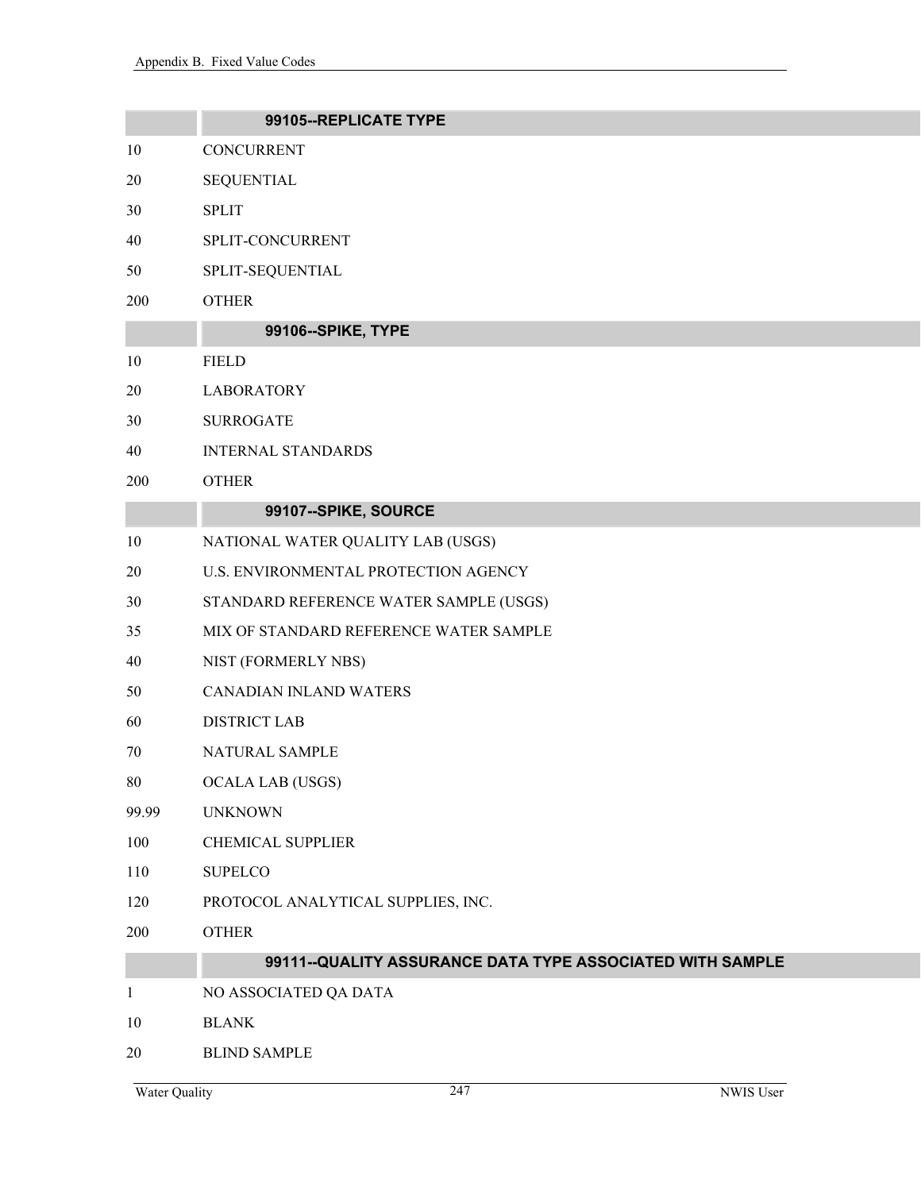| | 99105--REPLICATE TYPE |
|---|---|
| 10 | CONCURRENT |
| 20 | SEQUENTIAL |
| 30 | SPLIT |
| 40 | SPLIT-CONCURRENT |
| 50 | SPLIT-SEQUENTIAL |
| 200 | OTHER |

| | 99106--SPIKE, TYPE |
|---|---|
| 10 | FIELD |
| 20 | LABORATORY |
| 30 | SURROGATE |
| 40 | INTERNAL STANDARDS |
| 200 | OTHER |

| | 99107--SPIKE, SOURCE |
|---|---|
| 10 | NATIONAL WATER QUALITY LAB (USGS) |
| 20 | U.S. ENVIRONMENTAL PROTECTION AGENCY |
| 30 | STANDARD REFERENCE WATER SAMPLE (USGS) |
| 35 | MIX OF STANDARD REFERENCE WATER SAMPLE |
| 40 | NIST (FORMERLY NBS) |
| 50 | CANADIAN INLAND WATERS |
| 60 | DISTRICT LAB |
| 70 | NATURAL SAMPLE |
| 80 | OCALA LAB (USGS) |
| 99.99 | UNKNOWN |
| 100 | CHEMICAL SUPPLIER |
| 110 | SUPELCO |
| 120 | PROTOCOL ANALYTICAL SUPPLIES, INC. |
| 200 | OTHER |

| | 99111--QUALITY ASSURANCE DATA TYPE ASSOCIATED WITH SAMPLE |
|---|---|
| 1 | NO ASSOCIATED QA DATA |
| 10 | BLANK |
| 20 | BLIND SAMPLE |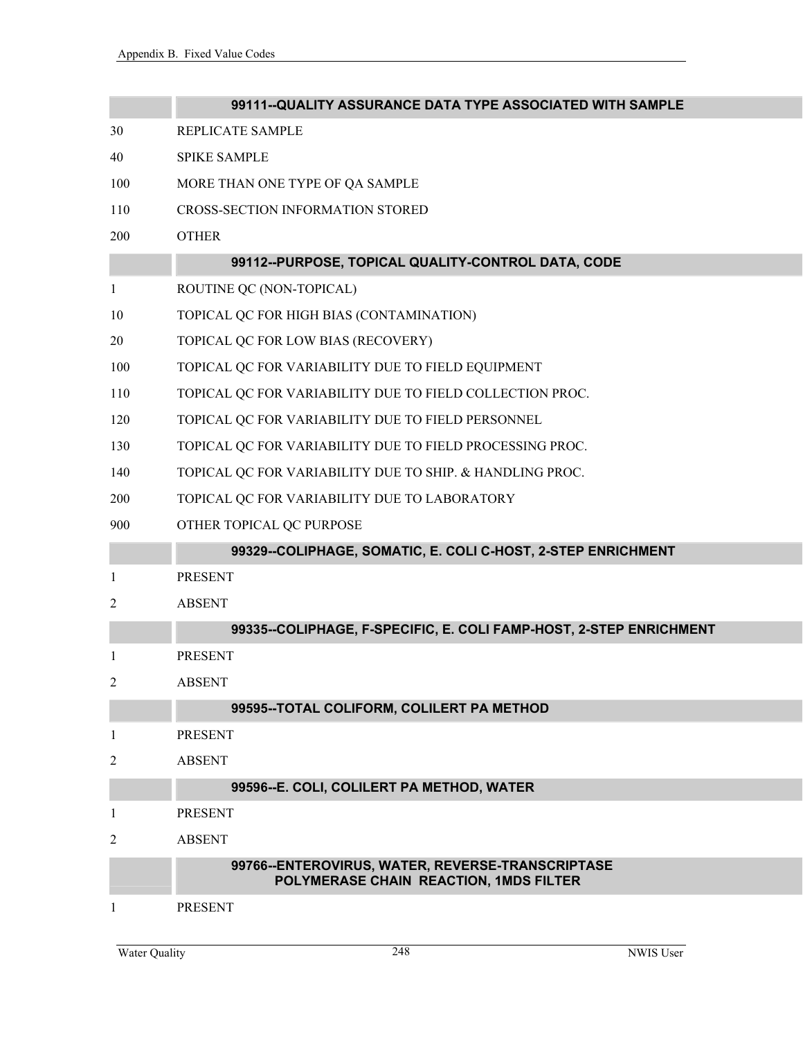| | 99111--QUALITY ASSURANCE DATA TYPE ASSOCIATED WITH SAMPLE |
|---|---|
| 30 | REPLICATE SAMPLE |
| 40 | SPIKE SAMPLE |
| 100 | MORE THAN ONE TYPE OF QA SAMPLE |
| 110 | CROSS-SECTION INFORMATION STORED |
| 200 | OTHER |

| | 99112--PURPOSE, TOPICAL QUALITY-CONTROL DATA, CODE |
|---|---|
| 1 | ROUTINE QC (NON-TOPICAL) |
| 10 | TOPICAL QC FOR HIGH BIAS (CONTAMINATION) |
| 20 | TOPICAL QC FOR LOW BIAS (RECOVERY) |
| 100 | TOPICAL QC FOR VARIABILITY DUE TO FIELD EQUIPMENT |
| 110 | TOPICAL QC FOR VARIABILITY DUE TO FIELD COLLECTION PROC. |
| 120 | TOPICAL QC FOR VARIABILITY DUE TO FIELD PERSONNEL |
| 130 | TOPICAL QC FOR VARIABILITY DUE TO FIELD PROCESSING PROC. |
| 140 | TOPICAL QC FOR VARIABILITY DUE TO SHIP. & HANDLING PROC. |
| 200 | TOPICAL QC FOR VARIABILITY DUE TO LABORATORY |
| 900 | OTHER TOPICAL QC PURPOSE |

| | 99329--COLIPHAGE, SOMATIC, E. COLI C-HOST, 2-STEP ENRICHMENT |
|---|---|
| 1 | PRESENT |
| 2 | ABSENT |

| | 99335--COLIPHAGE, F-SPECIFIC, E. COLI FAMP-HOST, 2-STEP ENRICHMENT |
|---|---|
| 1 | PRESENT |
| 2 | ABSENT |

| | 99595--TOTAL COLIFORM, COLILERT PA METHOD |
|---|---|
| 1 | PRESENT |
| 2 | ABSENT |

| | 99596--E. COLI, COLILERT PA METHOD, WATER |
|---|---|
| 1 | PRESENT |
| 2 | ABSENT |

| | 99766--ENTEROVIRUS, WATER, REVERSE-TRANSCRIPTASE POLYMERASE CHAIN REACTION, 1MDS FILTER |
|---|---|
| 1 | PRESENT |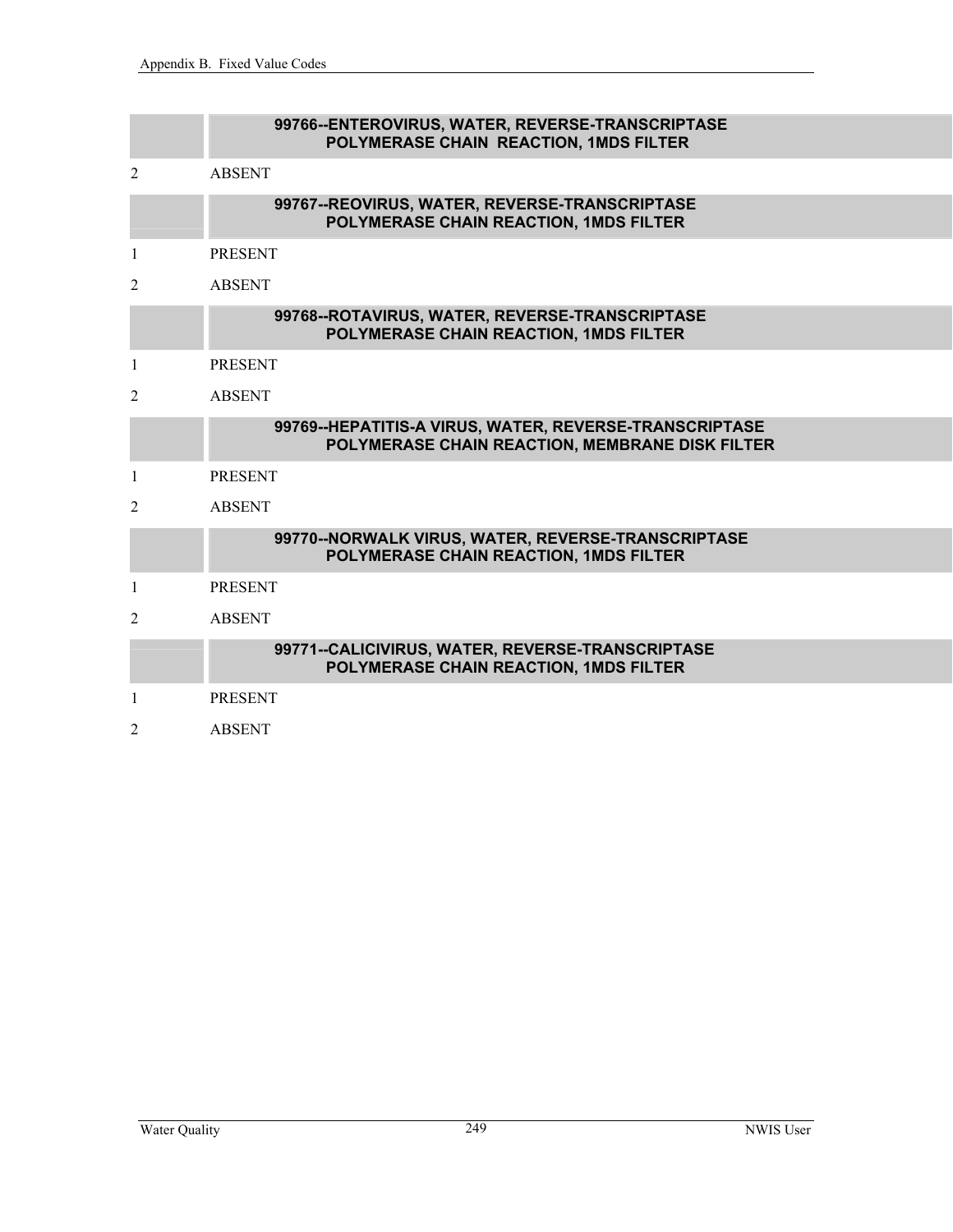| | 99766--ENTEROVIRUS, WATER, REVERSE-TRANSCRIPTASE POLYMERASE CHAIN REACTION, 1MDS FILTER |
|---|---|
| 2 | ABSENT |

| | 99767--REOVIRUS, WATER, REVERSE-TRANSCRIPTASE POLYMERASE CHAIN REACTION, 1MDS FILTER |
|---|---|
| 1 | PRESENT |
| 2 | ABSENT |

| | 99768--ROTAVIRUS, WATER, REVERSE-TRANSCRIPTASE POLYMERASE CHAIN REACTION, 1MDS FILTER |
|---|---|
| 1 | PRESENT |
| 2 | ABSENT |

| | 99769--HEPATITIS-A VIRUS, WATER, REVERSE-TRANSCRIPTASE POLYMERASE CHAIN REACTION, MEMBRANE DISK FILTER |
|---|---|
| 1 | PRESENT |
| 2 | ABSENT |

| | 99770--NORWALK VIRUS, WATER, REVERSE-TRANSCRIPTASE POLYMERASE CHAIN REACTION, 1MDS FILTER |
|---|---|
| 1 | PRESENT |
| 2 | ABSENT |

| | 99771--CALICIVIRUS, WATER, REVERSE-TRANSCRIPTASE POLYMERASE CHAIN REACTION, 1MDS FILTER |
|---|---|
| 1 | PRESENT |
| 2 | ABSENT |